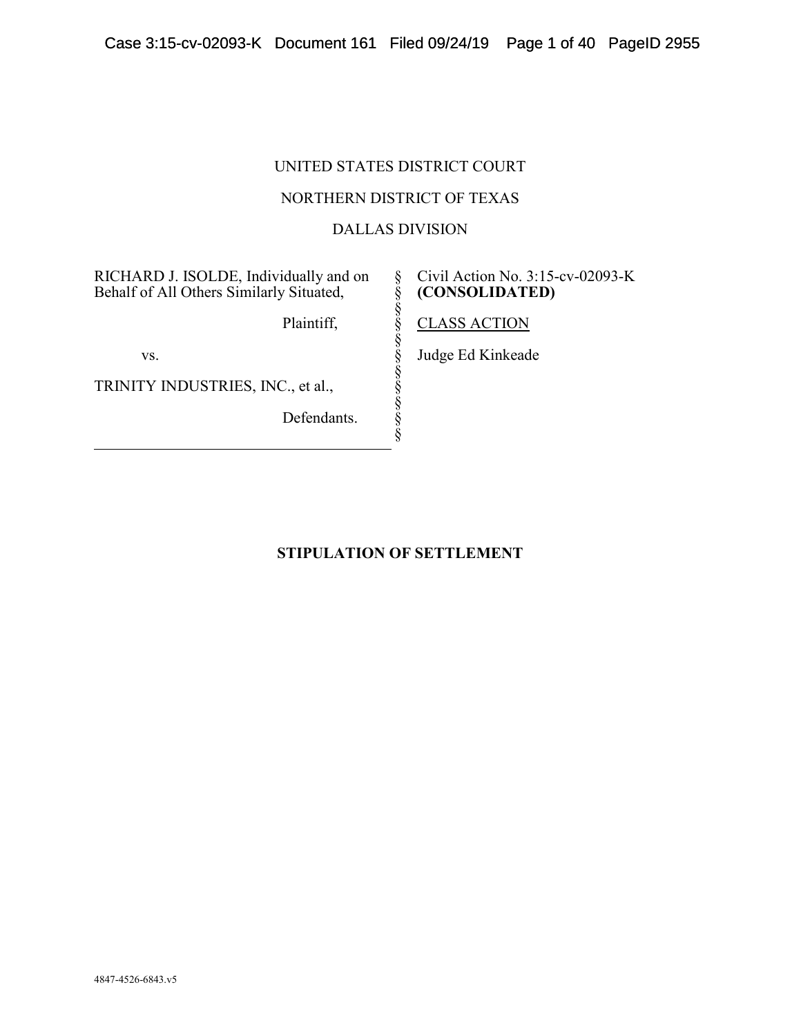UNITED STATES DISTRICT COURT

NORTHERN DISTRICT OF TEXAS

DALLAS DIVISION

| | | |
|---|---|---|
| RICHARD J. ISOLDE, Individually and on Behalf of All Others Similarly Situated, | § | Civil Action No. 3:15-cv-02093-K **(CONSOLIDATED)** |
| Plaintiff, | § | CLASS ACTION |
| vs. | § | Judge Ed Kinkeade |
| TRINITY INDUSTRIES, INC., et al., | § | |
| Defendants. | § | |

# STIPULATION OF SETTLEMENT

4847-4526-6843.v5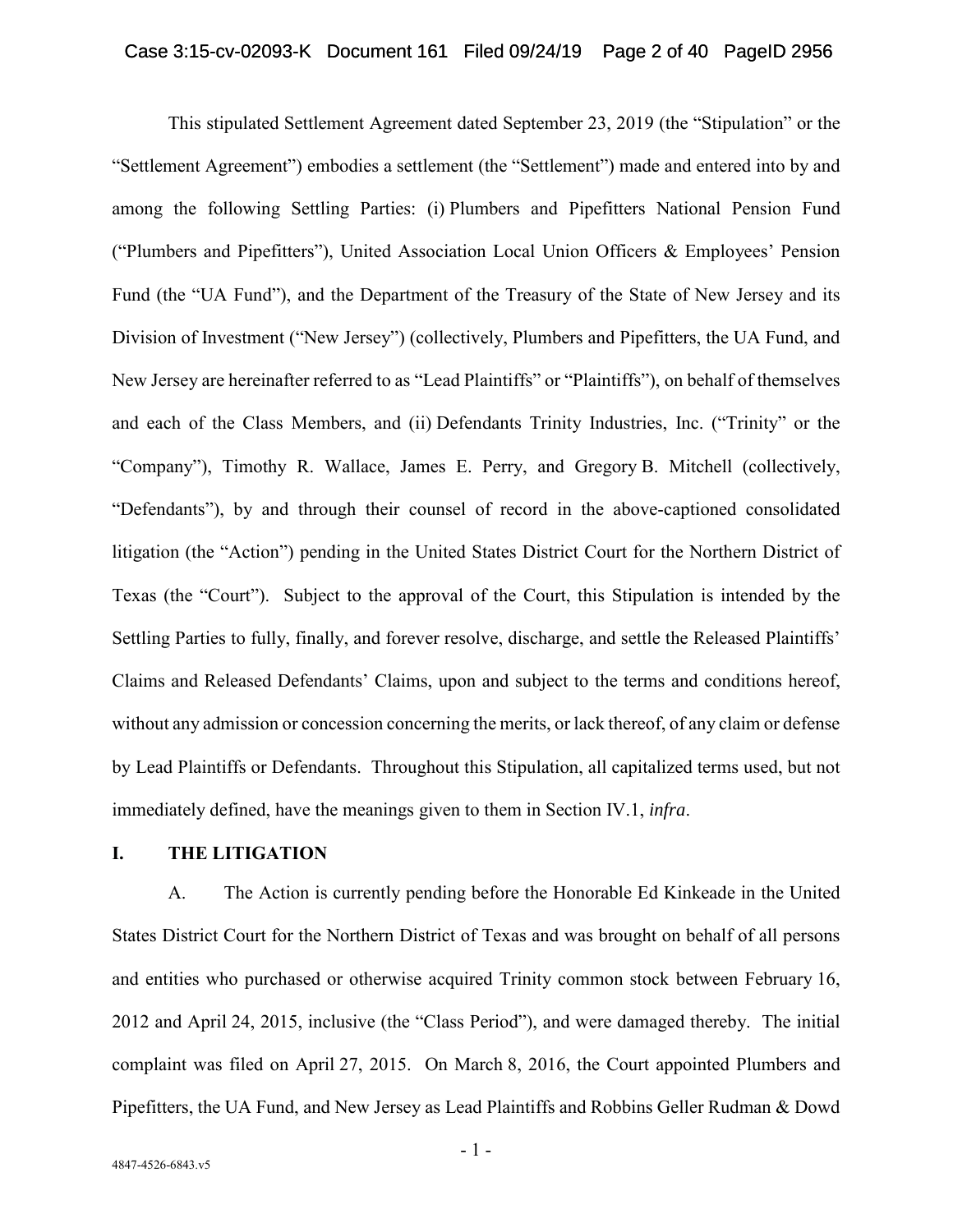This stipulated Settlement Agreement dated September 23, 2019 (the "Stipulation" or the "Settlement Agreement") embodies a settlement (the "Settlement") made and entered into by and among the following Settling Parties: (i) Plumbers and Pipefitters National Pension Fund ("Plumbers and Pipefitters"), United Association Local Union Officers & Employees' Pension Fund (the "UA Fund"), and the Department of the Treasury of the State of New Jersey and its Division of Investment ("New Jersey") (collectively, Plumbers and Pipefitters, the UA Fund, and New Jersey are hereinafter referred to as "Lead Plaintiffs" or "Plaintiffs"), on behalf of themselves and each of the Class Members, and (ii) Defendants Trinity Industries, Inc. ("Trinity" or the "Company"), Timothy R. Wallace, James E. Perry, and Gregory B. Mitchell (collectively, "Defendants"), by and through their counsel of record in the above-captioned consolidated litigation (the "Action") pending in the United States District Court for the Northern District of Texas (the "Court"). Subject to the approval of the Court, this Stipulation is intended by the Settling Parties to fully, finally, and forever resolve, discharge, and settle the Released Plaintiffs' Claims and Released Defendants' Claims, upon and subject to the terms and conditions hereof, without any admission or concession concerning the merits, or lack thereof, of any claim or defense by Lead Plaintiffs or Defendants. Throughout this Stipulation, all capitalized terms used, but not immediately defined, have the meanings given to them in Section IV.1, *infra*.

## I. THE LITIGATION

A. The Action is currently pending before the Honorable Ed Kinkeade in the United States District Court for the Northern District of Texas and was brought on behalf of all persons and entities who purchased or otherwise acquired Trinity common stock between February 16, 2012 and April 24, 2015, inclusive (the "Class Period"), and were damaged thereby. The initial complaint was filed on April 27, 2015. On March 8, 2016, the Court appointed Plumbers and Pipefitters, the UA Fund, and New Jersey as Lead Plaintiffs and Robbins Geller Rudman & Dowd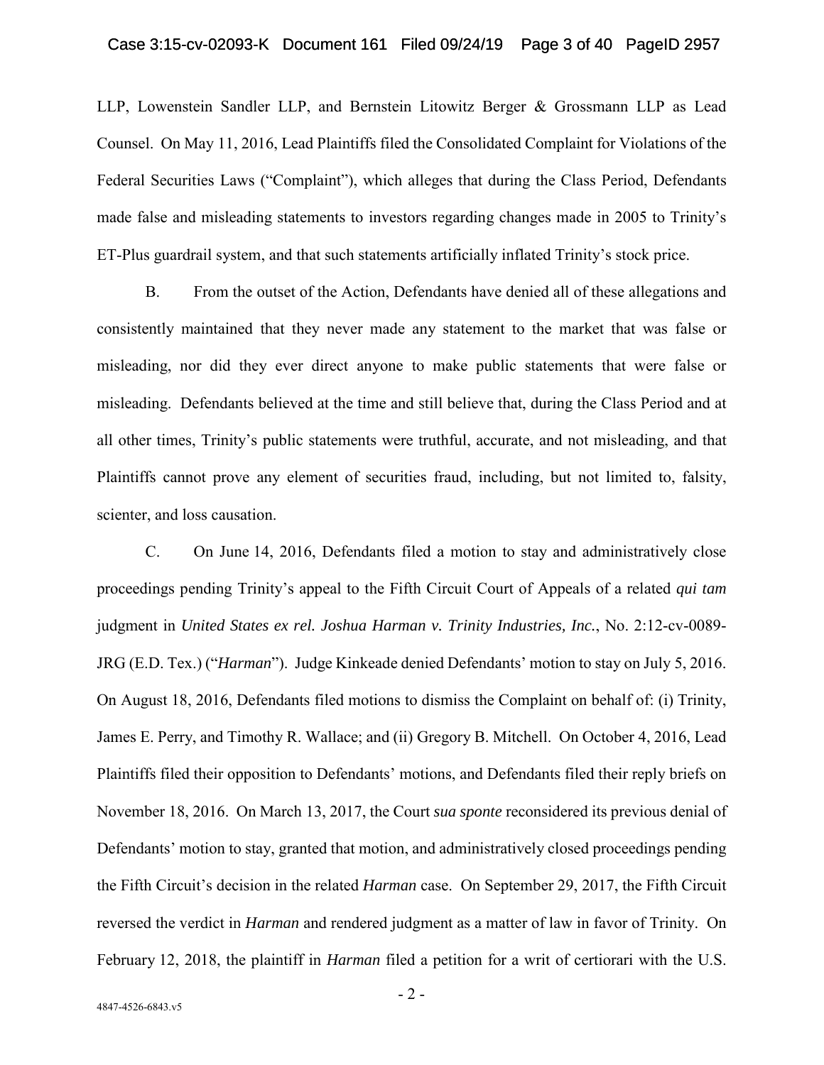LLP, Lowenstein Sandler LLP, and Bernstein Litowitz Berger & Grossmann LLP as Lead Counsel. On May 11, 2016, Lead Plaintiffs filed the Consolidated Complaint for Violations of the Federal Securities Laws ("Complaint"), which alleges that during the Class Period, Defendants made false and misleading statements to investors regarding changes made in 2005 to Trinity's ET-Plus guardrail system, and that such statements artificially inflated Trinity's stock price.

B. From the outset of the Action, Defendants have denied all of these allegations and consistently maintained that they never made any statement to the market that was false or misleading, nor did they ever direct anyone to make public statements that were false or misleading. Defendants believed at the time and still believe that, during the Class Period and at all other times, Trinity's public statements were truthful, accurate, and not misleading, and that Plaintiffs cannot prove any element of securities fraud, including, but not limited to, falsity, scienter, and loss causation.

C. On June 14, 2016, Defendants filed a motion to stay and administratively close proceedings pending Trinity's appeal to the Fifth Circuit Court of Appeals of a related *qui tam* judgment in *United States ex rel. Joshua Harman v. Trinity Industries, Inc.*, No. 2:12-cv-0089-JRG (E.D. Tex.) ("*Harman*"). Judge Kinkeade denied Defendants' motion to stay on July 5, 2016. On August 18, 2016, Defendants filed motions to dismiss the Complaint on behalf of: (i) Trinity, James E. Perry, and Timothy R. Wallace; and (ii) Gregory B. Mitchell. On October 4, 2016, Lead Plaintiffs filed their opposition to Defendants' motions, and Defendants filed their reply briefs on November 18, 2016. On March 13, 2017, the Court *sua sponte* reconsidered its previous denial of Defendants' motion to stay, granted that motion, and administratively closed proceedings pending the Fifth Circuit's decision in the related *Harman* case. On September 29, 2017, the Fifth Circuit reversed the verdict in *Harman* and rendered judgment as a matter of law in favor of Trinity. On February 12, 2018, the plaintiff in *Harman* filed a petition for a writ of certiorari with the U.S.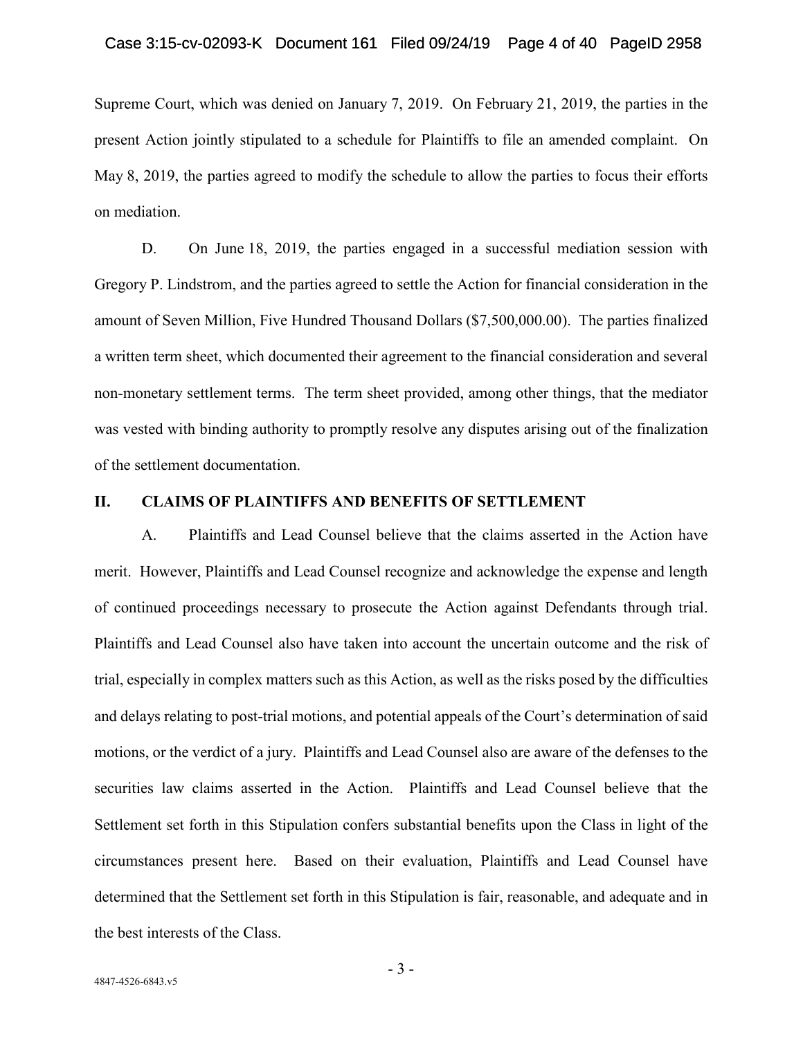Supreme Court, which was denied on January 7, 2019. On February 21, 2019, the parties in the present Action jointly stipulated to a schedule for Plaintiffs to file an amended complaint. On May 8, 2019, the parties agreed to modify the schedule to allow the parties to focus their efforts on mediation.

D. On June 18, 2019, the parties engaged in a successful mediation session with Gregory P. Lindstrom, and the parties agreed to settle the Action for financial consideration in the amount of Seven Million, Five Hundred Thousand Dollars ($7,500,000.00). The parties finalized a written term sheet, which documented their agreement to the financial consideration and several non-monetary settlement terms. The term sheet provided, among other things, that the mediator was vested with binding authority to promptly resolve any disputes arising out of the finalization of the settlement documentation.

## II. CLAIMS OF PLAINTIFFS AND BENEFITS OF SETTLEMENT

A. Plaintiffs and Lead Counsel believe that the claims asserted in the Action have merit. However, Plaintiffs and Lead Counsel recognize and acknowledge the expense and length of continued proceedings necessary to prosecute the Action against Defendants through trial. Plaintiffs and Lead Counsel also have taken into account the uncertain outcome and the risk of trial, especially in complex matters such as this Action, as well as the risks posed by the difficulties and delays relating to post-trial motions, and potential appeals of the Court's determination of said motions, or the verdict of a jury. Plaintiffs and Lead Counsel also are aware of the defenses to the securities law claims asserted in the Action. Plaintiffs and Lead Counsel believe that the Settlement set forth in this Stipulation confers substantial benefits upon the Class in light of the circumstances present here. Based on their evaluation, Plaintiffs and Lead Counsel have determined that the Settlement set forth in this Stipulation is fair, reasonable, and adequate and in the best interests of the Class.

4847-4526-6843.v5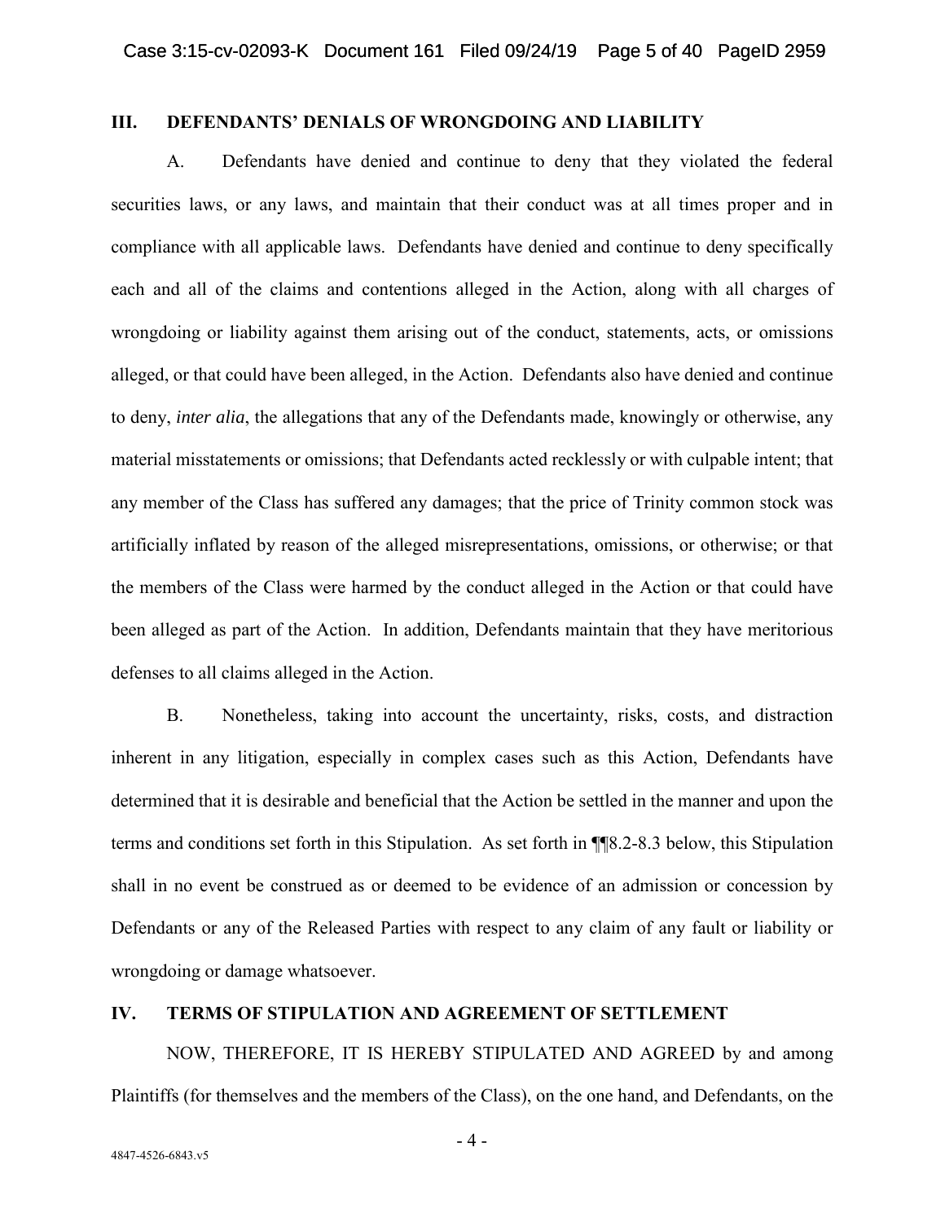## III. DEFENDANTS' DENIALS OF WRONGDOING AND LIABILITY

A. Defendants have denied and continue to deny that they violated the federal securities laws, or any laws, and maintain that their conduct was at all times proper and in compliance with all applicable laws. Defendants have denied and continue to deny specifically each and all of the claims and contentions alleged in the Action, along with all charges of wrongdoing or liability against them arising out of the conduct, statements, acts, or omissions alleged, or that could have been alleged, in the Action. Defendants also have denied and continue to deny, *inter alia*, the allegations that any of the Defendants made, knowingly or otherwise, any material misstatements or omissions; that Defendants acted recklessly or with culpable intent; that any member of the Class has suffered any damages; that the price of Trinity common stock was artificially inflated by reason of the alleged misrepresentations, omissions, or otherwise; or that the members of the Class were harmed by the conduct alleged in the Action or that could have been alleged as part of the Action. In addition, Defendants maintain that they have meritorious defenses to all claims alleged in the Action.

B. Nonetheless, taking into account the uncertainty, risks, costs, and distraction inherent in any litigation, especially in complex cases such as this Action, Defendants have determined that it is desirable and beneficial that the Action be settled in the manner and upon the terms and conditions set forth in this Stipulation. As set forth in ¶¶8.2-8.3 below, this Stipulation shall in no event be construed as or deemed to be evidence of an admission or concession by Defendants or any of the Released Parties with respect to any claim of any fault or liability or wrongdoing or damage whatsoever.

## IV. TERMS OF STIPULATION AND AGREEMENT OF SETTLEMENT

NOW, THEREFORE, IT IS HEREBY STIPULATED AND AGREED by and among Plaintiffs (for themselves and the members of the Class), on the one hand, and Defendants, on the

4847-4526-6843.v5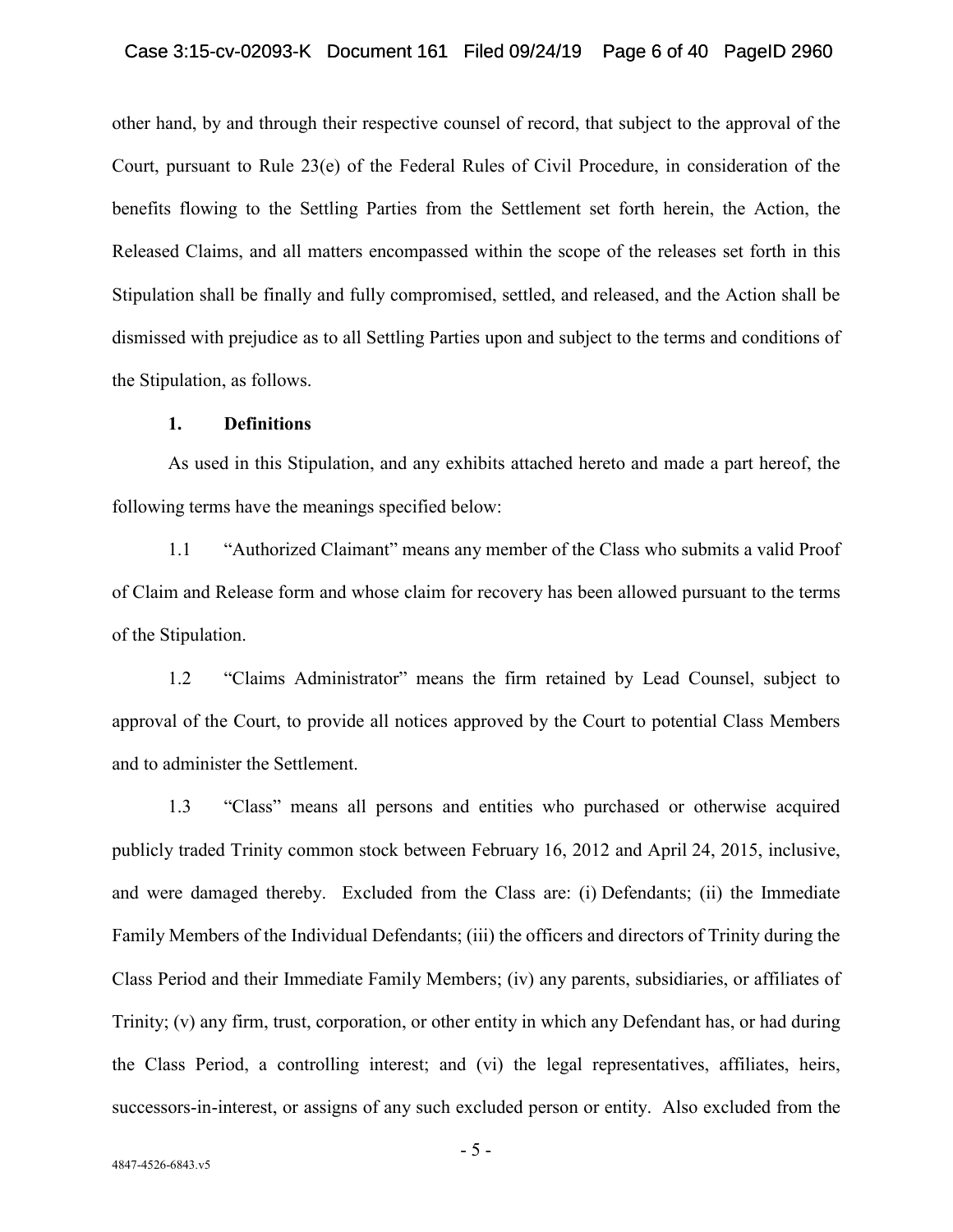other hand, by and through their respective counsel of record, that subject to the approval of the Court, pursuant to Rule 23(e) of the Federal Rules of Civil Procedure, in consideration of the benefits flowing to the Settling Parties from the Settlement set forth herein, the Action, the Released Claims, and all matters encompassed within the scope of the releases set forth in this Stipulation shall be finally and fully compromised, settled, and released, and the Action shall be dismissed with prejudice as to all Settling Parties upon and subject to the terms and conditions of the Stipulation, as follows.

## 1. Definitions

As used in this Stipulation, and any exhibits attached hereto and made a part hereof, the following terms have the meanings specified below:

1.1 "Authorized Claimant" means any member of the Class who submits a valid Proof of Claim and Release form and whose claim for recovery has been allowed pursuant to the terms of the Stipulation.

1.2 "Claims Administrator" means the firm retained by Lead Counsel, subject to approval of the Court, to provide all notices approved by the Court to potential Class Members and to administer the Settlement.

1.3 "Class" means all persons and entities who purchased or otherwise acquired publicly traded Trinity common stock between February 16, 2012 and April 24, 2015, inclusive, and were damaged thereby. Excluded from the Class are: (i) Defendants; (ii) the Immediate Family Members of the Individual Defendants; (iii) the officers and directors of Trinity during the Class Period and their Immediate Family Members; (iv) any parents, subsidiaries, or affiliates of Trinity; (v) any firm, trust, corporation, or other entity in which any Defendant has, or had during the Class Period, a controlling interest; and (vi) the legal representatives, affiliates, heirs, successors-in-interest, or assigns of any such excluded person or entity. Also excluded from the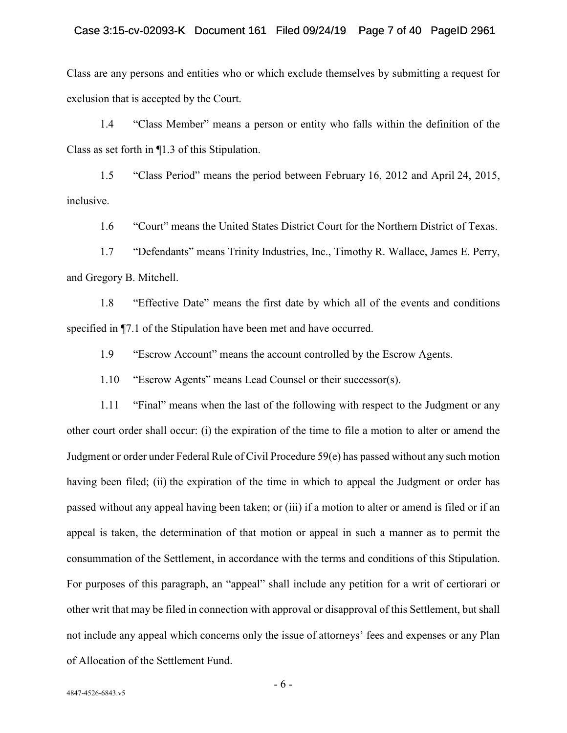Class are any persons and entities who or which exclude themselves by submitting a request for exclusion that is accepted by the Court.

1.4 "Class Member" means a person or entity who falls within the definition of the Class as set forth in ¶1.3 of this Stipulation.

1.5 "Class Period" means the period between February 16, 2012 and April 24, 2015, inclusive.

1.6 "Court" means the United States District Court for the Northern District of Texas.

1.7 "Defendants" means Trinity Industries, Inc., Timothy R. Wallace, James E. Perry, and Gregory B. Mitchell.

1.8 "Effective Date" means the first date by which all of the events and conditions specified in ¶7.1 of the Stipulation have been met and have occurred.

1.9 "Escrow Account" means the account controlled by the Escrow Agents.

1.10 "Escrow Agents" means Lead Counsel or their successor(s).

1.11 "Final" means when the last of the following with respect to the Judgment or any other court order shall occur: (i) the expiration of the time to file a motion to alter or amend the Judgment or order under Federal Rule of Civil Procedure 59(e) has passed without any such motion having been filed; (ii) the expiration of the time in which to appeal the Judgment or order has passed without any appeal having been taken; or (iii) if a motion to alter or amend is filed or if an appeal is taken, the determination of that motion or appeal in such a manner as to permit the consummation of the Settlement, in accordance with the terms and conditions of this Stipulation. For purposes of this paragraph, an "appeal" shall include any petition for a writ of certiorari or other writ that may be filed in connection with approval or disapproval of this Settlement, but shall not include any appeal which concerns only the issue of attorneys' fees and expenses or any Plan of Allocation of the Settlement Fund.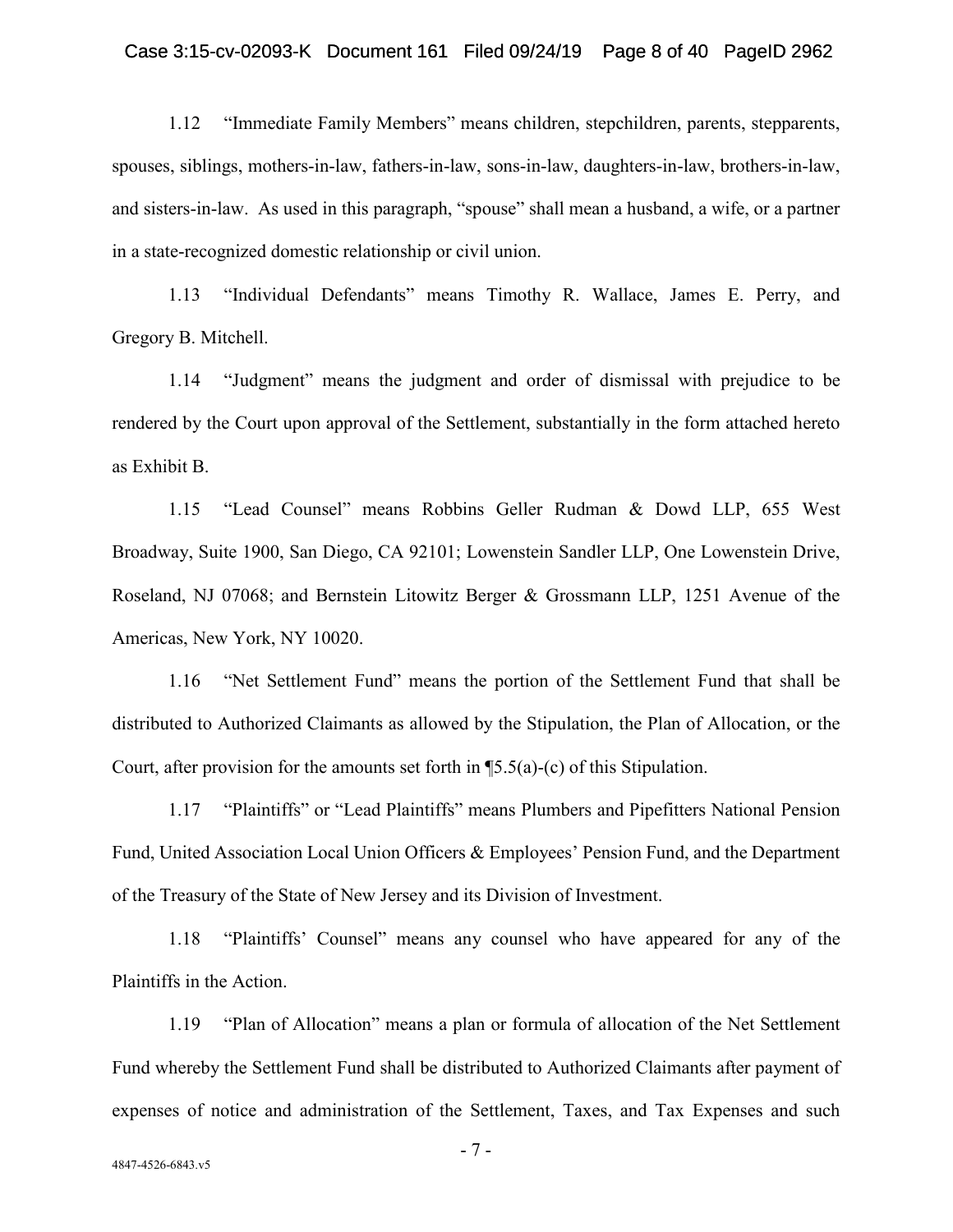1.12 "Immediate Family Members" means children, stepchildren, parents, stepparents, spouses, siblings, mothers-in-law, fathers-in-law, sons-in-law, daughters-in-law, brothers-in-law, and sisters-in-law. As used in this paragraph, "spouse" shall mean a husband, a wife, or a partner in a state-recognized domestic relationship or civil union.

1.13 "Individual Defendants" means Timothy R. Wallace, James E. Perry, and Gregory B. Mitchell.

1.14 "Judgment" means the judgment and order of dismissal with prejudice to be rendered by the Court upon approval of the Settlement, substantially in the form attached hereto as Exhibit B.

1.15 "Lead Counsel" means Robbins Geller Rudman & Dowd LLP, 655 West Broadway, Suite 1900, San Diego, CA 92101; Lowenstein Sandler LLP, One Lowenstein Drive, Roseland, NJ 07068; and Bernstein Litowitz Berger & Grossmann LLP, 1251 Avenue of the Americas, New York, NY 10020.

1.16 "Net Settlement Fund" means the portion of the Settlement Fund that shall be distributed to Authorized Claimants as allowed by the Stipulation, the Plan of Allocation, or the Court, after provision for the amounts set forth in ¶5.5(a)-(c) of this Stipulation.

1.17 "Plaintiffs" or "Lead Plaintiffs" means Plumbers and Pipefitters National Pension Fund, United Association Local Union Officers & Employees' Pension Fund, and the Department of the Treasury of the State of New Jersey and its Division of Investment.

1.18 "Plaintiffs' Counsel" means any counsel who have appeared for any of the Plaintiffs in the Action.

1.19 "Plan of Allocation" means a plan or formula of allocation of the Net Settlement Fund whereby the Settlement Fund shall be distributed to Authorized Claimants after payment of expenses of notice and administration of the Settlement, Taxes, and Tax Expenses and such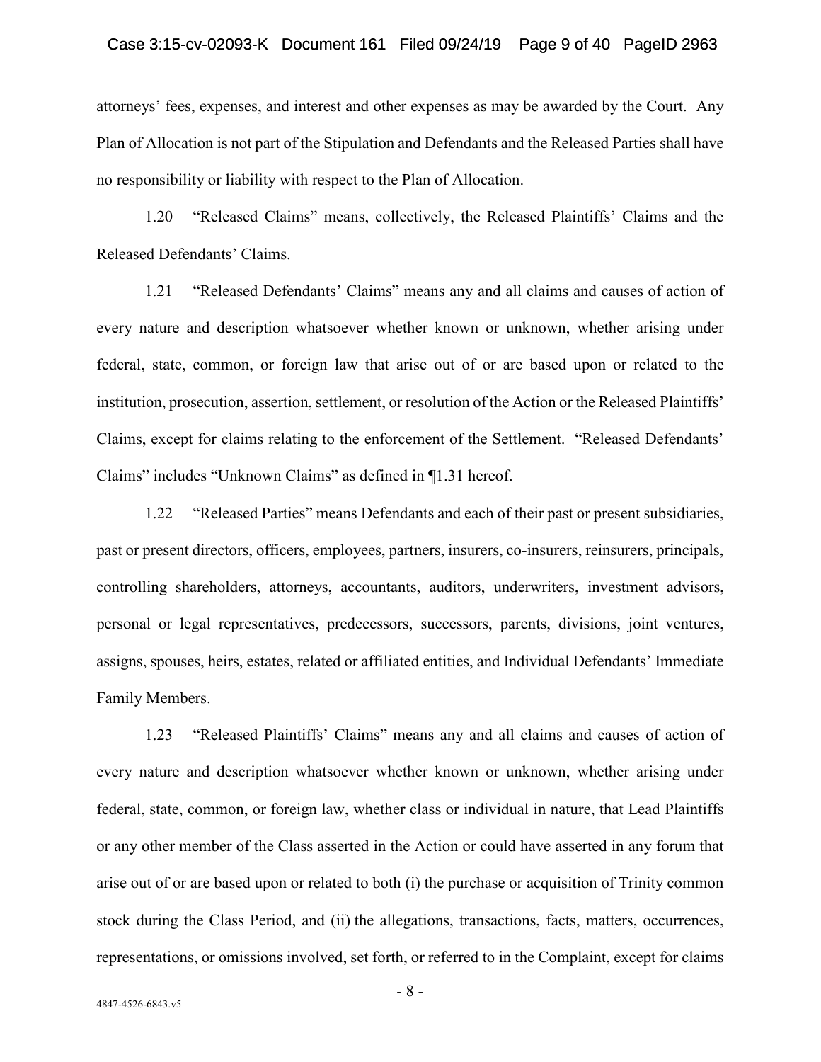attorneys' fees, expenses, and interest and other expenses as may be awarded by the Court. Any Plan of Allocation is not part of the Stipulation and Defendants and the Released Parties shall have no responsibility or liability with respect to the Plan of Allocation.

1.20 "Released Claims" means, collectively, the Released Plaintiffs' Claims and the Released Defendants' Claims.

1.21 "Released Defendants' Claims" means any and all claims and causes of action of every nature and description whatsoever whether known or unknown, whether arising under federal, state, common, or foreign law that arise out of or are based upon or related to the institution, prosecution, assertion, settlement, or resolution of the Action or the Released Plaintiffs' Claims, except for claims relating to the enforcement of the Settlement. "Released Defendants' Claims" includes "Unknown Claims" as defined in ¶1.31 hereof.

1.22 "Released Parties" means Defendants and each of their past or present subsidiaries, past or present directors, officers, employees, partners, insurers, co-insurers, reinsurers, principals, controlling shareholders, attorneys, accountants, auditors, underwriters, investment advisors, personal or legal representatives, predecessors, successors, parents, divisions, joint ventures, assigns, spouses, heirs, estates, related or affiliated entities, and Individual Defendants' Immediate Family Members.

1.23 "Released Plaintiffs' Claims" means any and all claims and causes of action of every nature and description whatsoever whether known or unknown, whether arising under federal, state, common, or foreign law, whether class or individual in nature, that Lead Plaintiffs or any other member of the Class asserted in the Action or could have asserted in any forum that arise out of or are based upon or related to both (i) the purchase or acquisition of Trinity common stock during the Class Period, and (ii) the allegations, transactions, facts, matters, occurrences, representations, or omissions involved, set forth, or referred to in the Complaint, except for claims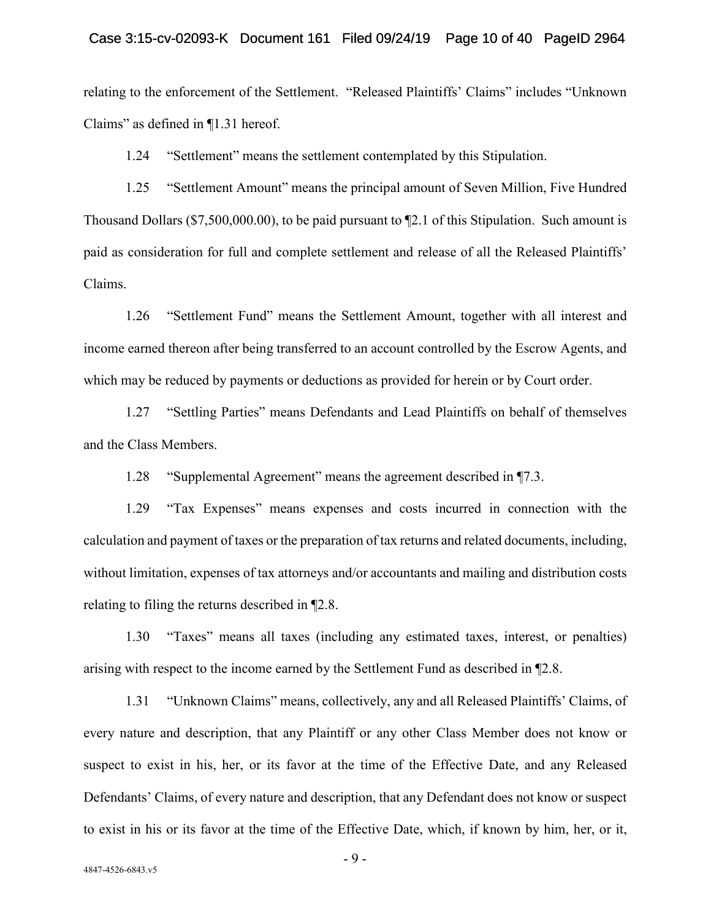relating to the enforcement of the Settlement. "Released Plaintiffs' Claims" includes "Unknown Claims" as defined in ¶1.31 hereof.

1.24 "Settlement" means the settlement contemplated by this Stipulation.

1.25 "Settlement Amount" means the principal amount of Seven Million, Five Hundred Thousand Dollars ($7,500,000.00), to be paid pursuant to ¶2.1 of this Stipulation. Such amount is paid as consideration for full and complete settlement and release of all the Released Plaintiffs' Claims.

1.26 "Settlement Fund" means the Settlement Amount, together with all interest and income earned thereon after being transferred to an account controlled by the Escrow Agents, and which may be reduced by payments or deductions as provided for herein or by Court order.

1.27 "Settling Parties" means Defendants and Lead Plaintiffs on behalf of themselves and the Class Members.

1.28 "Supplemental Agreement" means the agreement described in ¶7.3.

1.29 "Tax Expenses" means expenses and costs incurred in connection with the calculation and payment of taxes or the preparation of tax returns and related documents, including, without limitation, expenses of tax attorneys and/or accountants and mailing and distribution costs relating to filing the returns described in ¶2.8.

1.30 "Taxes" means all taxes (including any estimated taxes, interest, or penalties) arising with respect to the income earned by the Settlement Fund as described in ¶2.8.

1.31 "Unknown Claims" means, collectively, any and all Released Plaintiffs' Claims, of every nature and description, that any Plaintiff or any other Class Member does not know or suspect to exist in his, her, or its favor at the time of the Effective Date, and any Released Defendants' Claims, of every nature and description, that any Defendant does not know or suspect to exist in his or its favor at the time of the Effective Date, which, if known by him, her, or it,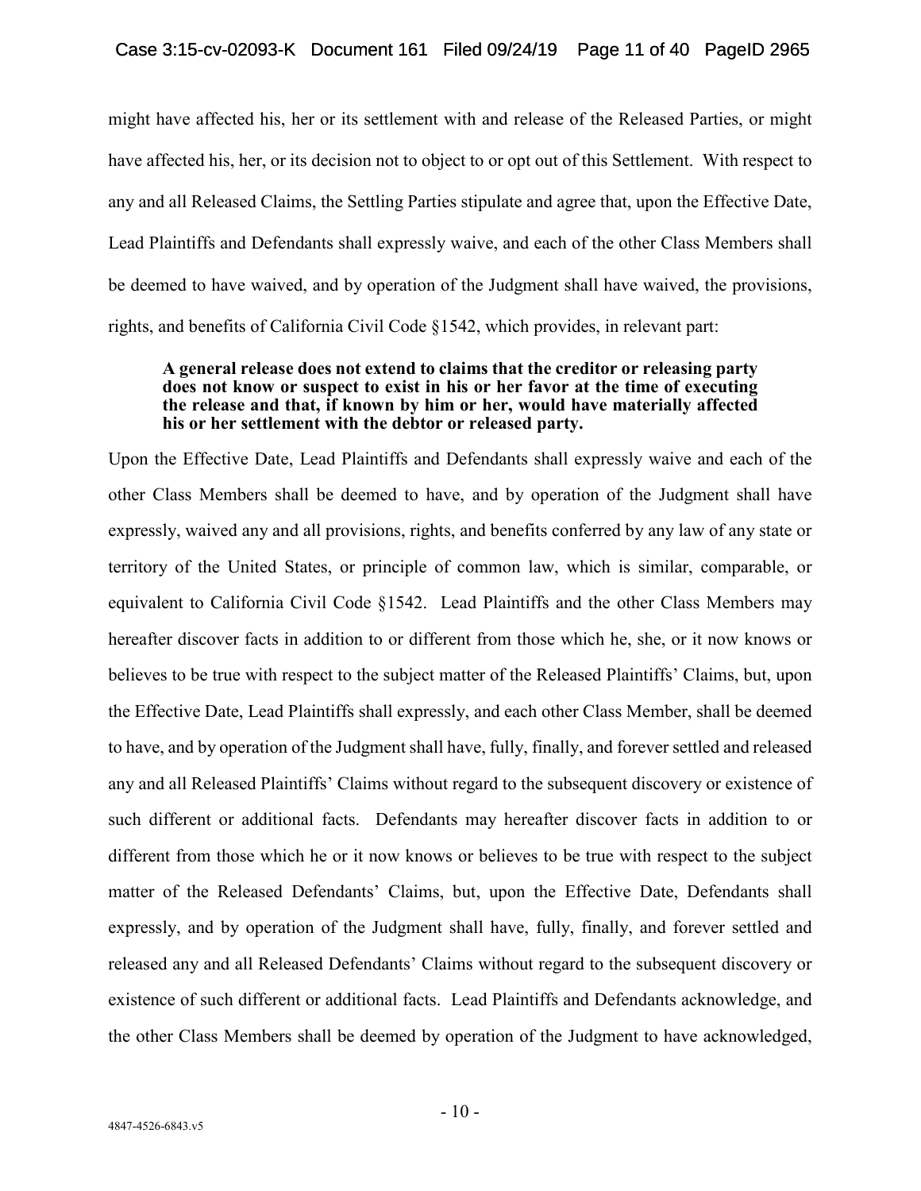might have affected his, her or its settlement with and release of the Released Parties, or might have affected his, her, or its decision not to object to or opt out of this Settlement. With respect to any and all Released Claims, the Settling Parties stipulate and agree that, upon the Effective Date, Lead Plaintiffs and Defendants shall expressly waive, and each of the other Class Members shall be deemed to have waived, and by operation of the Judgment shall have waived, the provisions, rights, and benefits of California Civil Code §1542, which provides, in relevant part:

> **A general release does not extend to claims that the creditor or releasing party does not know or suspect to exist in his or her favor at the time of executing the release and that, if known by him or her, would have materially affected his or her settlement with the debtor or released party.**

Upon the Effective Date, Lead Plaintiffs and Defendants shall expressly waive and each of the other Class Members shall be deemed to have, and by operation of the Judgment shall have expressly, waived any and all provisions, rights, and benefits conferred by any law of any state or territory of the United States, or principle of common law, which is similar, comparable, or equivalent to California Civil Code §1542. Lead Plaintiffs and the other Class Members may hereafter discover facts in addition to or different from those which he, she, or it now knows or believes to be true with respect to the subject matter of the Released Plaintiffs' Claims, but, upon the Effective Date, Lead Plaintiffs shall expressly, and each other Class Member, shall be deemed to have, and by operation of the Judgment shall have, fully, finally, and forever settled and released any and all Released Plaintiffs' Claims without regard to the subsequent discovery or existence of such different or additional facts. Defendants may hereafter discover facts in addition to or different from those which he or it now knows or believes to be true with respect to the subject matter of the Released Defendants' Claims, but, upon the Effective Date, Defendants shall expressly, and by operation of the Judgment shall have, fully, finally, and forever settled and released any and all Released Defendants' Claims without regard to the subsequent discovery or existence of such different or additional facts. Lead Plaintiffs and Defendants acknowledge, and the other Class Members shall be deemed by operation of the Judgment to have acknowledged,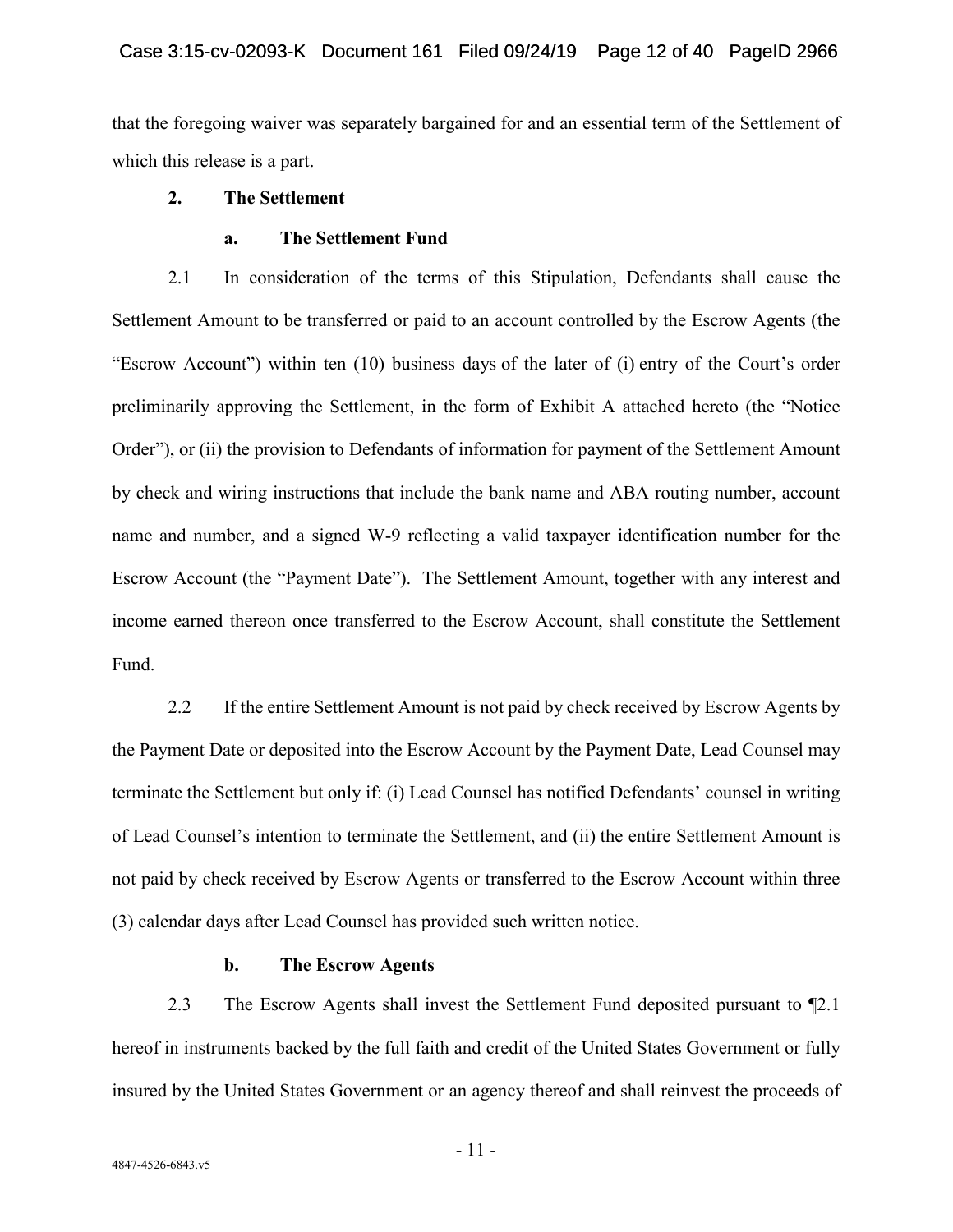that the foregoing waiver was separately bargained for and an essential term of the Settlement of which this release is a part.

## 2. The Settlement

### a. The Settlement Fund

2.1 In consideration of the terms of this Stipulation, Defendants shall cause the Settlement Amount to be transferred or paid to an account controlled by the Escrow Agents (the "Escrow Account") within ten (10) business days of the later of (i) entry of the Court's order preliminarily approving the Settlement, in the form of Exhibit A attached hereto (the "Notice Order"), or (ii) the provision to Defendants of information for payment of the Settlement Amount by check and wiring instructions that include the bank name and ABA routing number, account name and number, and a signed W-9 reflecting a valid taxpayer identification number for the Escrow Account (the "Payment Date"). The Settlement Amount, together with any interest and income earned thereon once transferred to the Escrow Account, shall constitute the Settlement Fund.

2.2 If the entire Settlement Amount is not paid by check received by Escrow Agents by the Payment Date or deposited into the Escrow Account by the Payment Date, Lead Counsel may terminate the Settlement but only if: (i) Lead Counsel has notified Defendants' counsel in writing of Lead Counsel's intention to terminate the Settlement, and (ii) the entire Settlement Amount is not paid by check received by Escrow Agents or transferred to the Escrow Account within three (3) calendar days after Lead Counsel has provided such written notice.

### b. The Escrow Agents

2.3 The Escrow Agents shall invest the Settlement Fund deposited pursuant to ¶2.1 hereof in instruments backed by the full faith and credit of the United States Government or fully insured by the United States Government or an agency thereof and shall reinvest the proceeds of

4847-4526-6843.v5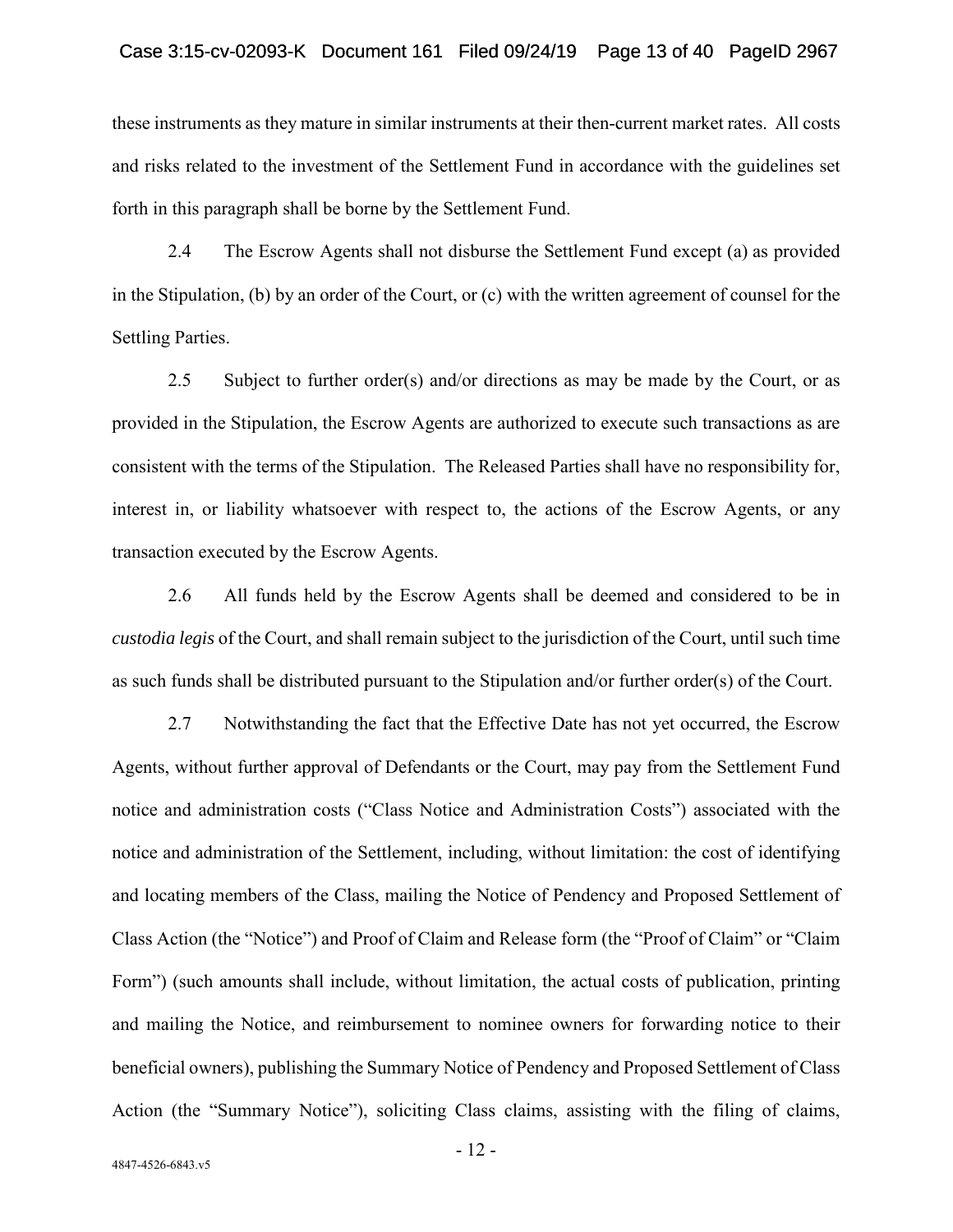these instruments as they mature in similar instruments at their then-current market rates. All costs and risks related to the investment of the Settlement Fund in accordance with the guidelines set forth in this paragraph shall be borne by the Settlement Fund.

2.4 The Escrow Agents shall not disburse the Settlement Fund except (a) as provided in the Stipulation, (b) by an order of the Court, or (c) with the written agreement of counsel for the Settling Parties.

2.5 Subject to further order(s) and/or directions as may be made by the Court, or as provided in the Stipulation, the Escrow Agents are authorized to execute such transactions as are consistent with the terms of the Stipulation. The Released Parties shall have no responsibility for, interest in, or liability whatsoever with respect to, the actions of the Escrow Agents, or any transaction executed by the Escrow Agents.

2.6 All funds held by the Escrow Agents shall be deemed and considered to be in *custodia legis* of the Court, and shall remain subject to the jurisdiction of the Court, until such time as such funds shall be distributed pursuant to the Stipulation and/or further order(s) of the Court.

2.7 Notwithstanding the fact that the Effective Date has not yet occurred, the Escrow Agents, without further approval of Defendants or the Court, may pay from the Settlement Fund notice and administration costs ("Class Notice and Administration Costs") associated with the notice and administration of the Settlement, including, without limitation: the cost of identifying and locating members of the Class, mailing the Notice of Pendency and Proposed Settlement of Class Action (the "Notice") and Proof of Claim and Release form (the "Proof of Claim" or "Claim Form") (such amounts shall include, without limitation, the actual costs of publication, printing and mailing the Notice, and reimbursement to nominee owners for forwarding notice to their beneficial owners), publishing the Summary Notice of Pendency and Proposed Settlement of Class Action (the "Summary Notice"), soliciting Class claims, assisting with the filing of claims,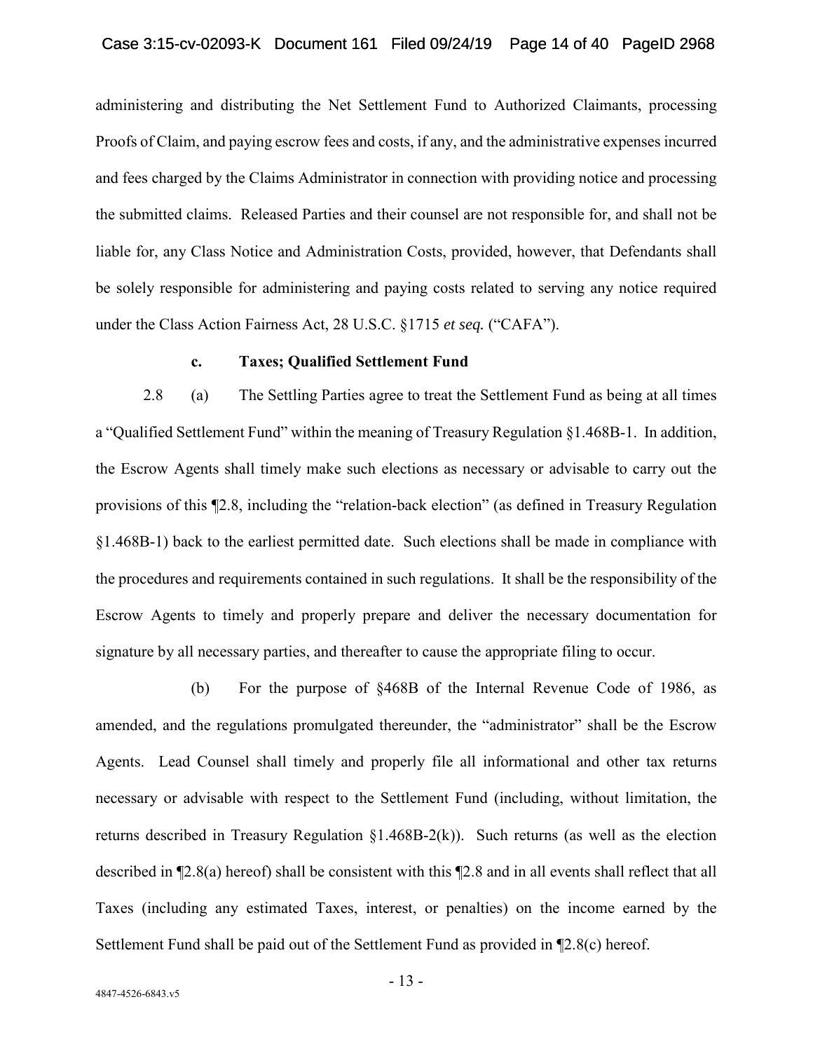administering and distributing the Net Settlement Fund to Authorized Claimants, processing Proofs of Claim, and paying escrow fees and costs, if any, and the administrative expenses incurred and fees charged by the Claims Administrator in connection with providing notice and processing the submitted claims. Released Parties and their counsel are not responsible for, and shall not be liable for, any Class Notice and Administration Costs, provided, however, that Defendants shall be solely responsible for administering and paying costs related to serving any notice required under the Class Action Fairness Act, 28 U.S.C. §1715 *et seq.* ("CAFA").

**c. Taxes; Qualified Settlement Fund**

2.8 (a) The Settling Parties agree to treat the Settlement Fund as being at all times a "Qualified Settlement Fund" within the meaning of Treasury Regulation §1.468B-1. In addition, the Escrow Agents shall timely make such elections as necessary or advisable to carry out the provisions of this ¶2.8, including the "relation-back election" (as defined in Treasury Regulation §1.468B-1) back to the earliest permitted date. Such elections shall be made in compliance with the procedures and requirements contained in such regulations. It shall be the responsibility of the Escrow Agents to timely and properly prepare and deliver the necessary documentation for signature by all necessary parties, and thereafter to cause the appropriate filing to occur.

(b) For the purpose of §468B of the Internal Revenue Code of 1986, as amended, and the regulations promulgated thereunder, the "administrator" shall be the Escrow Agents. Lead Counsel shall timely and properly file all informational and other tax returns necessary or advisable with respect to the Settlement Fund (including, without limitation, the returns described in Treasury Regulation §1.468B-2(k)). Such returns (as well as the election described in ¶2.8(a) hereof) shall be consistent with this ¶2.8 and in all events shall reflect that all Taxes (including any estimated Taxes, interest, or penalties) on the income earned by the Settlement Fund shall be paid out of the Settlement Fund as provided in ¶2.8(c) hereof.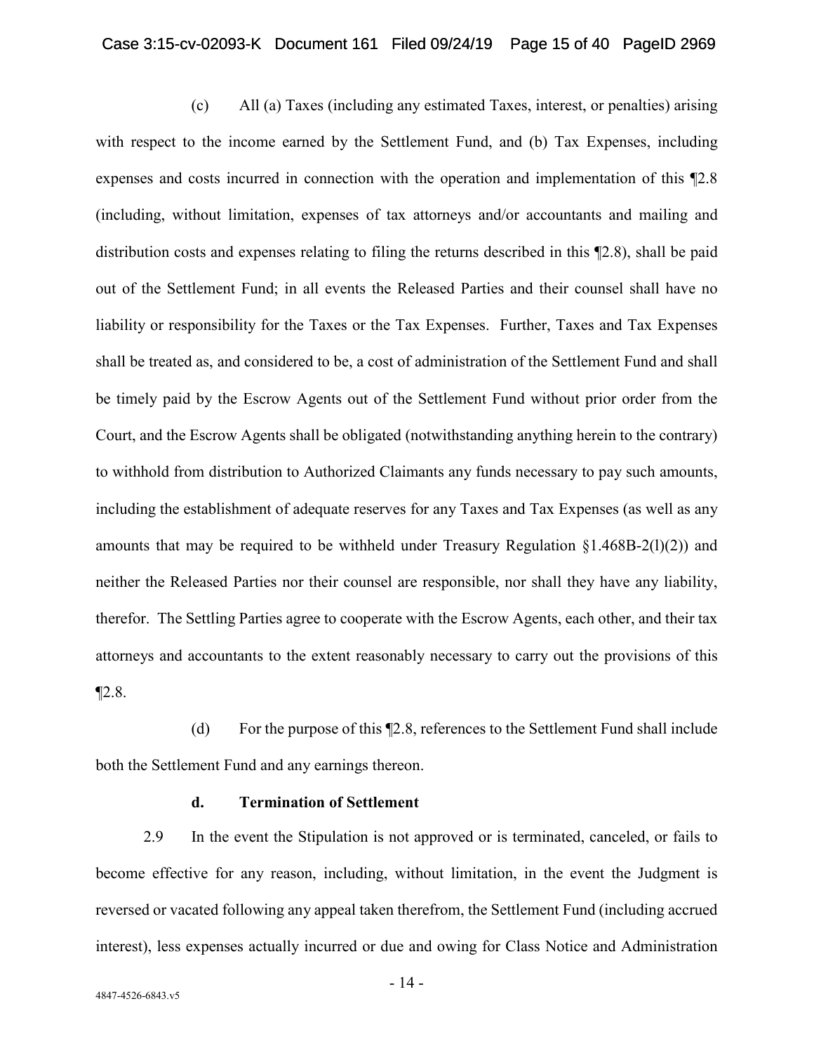(c) All (a) Taxes (including any estimated Taxes, interest, or penalties) arising with respect to the income earned by the Settlement Fund, and (b) Tax Expenses, including expenses and costs incurred in connection with the operation and implementation of this ¶2.8 (including, without limitation, expenses of tax attorneys and/or accountants and mailing and distribution costs and expenses relating to filing the returns described in this ¶2.8), shall be paid out of the Settlement Fund; in all events the Released Parties and their counsel shall have no liability or responsibility for the Taxes or the Tax Expenses. Further, Taxes and Tax Expenses shall be treated as, and considered to be, a cost of administration of the Settlement Fund and shall be timely paid by the Escrow Agents out of the Settlement Fund without prior order from the Court, and the Escrow Agents shall be obligated (notwithstanding anything herein to the contrary) to withhold from distribution to Authorized Claimants any funds necessary to pay such amounts, including the establishment of adequate reserves for any Taxes and Tax Expenses (as well as any amounts that may be required to be withheld under Treasury Regulation §1.468B-2(l)(2)) and neither the Released Parties nor their counsel are responsible, nor shall they have any liability, therefor. The Settling Parties agree to cooperate with the Escrow Agents, each other, and their tax attorneys and accountants to the extent reasonably necessary to carry out the provisions of this ¶2.8.

(d) For the purpose of this ¶2.8, references to the Settlement Fund shall include both the Settlement Fund and any earnings thereon.

**d. Termination of Settlement**

2.9 In the event the Stipulation is not approved or is terminated, canceled, or fails to become effective for any reason, including, without limitation, in the event the Judgment is reversed or vacated following any appeal taken therefrom, the Settlement Fund (including accrued interest), less expenses actually incurred or due and owing for Class Notice and Administration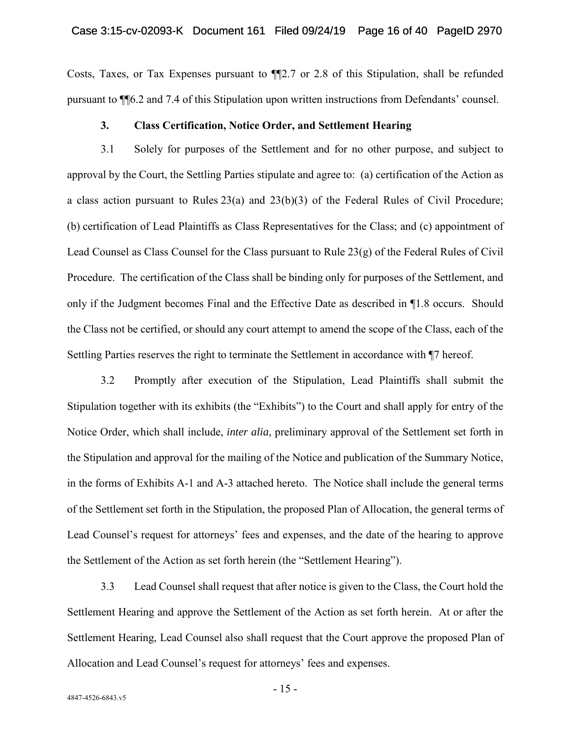Costs, Taxes, or Tax Expenses pursuant to ¶¶2.7 or 2.8 of this Stipulation, shall be refunded pursuant to ¶¶6.2 and 7.4 of this Stipulation upon written instructions from Defendants' counsel.

### 3. Class Certification, Notice Order, and Settlement Hearing

3.1 Solely for purposes of the Settlement and for no other purpose, and subject to approval by the Court, the Settling Parties stipulate and agree to: (a) certification of the Action as a class action pursuant to Rules 23(a) and 23(b)(3) of the Federal Rules of Civil Procedure; (b) certification of Lead Plaintiffs as Class Representatives for the Class; and (c) appointment of Lead Counsel as Class Counsel for the Class pursuant to Rule 23(g) of the Federal Rules of Civil Procedure. The certification of the Class shall be binding only for purposes of the Settlement, and only if the Judgment becomes Final and the Effective Date as described in ¶1.8 occurs. Should the Class not be certified, or should any court attempt to amend the scope of the Class, each of the Settling Parties reserves the right to terminate the Settlement in accordance with ¶7 hereof.

3.2 Promptly after execution of the Stipulation, Lead Plaintiffs shall submit the Stipulation together with its exhibits (the "Exhibits") to the Court and shall apply for entry of the Notice Order, which shall include, *inter alia*, preliminary approval of the Settlement set forth in the Stipulation and approval for the mailing of the Notice and publication of the Summary Notice, in the forms of Exhibits A-1 and A-3 attached hereto. The Notice shall include the general terms of the Settlement set forth in the Stipulation, the proposed Plan of Allocation, the general terms of Lead Counsel's request for attorneys' fees and expenses, and the date of the hearing to approve the Settlement of the Action as set forth herein (the "Settlement Hearing").

3.3 Lead Counsel shall request that after notice is given to the Class, the Court hold the Settlement Hearing and approve the Settlement of the Action as set forth herein. At or after the Settlement Hearing, Lead Counsel also shall request that the Court approve the proposed Plan of Allocation and Lead Counsel's request for attorneys' fees and expenses.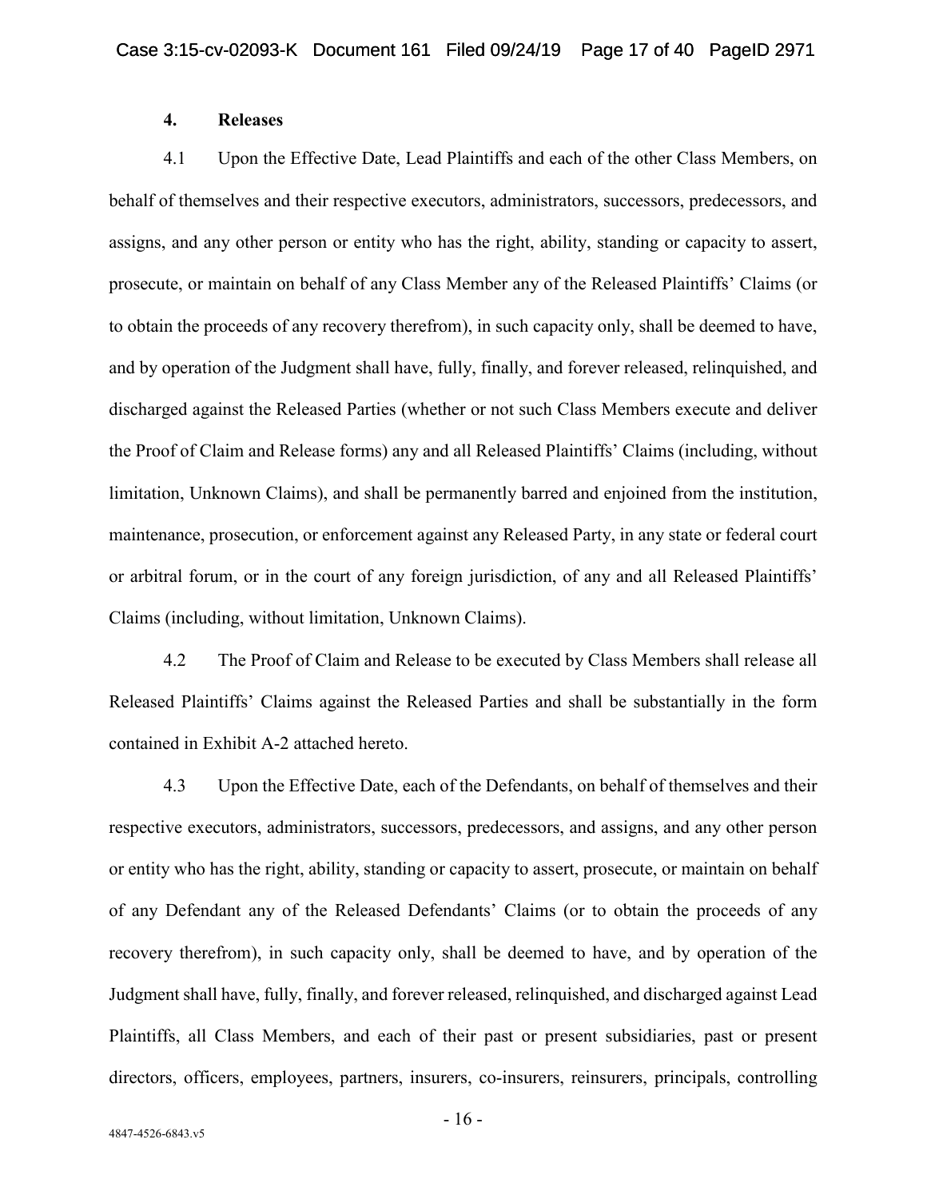**4. Releases**

4.1 Upon the Effective Date, Lead Plaintiffs and each of the other Class Members, on behalf of themselves and their respective executors, administrators, successors, predecessors, and assigns, and any other person or entity who has the right, ability, standing or capacity to assert, prosecute, or maintain on behalf of any Class Member any of the Released Plaintiffs' Claims (or to obtain the proceeds of any recovery therefrom), in such capacity only, shall be deemed to have, and by operation of the Judgment shall have, fully, finally, and forever released, relinquished, and discharged against the Released Parties (whether or not such Class Members execute and deliver the Proof of Claim and Release forms) any and all Released Plaintiffs' Claims (including, without limitation, Unknown Claims), and shall be permanently barred and enjoined from the institution, maintenance, prosecution, or enforcement against any Released Party, in any state or federal court or arbitral forum, or in the court of any foreign jurisdiction, of any and all Released Plaintiffs' Claims (including, without limitation, Unknown Claims).

4.2 The Proof of Claim and Release to be executed by Class Members shall release all Released Plaintiffs' Claims against the Released Parties and shall be substantially in the form contained in Exhibit A-2 attached hereto.

4.3 Upon the Effective Date, each of the Defendants, on behalf of themselves and their respective executors, administrators, successors, predecessors, and assigns, and any other person or entity who has the right, ability, standing or capacity to assert, prosecute, or maintain on behalf of any Defendant any of the Released Defendants' Claims (or to obtain the proceeds of any recovery therefrom), in such capacity only, shall be deemed to have, and by operation of the Judgment shall have, fully, finally, and forever released, relinquished, and discharged against Lead Plaintiffs, all Class Members, and each of their past or present subsidiaries, past or present directors, officers, employees, partners, insurers, co-insurers, reinsurers, principals, controlling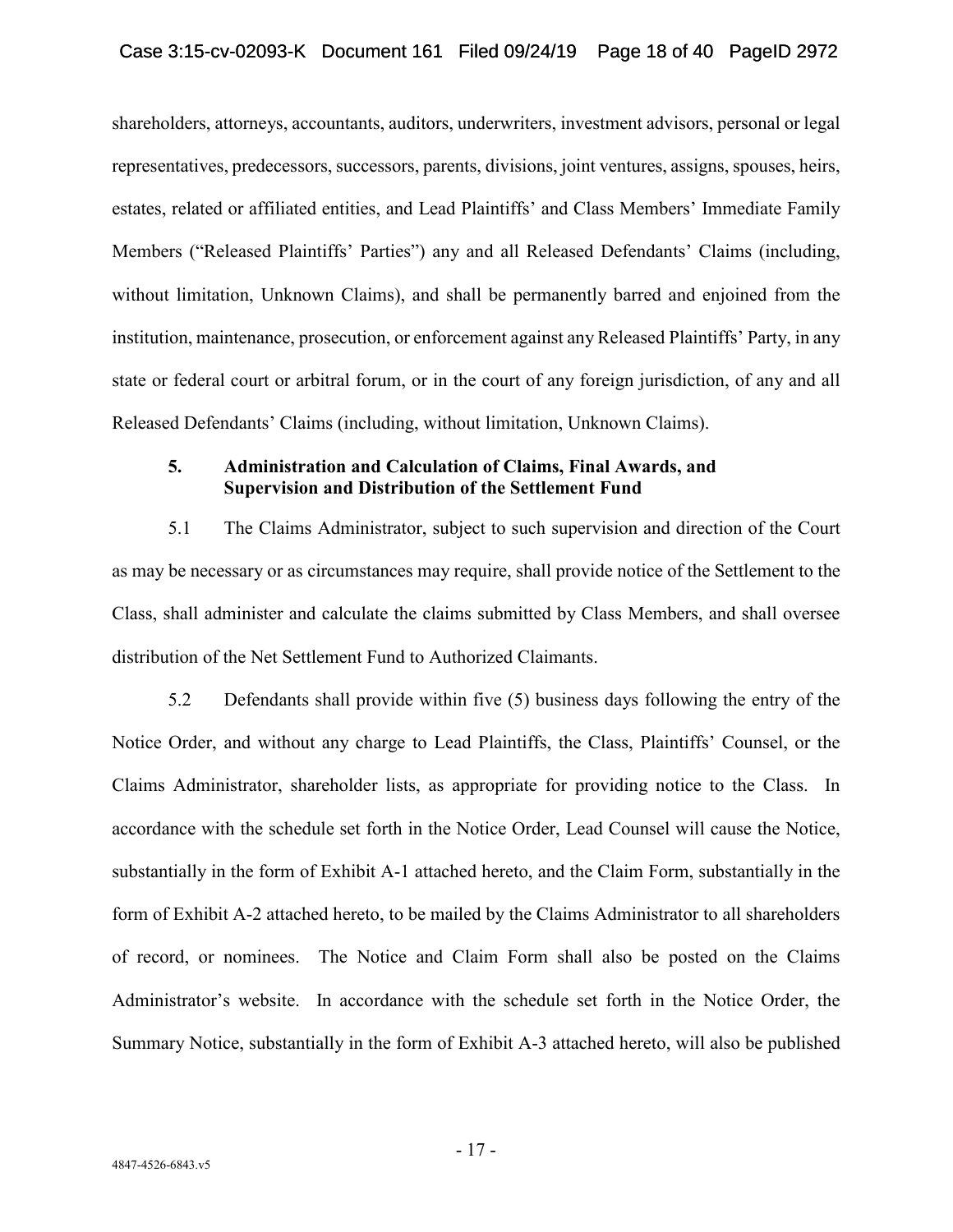shareholders, attorneys, accountants, auditors, underwriters, investment advisors, personal or legal representatives, predecessors, successors, parents, divisions, joint ventures, assigns, spouses, heirs, estates, related or affiliated entities, and Lead Plaintiffs' and Class Members' Immediate Family Members ("Released Plaintiffs' Parties") any and all Released Defendants' Claims (including, without limitation, Unknown Claims), and shall be permanently barred and enjoined from the institution, maintenance, prosecution, or enforcement against any Released Plaintiffs' Party, in any state or federal court or arbitral forum, or in the court of any foreign jurisdiction, of any and all Released Defendants' Claims (including, without limitation, Unknown Claims).

**5. Administration and Calculation of Claims, Final Awards, and Supervision and Distribution of the Settlement Fund**

5.1 The Claims Administrator, subject to such supervision and direction of the Court as may be necessary or as circumstances may require, shall provide notice of the Settlement to the Class, shall administer and calculate the claims submitted by Class Members, and shall oversee distribution of the Net Settlement Fund to Authorized Claimants.

5.2 Defendants shall provide within five (5) business days following the entry of the Notice Order, and without any charge to Lead Plaintiffs, the Class, Plaintiffs' Counsel, or the Claims Administrator, shareholder lists, as appropriate for providing notice to the Class. In accordance with the schedule set forth in the Notice Order, Lead Counsel will cause the Notice, substantially in the form of Exhibit A-1 attached hereto, and the Claim Form, substantially in the form of Exhibit A-2 attached hereto, to be mailed by the Claims Administrator to all shareholders of record, or nominees. The Notice and Claim Form shall also be posted on the Claims Administrator's website. In accordance with the schedule set forth in the Notice Order, the Summary Notice, substantially in the form of Exhibit A-3 attached hereto, will also be published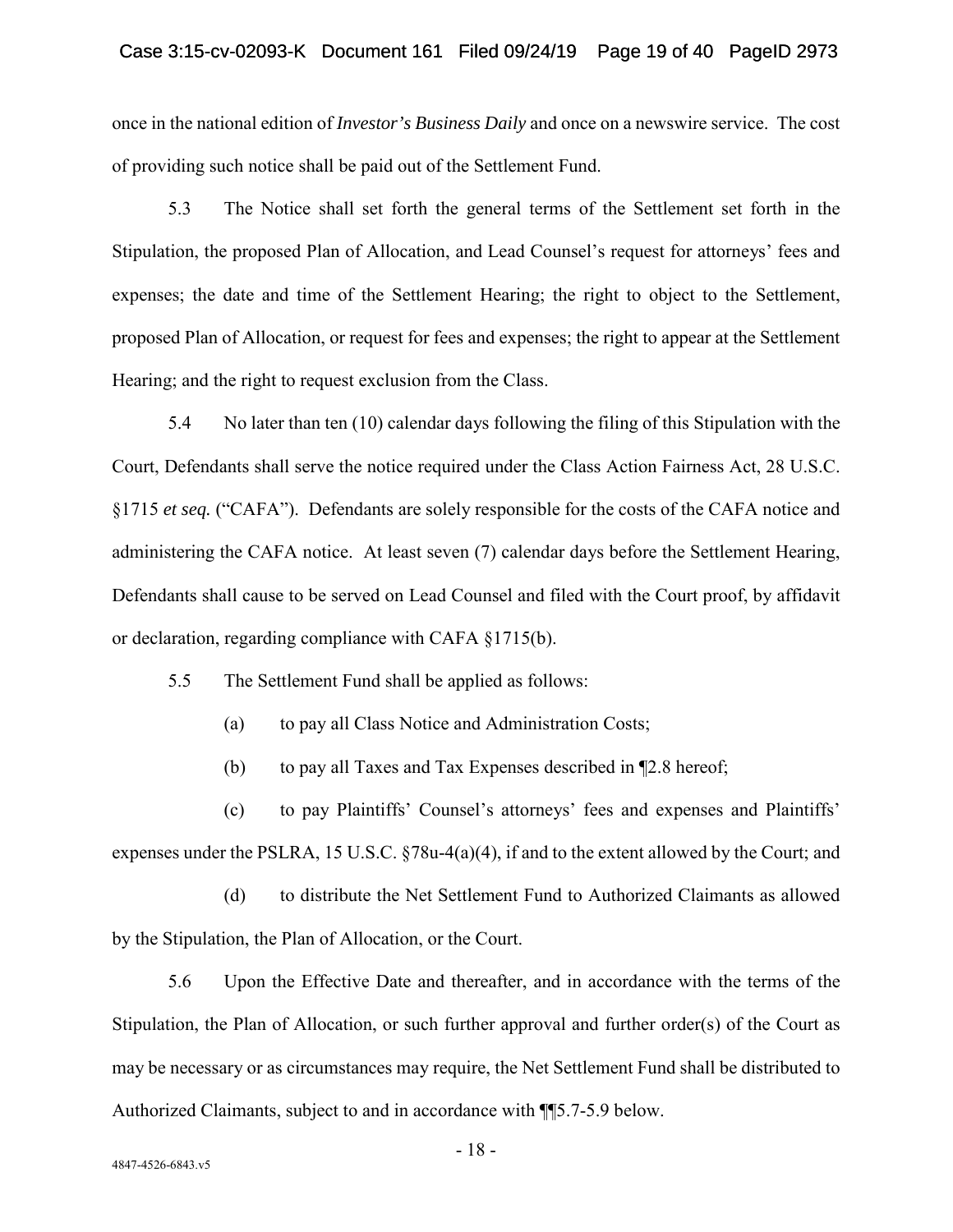once in the national edition of *Investor's Business Daily* and once on a newswire service. The cost of providing such notice shall be paid out of the Settlement Fund.

5.3 The Notice shall set forth the general terms of the Settlement set forth in the Stipulation, the proposed Plan of Allocation, and Lead Counsel's request for attorneys' fees and expenses; the date and time of the Settlement Hearing; the right to object to the Settlement, proposed Plan of Allocation, or request for fees and expenses; the right to appear at the Settlement Hearing; and the right to request exclusion from the Class.

5.4 No later than ten (10) calendar days following the filing of this Stipulation with the Court, Defendants shall serve the notice required under the Class Action Fairness Act, 28 U.S.C. §1715 *et seq.* ("CAFA"). Defendants are solely responsible for the costs of the CAFA notice and administering the CAFA notice. At least seven (7) calendar days before the Settlement Hearing, Defendants shall cause to be served on Lead Counsel and filed with the Court proof, by affidavit or declaration, regarding compliance with CAFA §1715(b).

5.5 The Settlement Fund shall be applied as follows:

(a) to pay all Class Notice and Administration Costs;

(b) to pay all Taxes and Tax Expenses described in ¶2.8 hereof;

(c) to pay Plaintiffs' Counsel's attorneys' fees and expenses and Plaintiffs' expenses under the PSLRA, 15 U.S.C. §78u-4(a)(4), if and to the extent allowed by the Court; and

(d) to distribute the Net Settlement Fund to Authorized Claimants as allowed by the Stipulation, the Plan of Allocation, or the Court.

5.6 Upon the Effective Date and thereafter, and in accordance with the terms of the Stipulation, the Plan of Allocation, or such further approval and further order(s) of the Court as may be necessary or as circumstances may require, the Net Settlement Fund shall be distributed to Authorized Claimants, subject to and in accordance with ¶¶5.7-5.9 below.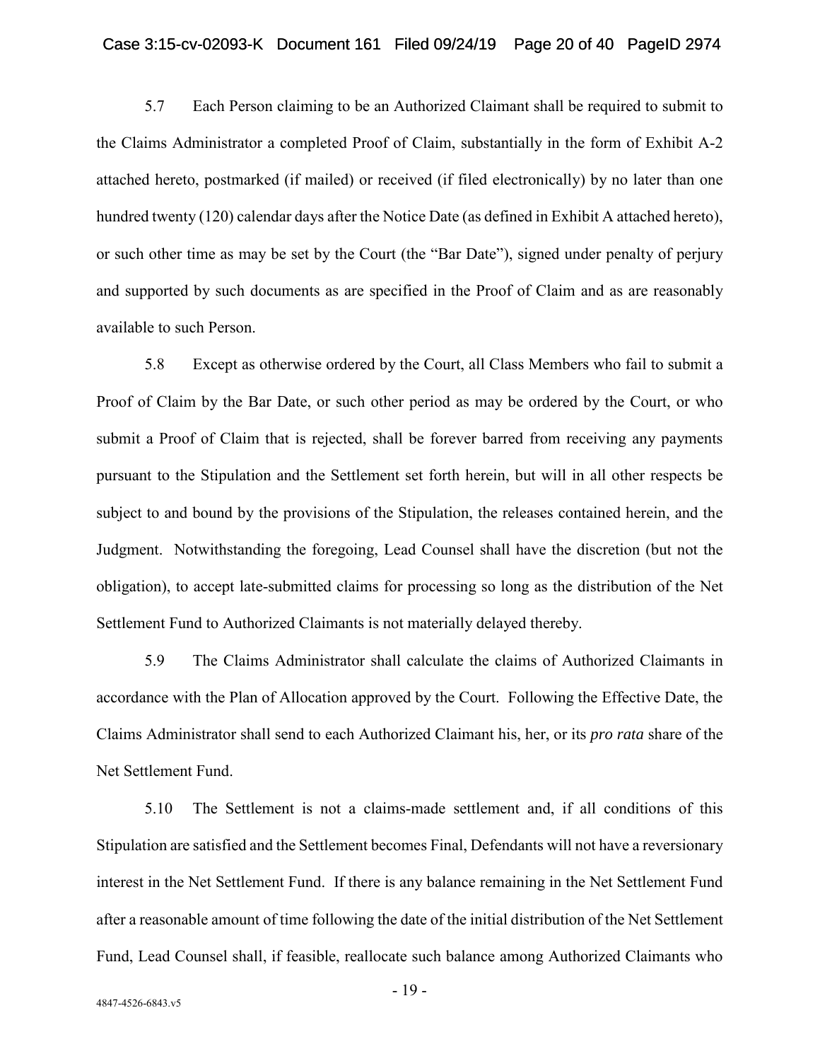5.7 Each Person claiming to be an Authorized Claimant shall be required to submit to the Claims Administrator a completed Proof of Claim, substantially in the form of Exhibit A-2 attached hereto, postmarked (if mailed) or received (if filed electronically) by no later than one hundred twenty (120) calendar days after the Notice Date (as defined in Exhibit A attached hereto), or such other time as may be set by the Court (the "Bar Date"), signed under penalty of perjury and supported by such documents as are specified in the Proof of Claim and as are reasonably available to such Person.

5.8 Except as otherwise ordered by the Court, all Class Members who fail to submit a Proof of Claim by the Bar Date, or such other period as may be ordered by the Court, or who submit a Proof of Claim that is rejected, shall be forever barred from receiving any payments pursuant to the Stipulation and the Settlement set forth herein, but will in all other respects be subject to and bound by the provisions of the Stipulation, the releases contained herein, and the Judgment. Notwithstanding the foregoing, Lead Counsel shall have the discretion (but not the obligation), to accept late-submitted claims for processing so long as the distribution of the Net Settlement Fund to Authorized Claimants is not materially delayed thereby.

5.9 The Claims Administrator shall calculate the claims of Authorized Claimants in accordance with the Plan of Allocation approved by the Court. Following the Effective Date, the Claims Administrator shall send to each Authorized Claimant his, her, or its *pro rata* share of the Net Settlement Fund.

5.10 The Settlement is not a claims-made settlement and, if all conditions of this Stipulation are satisfied and the Settlement becomes Final, Defendants will not have a reversionary interest in the Net Settlement Fund. If there is any balance remaining in the Net Settlement Fund after a reasonable amount of time following the date of the initial distribution of the Net Settlement Fund, Lead Counsel shall, if feasible, reallocate such balance among Authorized Claimants who

4847-4526-6843.v5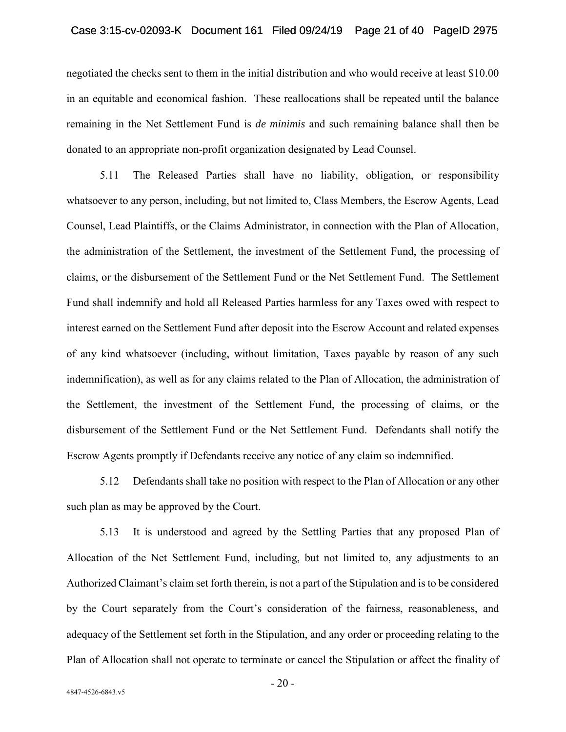negotiated the checks sent to them in the initial distribution and who would receive at least $10.00 in an equitable and economical fashion. These reallocations shall be repeated until the balance remaining in the Net Settlement Fund is *de minimis* and such remaining balance shall then be donated to an appropriate non-profit organization designated by Lead Counsel.

5.11 The Released Parties shall have no liability, obligation, or responsibility whatsoever to any person, including, but not limited to, Class Members, the Escrow Agents, Lead Counsel, Lead Plaintiffs, or the Claims Administrator, in connection with the Plan of Allocation, the administration of the Settlement, the investment of the Settlement Fund, the processing of claims, or the disbursement of the Settlement Fund or the Net Settlement Fund. The Settlement Fund shall indemnify and hold all Released Parties harmless for any Taxes owed with respect to interest earned on the Settlement Fund after deposit into the Escrow Account and related expenses of any kind whatsoever (including, without limitation, Taxes payable by reason of any such indemnification), as well as for any claims related to the Plan of Allocation, the administration of the Settlement, the investment of the Settlement Fund, the processing of claims, or the disbursement of the Settlement Fund or the Net Settlement Fund. Defendants shall notify the Escrow Agents promptly if Defendants receive any notice of any claim so indemnified.

5.12 Defendants shall take no position with respect to the Plan of Allocation or any other such plan as may be approved by the Court.

5.13 It is understood and agreed by the Settling Parties that any proposed Plan of Allocation of the Net Settlement Fund, including, but not limited to, any adjustments to an Authorized Claimant's claim set forth therein, is not a part of the Stipulation and is to be considered by the Court separately from the Court's consideration of the fairness, reasonableness, and adequacy of the Settlement set forth in the Stipulation, and any order or proceeding relating to the Plan of Allocation shall not operate to terminate or cancel the Stipulation or affect the finality of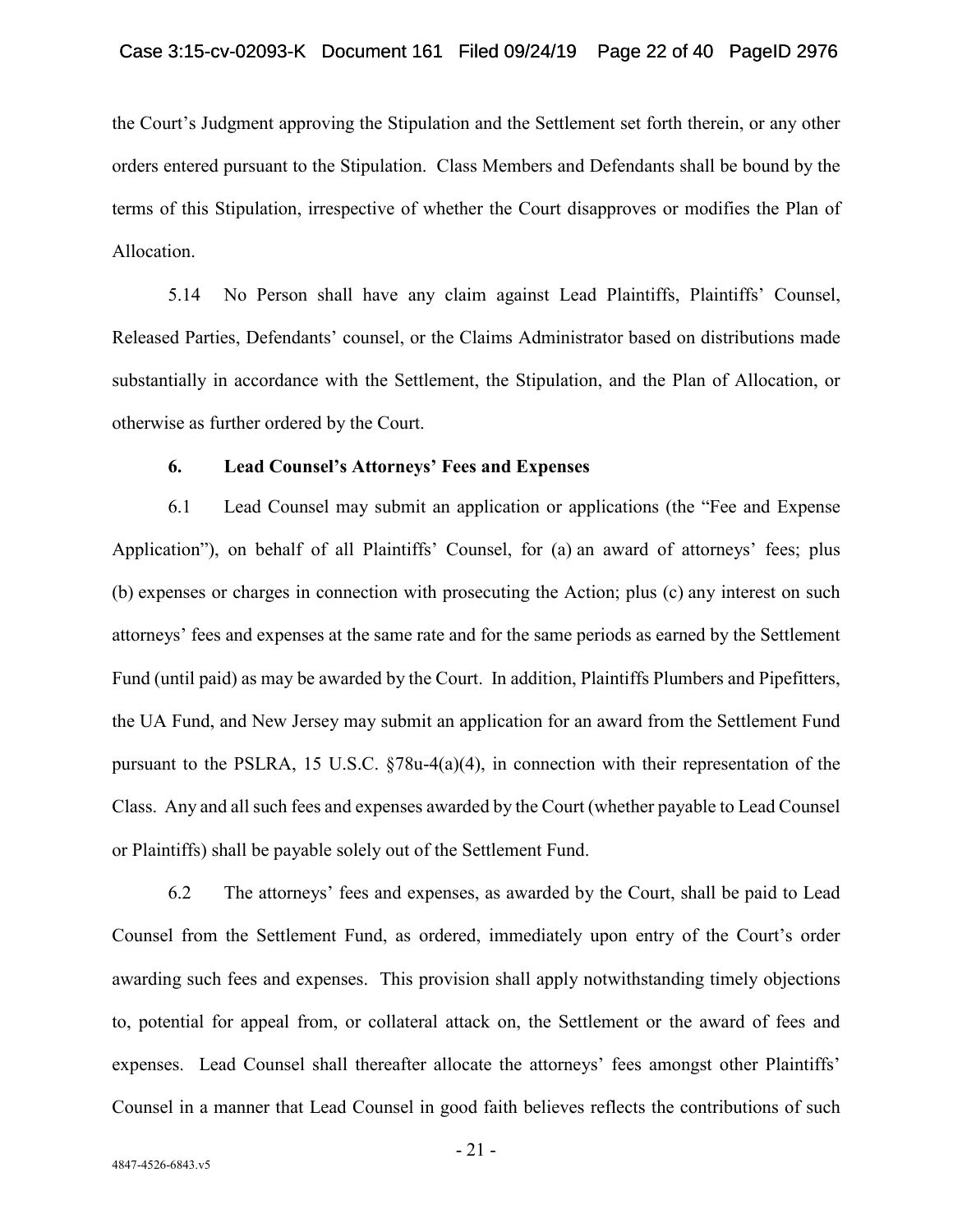the Court's Judgment approving the Stipulation and the Settlement set forth therein, or any other orders entered pursuant to the Stipulation. Class Members and Defendants shall be bound by the terms of this Stipulation, irrespective of whether the Court disapproves or modifies the Plan of Allocation.

5.14 No Person shall have any claim against Lead Plaintiffs, Plaintiffs' Counsel, Released Parties, Defendants' counsel, or the Claims Administrator based on distributions made substantially in accordance with the Settlement, the Stipulation, and the Plan of Allocation, or otherwise as further ordered by the Court.

**6. Lead Counsel's Attorneys' Fees and Expenses**

6.1 Lead Counsel may submit an application or applications (the "Fee and Expense Application"), on behalf of all Plaintiffs' Counsel, for (a) an award of attorneys' fees; plus (b) expenses or charges in connection with prosecuting the Action; plus (c) any interest on such attorneys' fees and expenses at the same rate and for the same periods as earned by the Settlement Fund (until paid) as may be awarded by the Court. In addition, Plaintiffs Plumbers and Pipefitters, the UA Fund, and New Jersey may submit an application for an award from the Settlement Fund pursuant to the PSLRA, 15 U.S.C. §78u-4(a)(4), in connection with their representation of the Class. Any and all such fees and expenses awarded by the Court (whether payable to Lead Counsel or Plaintiffs) shall be payable solely out of the Settlement Fund.

6.2 The attorneys' fees and expenses, as awarded by the Court, shall be paid to Lead Counsel from the Settlement Fund, as ordered, immediately upon entry of the Court's order awarding such fees and expenses. This provision shall apply notwithstanding timely objections to, potential for appeal from, or collateral attack on, the Settlement or the award of fees and expenses. Lead Counsel shall thereafter allocate the attorneys' fees amongst other Plaintiffs' Counsel in a manner that Lead Counsel in good faith believes reflects the contributions of such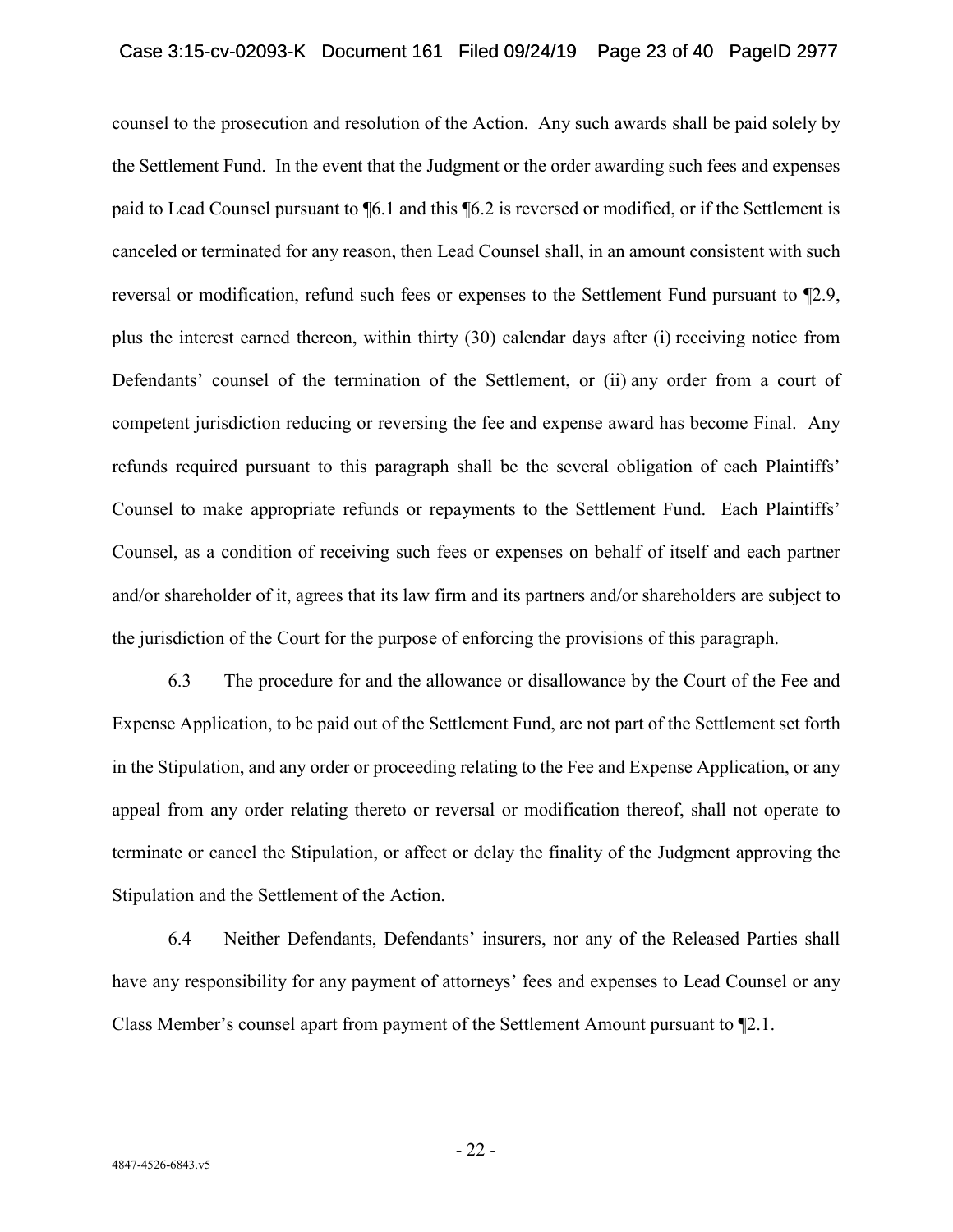counsel to the prosecution and resolution of the Action. Any such awards shall be paid solely by the Settlement Fund. In the event that the Judgment or the order awarding such fees and expenses paid to Lead Counsel pursuant to ¶6.1 and this ¶6.2 is reversed or modified, or if the Settlement is canceled or terminated for any reason, then Lead Counsel shall, in an amount consistent with such reversal or modification, refund such fees or expenses to the Settlement Fund pursuant to ¶2.9, plus the interest earned thereon, within thirty (30) calendar days after (i) receiving notice from Defendants' counsel of the termination of the Settlement, or (ii) any order from a court of competent jurisdiction reducing or reversing the fee and expense award has become Final. Any refunds required pursuant to this paragraph shall be the several obligation of each Plaintiffs' Counsel to make appropriate refunds or repayments to the Settlement Fund. Each Plaintiffs' Counsel, as a condition of receiving such fees or expenses on behalf of itself and each partner and/or shareholder of it, agrees that its law firm and its partners and/or shareholders are subject to the jurisdiction of the Court for the purpose of enforcing the provisions of this paragraph.

6.3 The procedure for and the allowance or disallowance by the Court of the Fee and Expense Application, to be paid out of the Settlement Fund, are not part of the Settlement set forth in the Stipulation, and any order or proceeding relating to the Fee and Expense Application, or any appeal from any order relating thereto or reversal or modification thereof, shall not operate to terminate or cancel the Stipulation, or affect or delay the finality of the Judgment approving the Stipulation and the Settlement of the Action.

6.4 Neither Defendants, Defendants' insurers, nor any of the Released Parties shall have any responsibility for any payment of attorneys' fees and expenses to Lead Counsel or any Class Member's counsel apart from payment of the Settlement Amount pursuant to ¶2.1.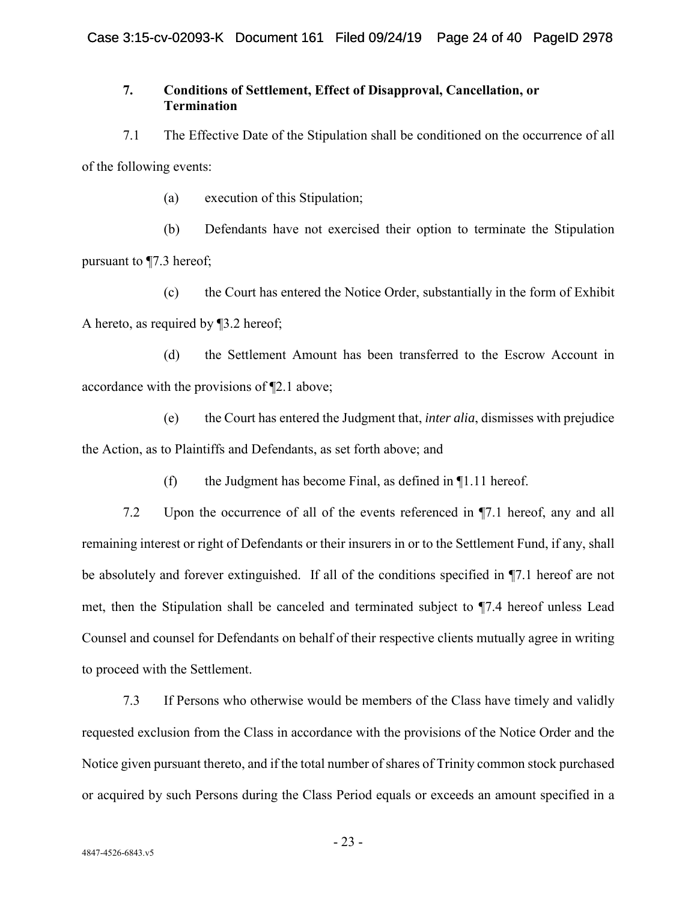### 7. Conditions of Settlement, Effect of Disapproval, Cancellation, or Termination

7.1 The Effective Date of the Stipulation shall be conditioned on the occurrence of all of the following events:

(a) execution of this Stipulation;

(b) Defendants have not exercised their option to terminate the Stipulation pursuant to ¶7.3 hereof;

(c) the Court has entered the Notice Order, substantially in the form of Exhibit A hereto, as required by ¶3.2 hereof;

(d) the Settlement Amount has been transferred to the Escrow Account in accordance with the provisions of ¶2.1 above;

(e) the Court has entered the Judgment that, *inter alia*, dismisses with prejudice the Action, as to Plaintiffs and Defendants, as set forth above; and

(f) the Judgment has become Final, as defined in ¶1.11 hereof.

7.2 Upon the occurrence of all of the events referenced in ¶7.1 hereof, any and all remaining interest or right of Defendants or their insurers in or to the Settlement Fund, if any, shall be absolutely and forever extinguished. If all of the conditions specified in ¶7.1 hereof are not met, then the Stipulation shall be canceled and terminated subject to ¶7.4 hereof unless Lead Counsel and counsel for Defendants on behalf of their respective clients mutually agree in writing to proceed with the Settlement.

7.3 If Persons who otherwise would be members of the Class have timely and validly requested exclusion from the Class in accordance with the provisions of the Notice Order and the Notice given pursuant thereto, and if the total number of shares of Trinity common stock purchased or acquired by such Persons during the Class Period equals or exceeds an amount specified in a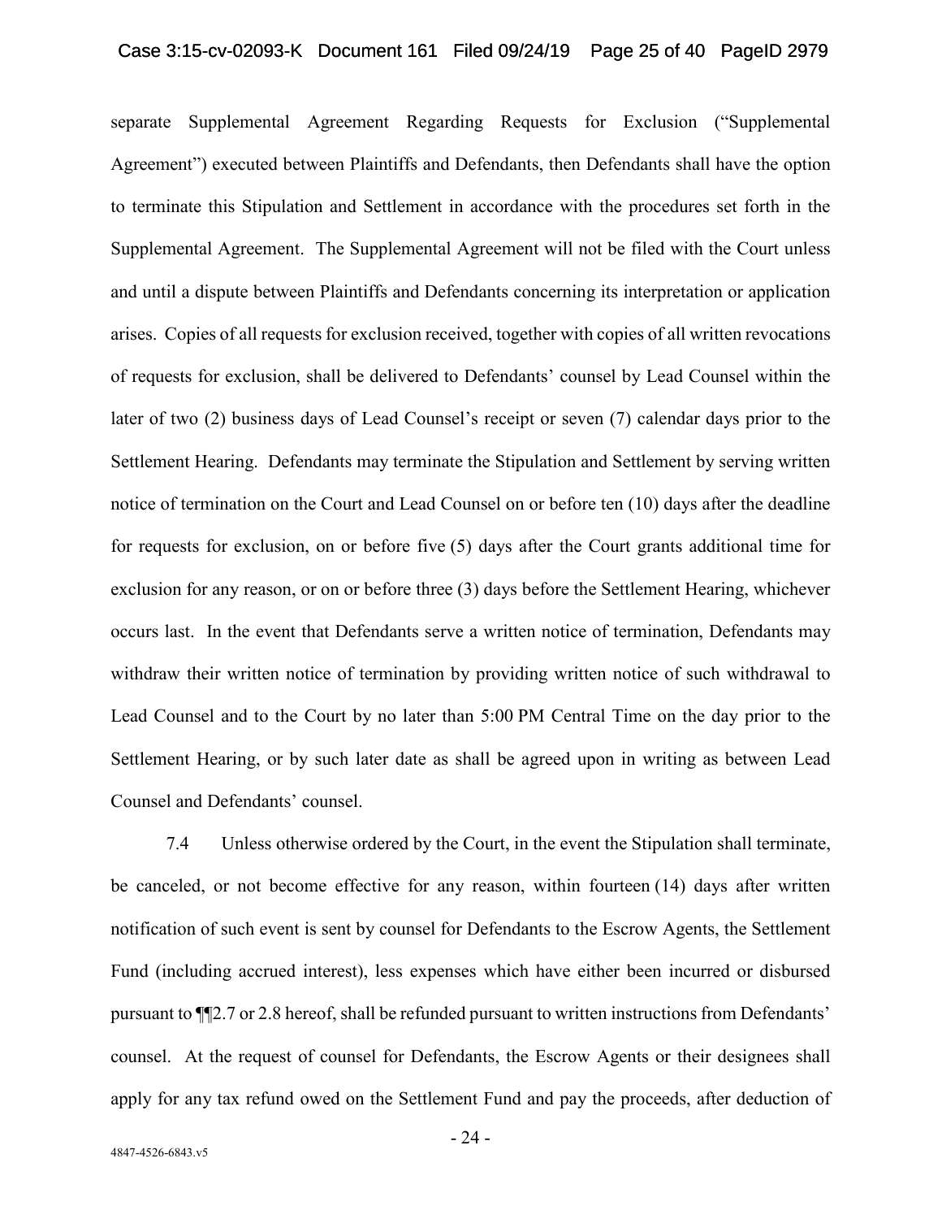separate Supplemental Agreement Regarding Requests for Exclusion ("Supplemental Agreement") executed between Plaintiffs and Defendants, then Defendants shall have the option to terminate this Stipulation and Settlement in accordance with the procedures set forth in the Supplemental Agreement. The Supplemental Agreement will not be filed with the Court unless and until a dispute between Plaintiffs and Defendants concerning its interpretation or application arises. Copies of all requests for exclusion received, together with copies of all written revocations of requests for exclusion, shall be delivered to Defendants' counsel by Lead Counsel within the later of two (2) business days of Lead Counsel's receipt or seven (7) calendar days prior to the Settlement Hearing. Defendants may terminate the Stipulation and Settlement by serving written notice of termination on the Court and Lead Counsel on or before ten (10) days after the deadline for requests for exclusion, on or before five (5) days after the Court grants additional time for exclusion for any reason, or on or before three (3) days before the Settlement Hearing, whichever occurs last. In the event that Defendants serve a written notice of termination, Defendants may withdraw their written notice of termination by providing written notice of such withdrawal to Lead Counsel and to the Court by no later than 5:00 PM Central Time on the day prior to the Settlement Hearing, or by such later date as shall be agreed upon in writing as between Lead Counsel and Defendants' counsel.

7.4 Unless otherwise ordered by the Court, in the event the Stipulation shall terminate, be canceled, or not become effective for any reason, within fourteen (14) days after written notification of such event is sent by counsel for Defendants to the Escrow Agents, the Settlement Fund (including accrued interest), less expenses which have either been incurred or disbursed pursuant to ¶¶2.7 or 2.8 hereof, shall be refunded pursuant to written instructions from Defendants' counsel. At the request of counsel for Defendants, the Escrow Agents or their designees shall apply for any tax refund owed on the Settlement Fund and pay the proceeds, after deduction of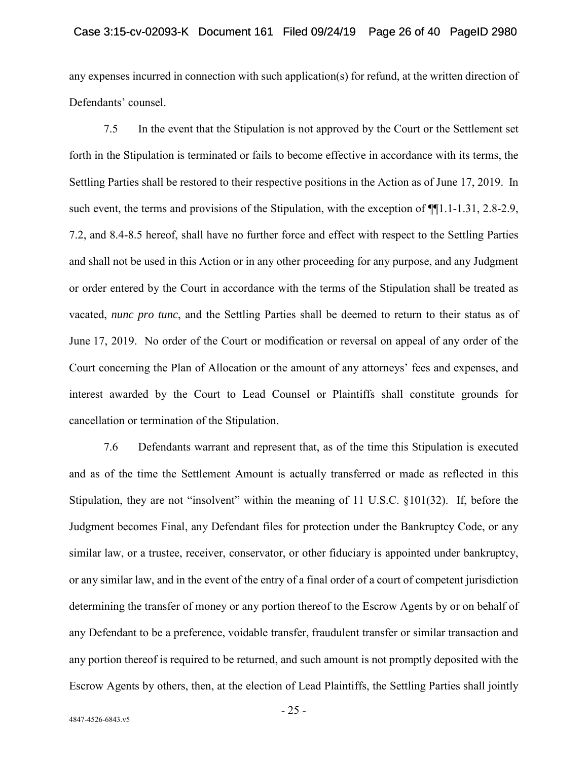any expenses incurred in connection with such application(s) for refund, at the written direction of Defendants' counsel.

7.5 In the event that the Stipulation is not approved by the Court or the Settlement set forth in the Stipulation is terminated or fails to become effective in accordance with its terms, the Settling Parties shall be restored to their respective positions in the Action as of June 17, 2019. In such event, the terms and provisions of the Stipulation, with the exception of ¶¶1.1-1.31, 2.8-2.9, 7.2, and 8.4-8.5 hereof, shall have no further force and effect with respect to the Settling Parties and shall not be used in this Action or in any other proceeding for any purpose, and any Judgment or order entered by the Court in accordance with the terms of the Stipulation shall be treated as vacated, *nunc pro tunc*, and the Settling Parties shall be deemed to return to their status as of June 17, 2019. No order of the Court or modification or reversal on appeal of any order of the Court concerning the Plan of Allocation or the amount of any attorneys' fees and expenses, and interest awarded by the Court to Lead Counsel or Plaintiffs shall constitute grounds for cancellation or termination of the Stipulation.

7.6 Defendants warrant and represent that, as of the time this Stipulation is executed and as of the time the Settlement Amount is actually transferred or made as reflected in this Stipulation, they are not "insolvent" within the meaning of 11 U.S.C. §101(32). If, before the Judgment becomes Final, any Defendant files for protection under the Bankruptcy Code, or any similar law, or a trustee, receiver, conservator, or other fiduciary is appointed under bankruptcy, or any similar law, and in the event of the entry of a final order of a court of competent jurisdiction determining the transfer of money or any portion thereof to the Escrow Agents by or on behalf of any Defendant to be a preference, voidable transfer, fraudulent transfer or similar transaction and any portion thereof is required to be returned, and such amount is not promptly deposited with the Escrow Agents by others, then, at the election of Lead Plaintiffs, the Settling Parties shall jointly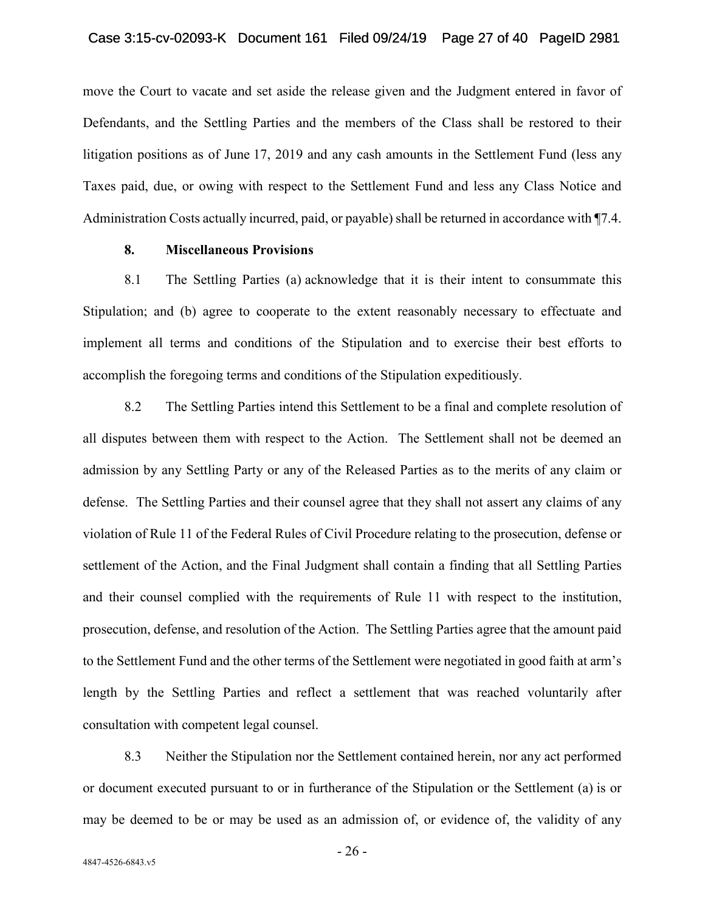move the Court to vacate and set aside the release given and the Judgment entered in favor of Defendants, and the Settling Parties and the members of the Class shall be restored to their litigation positions as of June 17, 2019 and any cash amounts in the Settlement Fund (less any Taxes paid, due, or owing with respect to the Settlement Fund and less any Class Notice and Administration Costs actually incurred, paid, or payable) shall be returned in accordance with ¶7.4.

## 8. Miscellaneous Provisions

8.1 The Settling Parties (a) acknowledge that it is their intent to consummate this Stipulation; and (b) agree to cooperate to the extent reasonably necessary to effectuate and implement all terms and conditions of the Stipulation and to exercise their best efforts to accomplish the foregoing terms and conditions of the Stipulation expeditiously.

8.2 The Settling Parties intend this Settlement to be a final and complete resolution of all disputes between them with respect to the Action. The Settlement shall not be deemed an admission by any Settling Party or any of the Released Parties as to the merits of any claim or defense. The Settling Parties and their counsel agree that they shall not assert any claims of any violation of Rule 11 of the Federal Rules of Civil Procedure relating to the prosecution, defense or settlement of the Action, and the Final Judgment shall contain a finding that all Settling Parties and their counsel complied with the requirements of Rule 11 with respect to the institution, prosecution, defense, and resolution of the Action. The Settling Parties agree that the amount paid to the Settlement Fund and the other terms of the Settlement were negotiated in good faith at arm's length by the Settling Parties and reflect a settlement that was reached voluntarily after consultation with competent legal counsel.

8.3 Neither the Stipulation nor the Settlement contained herein, nor any act performed or document executed pursuant to or in furtherance of the Stipulation or the Settlement (a) is or may be deemed to be or may be used as an admission of, or evidence of, the validity of any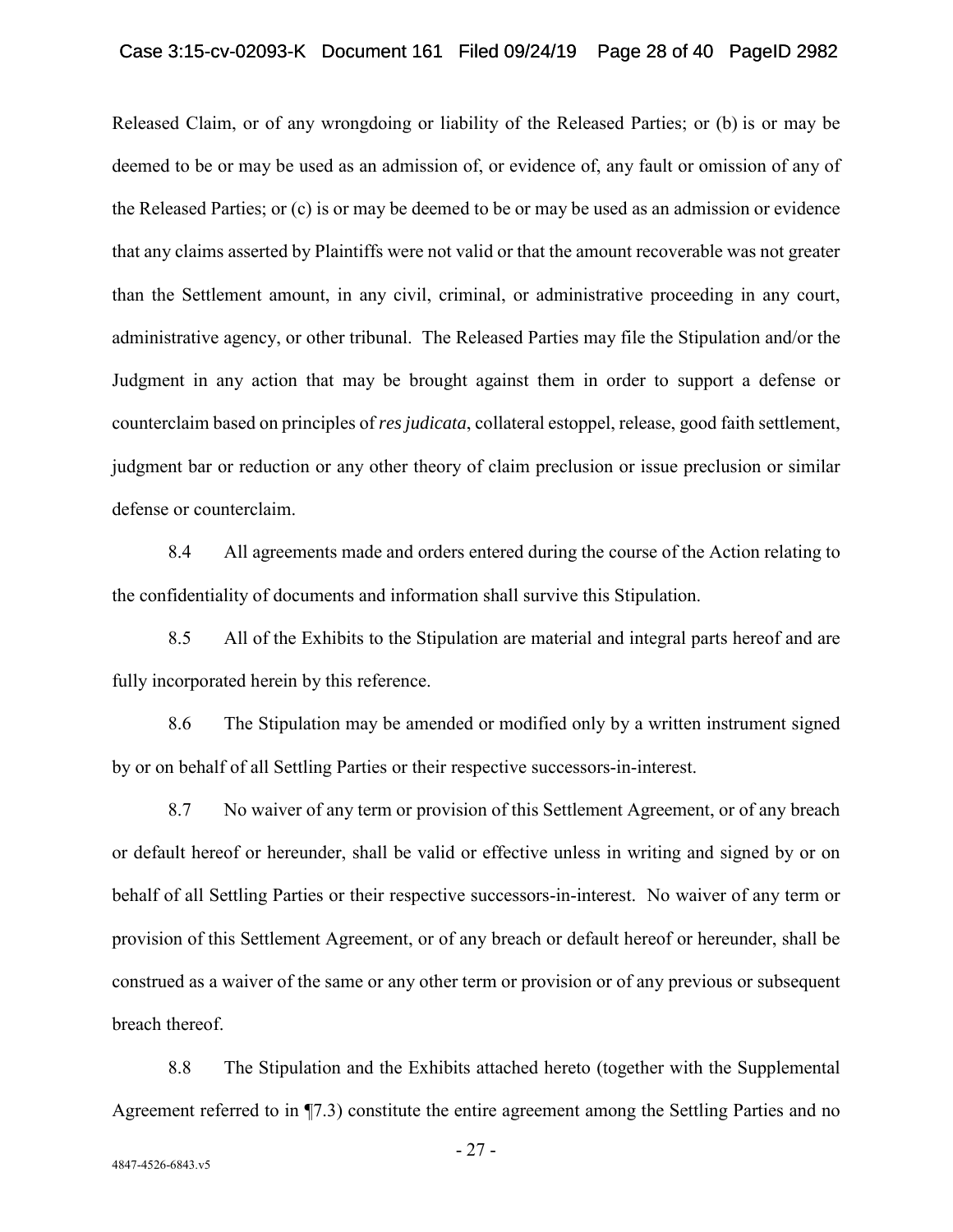Released Claim, or of any wrongdoing or liability of the Released Parties; or (b) is or may be deemed to be or may be used as an admission of, or evidence of, any fault or omission of any of the Released Parties; or (c) is or may be deemed to be or may be used as an admission or evidence that any claims asserted by Plaintiffs were not valid or that the amount recoverable was not greater than the Settlement amount, in any civil, criminal, or administrative proceeding in any court, administrative agency, or other tribunal. The Released Parties may file the Stipulation and/or the Judgment in any action that may be brought against them in order to support a defense or counterclaim based on principles of *res judicata*, collateral estoppel, release, good faith settlement, judgment bar or reduction or any other theory of claim preclusion or issue preclusion or similar defense or counterclaim.

8.4 All agreements made and orders entered during the course of the Action relating to the confidentiality of documents and information shall survive this Stipulation.

8.5 All of the Exhibits to the Stipulation are material and integral parts hereof and are fully incorporated herein by this reference.

8.6 The Stipulation may be amended or modified only by a written instrument signed by or on behalf of all Settling Parties or their respective successors-in-interest.

8.7 No waiver of any term or provision of this Settlement Agreement, or of any breach or default hereof or hereunder, shall be valid or effective unless in writing and signed by or on behalf of all Settling Parties or their respective successors-in-interest. No waiver of any term or provision of this Settlement Agreement, or of any breach or default hereof or hereunder, shall be construed as a waiver of the same or any other term or provision or of any previous or subsequent breach thereof.

8.8 The Stipulation and the Exhibits attached hereto (together with the Supplemental Agreement referred to in ¶7.3) constitute the entire agreement among the Settling Parties and no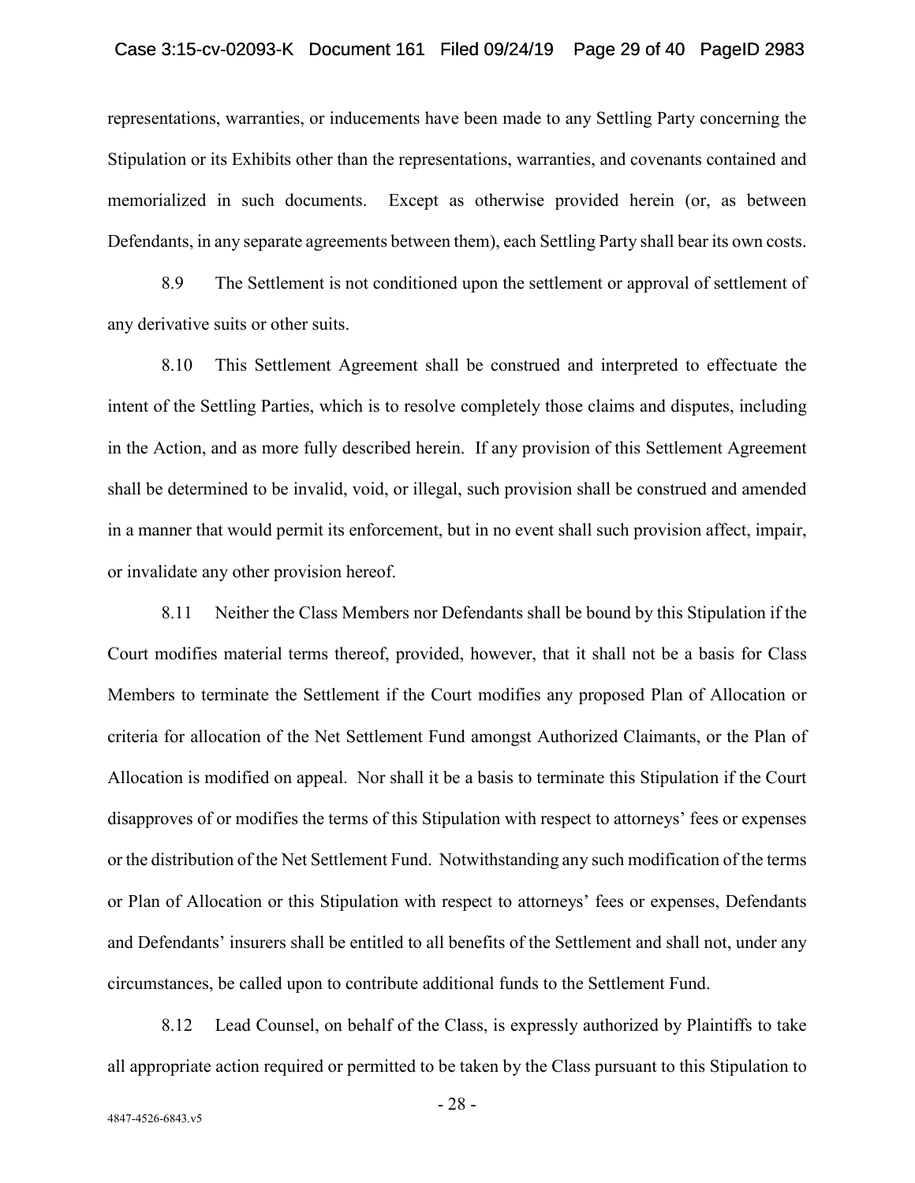representations, warranties, or inducements have been made to any Settling Party concerning the Stipulation or its Exhibits other than the representations, warranties, and covenants contained and memorialized in such documents. Except as otherwise provided herein (or, as between Defendants, in any separate agreements between them), each Settling Party shall bear its own costs.

8.9 The Settlement is not conditioned upon the settlement or approval of settlement of any derivative suits or other suits.

8.10 This Settlement Agreement shall be construed and interpreted to effectuate the intent of the Settling Parties, which is to resolve completely those claims and disputes, including in the Action, and as more fully described herein. If any provision of this Settlement Agreement shall be determined to be invalid, void, or illegal, such provision shall be construed and amended in a manner that would permit its enforcement, but in no event shall such provision affect, impair, or invalidate any other provision hereof.

8.11 Neither the Class Members nor Defendants shall be bound by this Stipulation if the Court modifies material terms thereof, provided, however, that it shall not be a basis for Class Members to terminate the Settlement if the Court modifies any proposed Plan of Allocation or criteria for allocation of the Net Settlement Fund amongst Authorized Claimants, or the Plan of Allocation is modified on appeal. Nor shall it be a basis to terminate this Stipulation if the Court disapproves of or modifies the terms of this Stipulation with respect to attorneys' fees or expenses or the distribution of the Net Settlement Fund. Notwithstanding any such modification of the terms or Plan of Allocation or this Stipulation with respect to attorneys' fees or expenses, Defendants and Defendants' insurers shall be entitled to all benefits of the Settlement and shall not, under any circumstances, be called upon to contribute additional funds to the Settlement Fund.

8.12 Lead Counsel, on behalf of the Class, is expressly authorized by Plaintiffs to take all appropriate action required or permitted to be taken by the Class pursuant to this Stipulation to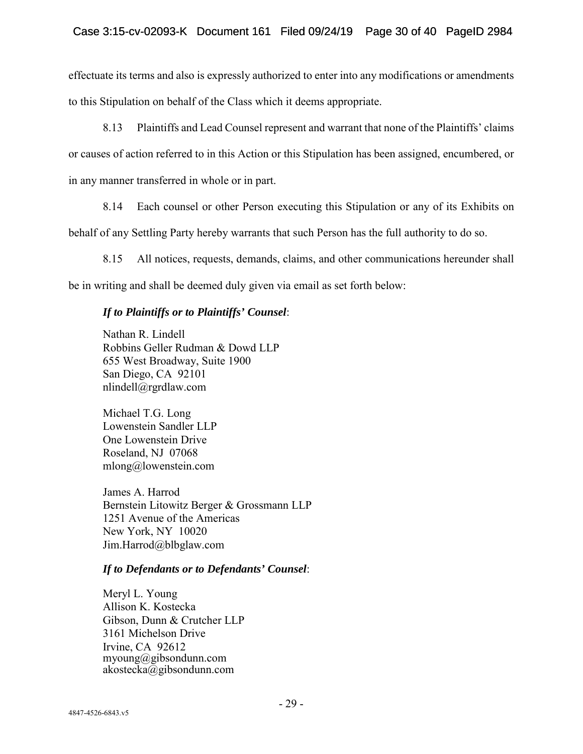effectuate its terms and also is expressly authorized to enter into any modifications or amendments to this Stipulation on behalf of the Class which it deems appropriate.

8.13 Plaintiffs and Lead Counsel represent and warrant that none of the Plaintiffs' claims or causes of action referred to in this Action or this Stipulation has been assigned, encumbered, or in any manner transferred in whole or in part.

8.14 Each counsel or other Person executing this Stipulation or any of its Exhibits on behalf of any Settling Party hereby warrants that such Person has the full authority to do so.

8.15 All notices, requests, demands, claims, and other communications hereunder shall be in writing and shall be deemed duly given via email as set forth below:

***If to Plaintiffs or to Plaintiffs' Counsel***:

Nathan R. Lindell
Robbins Geller Rudman & Dowd LLP
655 West Broadway, Suite 1900
San Diego, CA 92101
nlindell@rgrdlaw.com

Michael T.G. Long
Lowenstein Sandler LLP
One Lowenstein Drive
Roseland, NJ 07068
mlong@lowenstein.com

James A. Harrod
Bernstein Litowitz Berger & Grossmann LLP
1251 Avenue of the Americas
New York, NY 10020
Jim.Harrod@blbglaw.com

***If to Defendants or to Defendants' Counsel***:

Meryl L. Young
Allison K. Kostecka
Gibson, Dunn & Crutcher LLP
3161 Michelson Drive
Irvine, CA 92612
myoung@gibsondunn.com
akostecka@gibsondunn.com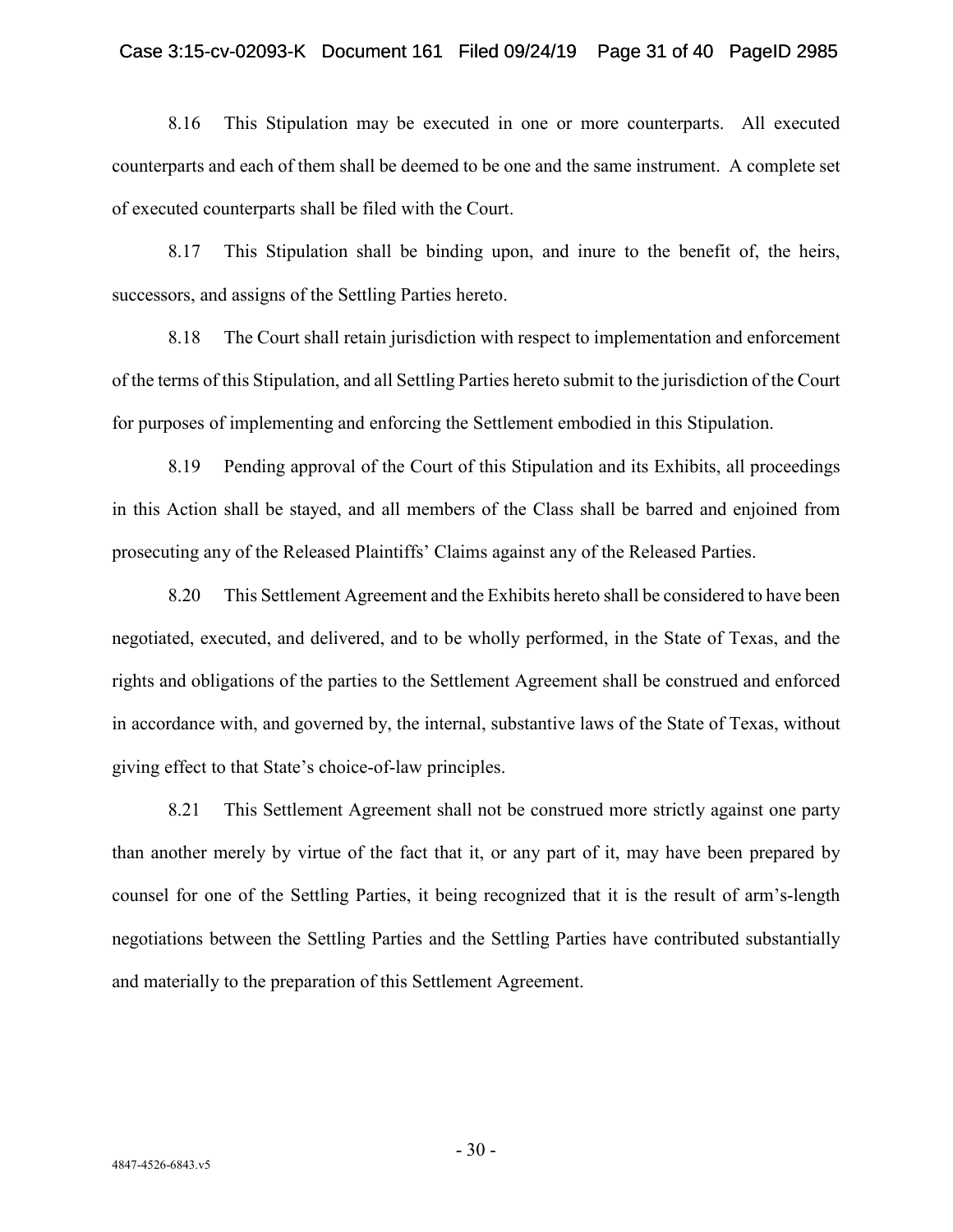8.16 This Stipulation may be executed in one or more counterparts. All executed counterparts and each of them shall be deemed to be one and the same instrument. A complete set of executed counterparts shall be filed with the Court.

8.17 This Stipulation shall be binding upon, and inure to the benefit of, the heirs, successors, and assigns of the Settling Parties hereto.

8.18 The Court shall retain jurisdiction with respect to implementation and enforcement of the terms of this Stipulation, and all Settling Parties hereto submit to the jurisdiction of the Court for purposes of implementing and enforcing the Settlement embodied in this Stipulation.

8.19 Pending approval of the Court of this Stipulation and its Exhibits, all proceedings in this Action shall be stayed, and all members of the Class shall be barred and enjoined from prosecuting any of the Released Plaintiffs' Claims against any of the Released Parties.

8.20 This Settlement Agreement and the Exhibits hereto shall be considered to have been negotiated, executed, and delivered, and to be wholly performed, in the State of Texas, and the rights and obligations of the parties to the Settlement Agreement shall be construed and enforced in accordance with, and governed by, the internal, substantive laws of the State of Texas, without giving effect to that State's choice-of-law principles.

8.21 This Settlement Agreement shall not be construed more strictly against one party than another merely by virtue of the fact that it, or any part of it, may have been prepared by counsel for one of the Settling Parties, it being recognized that it is the result of arm's-length negotiations between the Settling Parties and the Settling Parties have contributed substantially and materially to the preparation of this Settlement Agreement.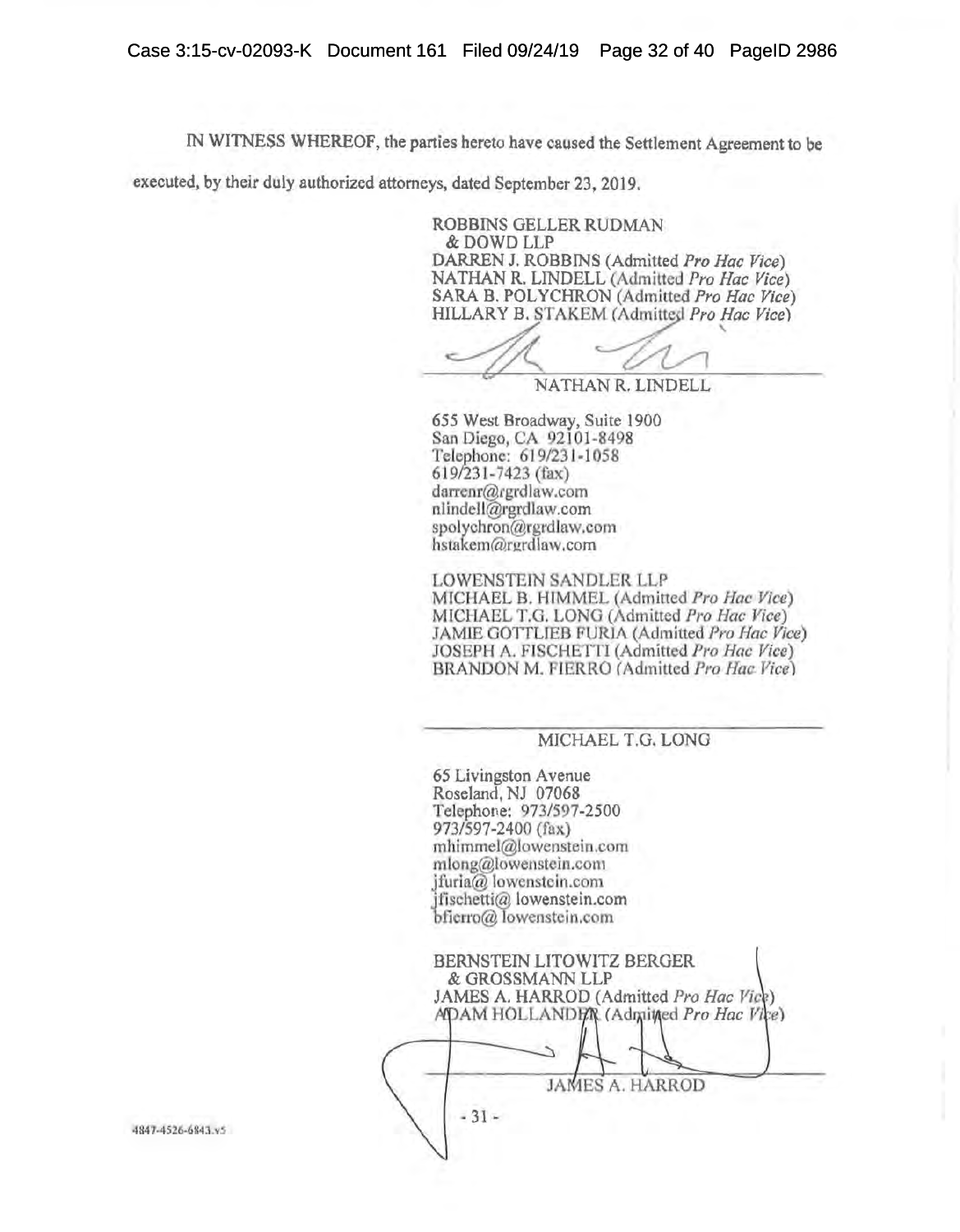IN WITNESS WHEREOF, the parties hereto have caused the Settlement Agreement to be executed, by their duly authorized attorneys, dated September 23, 2019.

ROBBINS GELLER RUDMAN
& DOWD LLP
DARREN J. ROBBINS (Admitted *Pro Hac Vice*)
NATHAN R. LINDELL (Admitted *Pro Hac Vice*)
SARA B. POLYCHRON (Admitted *Pro Hac Vice*)
HILLARY B. STAKEM (Admitted *Pro Hac Vice*)

NATHAN R. LINDELL

655 West Broadway, Suite 1900
San Diego, CA 92101-8498
Telephone: 619/231-1058
619/231-7423 (fax)
darrenr@rgrdlaw.com
nlindell@rgrdlaw.com
spolychron@rgrdlaw.com
hstakem@rgrdlaw.com

LOWENSTEIN SANDLER LLP
MICHAEL B. HIMMEL (Admitted *Pro Hac Vice*)
MICHAEL T.G. LONG (Admitted *Pro Hac Vice*)
JAMIE GOTTLIEB FURIA (Admitted *Pro Hac Vice*)
JOSEPH A. FISCHETTI (Admitted *Pro Hac Vice*)
BRANDON M. FIERRO (Admitted *Pro Hac Vice*)

MICHAEL T.G. LONG

65 Livingston Avenue
Roseland, NJ 07068
Telephone: 973/597-2500
973/597-2400 (fax)
mhimmel@lowenstein.com
mlong@lowenstein.com
jfuria@ lowenstein.com
jfischetti@ lowenstein.com
bfierro@ lowenstein.com

BERNSTEIN LITOWITZ BERGER
& GROSSMANN LLP
JAMES A. HARROD (Admitted *Pro Hac Vice*)
ADAM HOLLANDER (Admitted *Pro Hac Vice*)

JAMES A. HARROD

4847-4526-6843.v5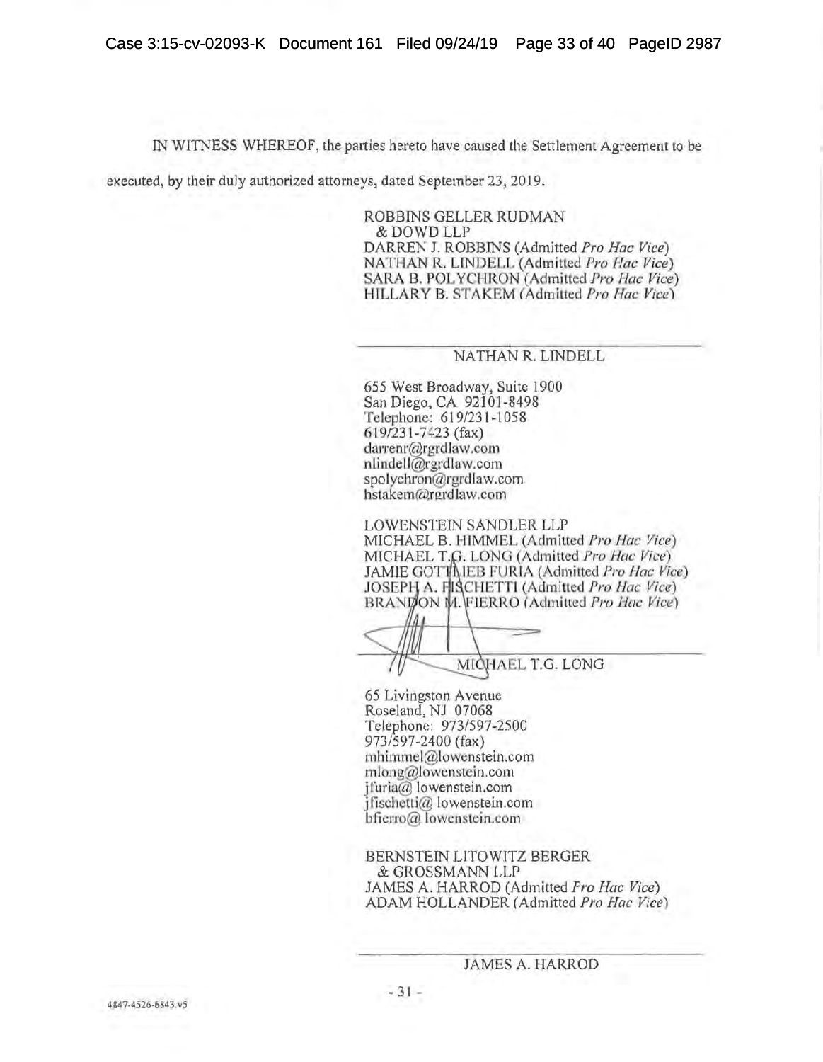IN WITNESS WHEREOF, the parties hereto have caused the Settlement Agreement to be executed, by their duly authorized attorneys, dated September 23, 2019.

ROBBINS GELLER RUDMAN
& DOWD LLP
DARREN J. ROBBINS (Admitted *Pro Hac Vice*)
NATHAN R. LINDELL (Admitted *Pro Hac Vice*)
SARA B. POLYCHRON (Admitted *Pro Hac Vice*)
HILLARY B. STAKEM (Admitted *Pro Hac Vice*)

NATHAN R. LINDELL

655 West Broadway, Suite 1900
San Diego, CA 92101-8498
Telephone: 619/231-1058
619/231-7423 (fax)
darrenr@rgrdlaw.com
nlindell@rgrdlaw.com
spolychron@rgrdlaw.com
hstakem@rgrdlaw.com

LOWENSTEIN SANDLER LLP
MICHAEL B. HIMMEL (Admitted *Pro Hac Vice*)
MICHAEL T.G. LONG (Admitted *Pro Hac Vice*)
JAMIE GOTTLIEB FURIA (Admitted *Pro Hac Vice*)
JOSEPH A. FISCHETTI (Admitted *Pro Hac Vice*)
BRANDON M. FIERRO (Admitted *Pro Hac Vice*)

MICHAEL T.G. LONG

65 Livingston Avenue
Roseland, NJ 07068
Telephone: 973/597-2500
973/597-2400 (fax)
mhimmel@lowenstein.com
mlong@lowenstein.com
jfuria@lowenstein.com
jfischetti@lowenstein.com
bfierro@lowenstein.com

BERNSTEIN LITOWITZ BERGER
& GROSSMANN LLP
JAMES A. HARROD (Admitted *Pro Hac Vice*)
ADAM HOLLANDER (Admitted *Pro Hac Vice*)

JAMES A. HARROD

4847-4526-6843.v5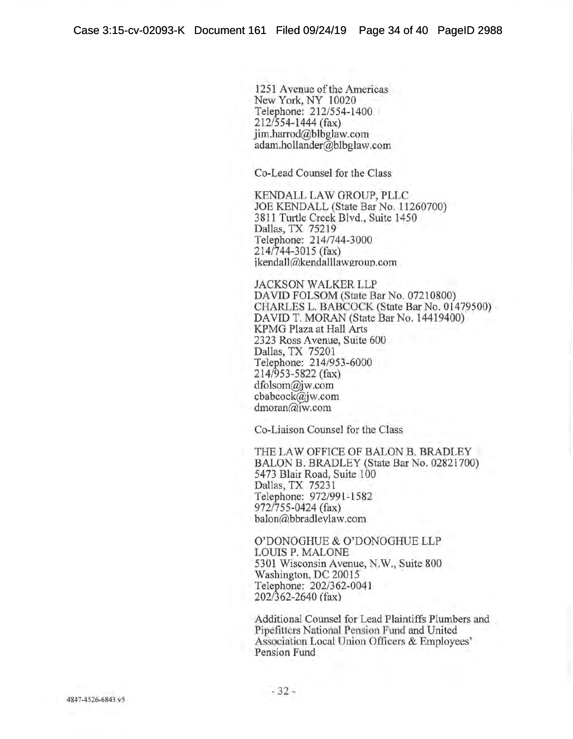1251 Avenue of the Americas
New York, NY 10020
Telephone: 212/554-1400
212/554-1444 (fax)
jim.harrod@blbglaw.com
adam.hollander@blbglaw.com

Co-Lead Counsel for the Class

KENDALL LAW GROUP, PLLC
JOE KENDALL (State Bar No. 11260700)
3811 Turtle Creek Blvd., Suite 1450
Dallas, TX 75219
Telephone: 214/744-3000
214/744-3015 (fax)
jkendall@kendalllawgroup.com

JACKSON WALKER LLP
DAVID FOLSOM (State Bar No. 07210800)
CHARLES L. BABCOCK (State Bar No. 01479500)
DAVID T. MORAN (State Bar No. 14419400)
KPMG Plaza at Hall Arts
2323 Ross Avenue, Suite 600
Dallas, TX 75201
Telephone: 214/953-6000
214/953-5822 (fax)
dfolsom@jw.com
cbabcock@jw.com
dmoran@jw.com

Co-Liaison Counsel for the Class

THE LAW OFFICE OF BALON B. BRADLEY
BALON B. BRADLEY (State Bar No. 02821700)
5473 Blair Road, Suite 100
Dallas, TX 75231
Telephone: 972/991-1582
972/755-0424 (fax)
balon@bbradleylaw.com

O'DONOGHUE & O'DONOGHUE LLP
LOUIS P. MALONE
5301 Wisconsin Avenue, N.W., Suite 800
Washington, DC 20015
Telephone: 202/362-0041
202/362-2640 (fax)

Additional Counsel for Lead Plaintiffs Plumbers and Pipefitters National Pension Fund and United Association Local Union Officers & Employees' Pension Fund

4847-4526-6843.v5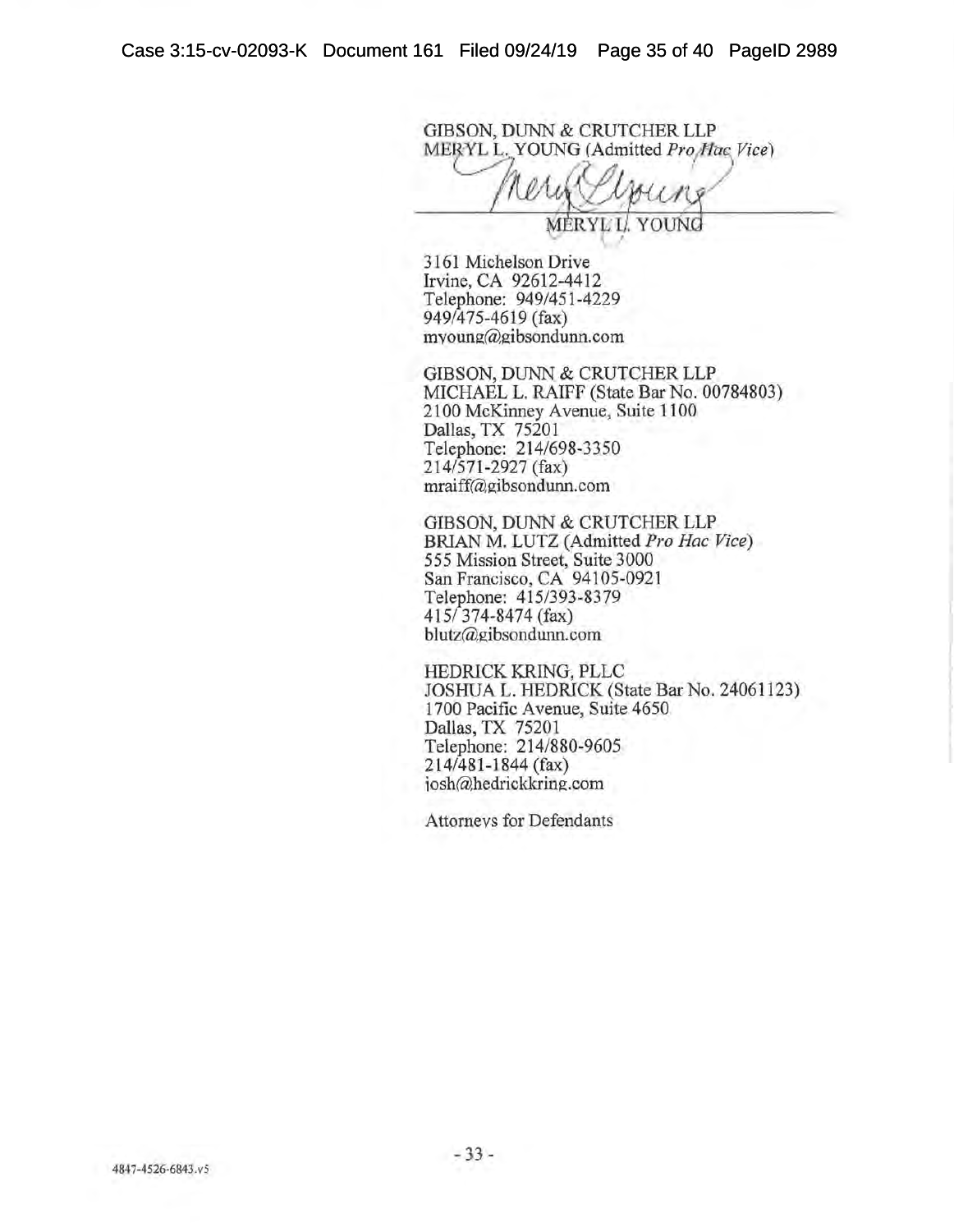GIBSON, DUNN & CRUTCHER LLP
MERYL L. YOUNG (Admitted *Pro Hac Vice*)

MERYL L. YOUNG

3161 Michelson Drive
Irvine, CA 92612-4412
Telephone: 949/451-4229
949/475-4619 (fax)
myoung@gibsondunn.com

GIBSON, DUNN & CRUTCHER LLP
MICHAEL L. RAIFF (State Bar No. 00784803)
2100 McKinney Avenue, Suite 1100
Dallas, TX 75201
Telephone: 214/698-3350
214/571-2927 (fax)
mraiff@gibsondunn.com

GIBSON, DUNN & CRUTCHER LLP
BRIAN M. LUTZ (Admitted *Pro Hac Vice*)
555 Mission Street, Suite 3000
San Francisco, CA 94105-0921
Telephone: 415/393-8379
415/374-8474 (fax)
blutz@gibsondunn.com

HEDRICK KRING, PLLC
JOSHUA L. HEDRICK (State Bar No. 24061123)
1700 Pacific Avenue, Suite 4650
Dallas, TX 75201
Telephone: 214/880-9605
214/481-1844 (fax)
josh@hedrickkring.com

Attorneys for Defendants

4847-4526-6843.v5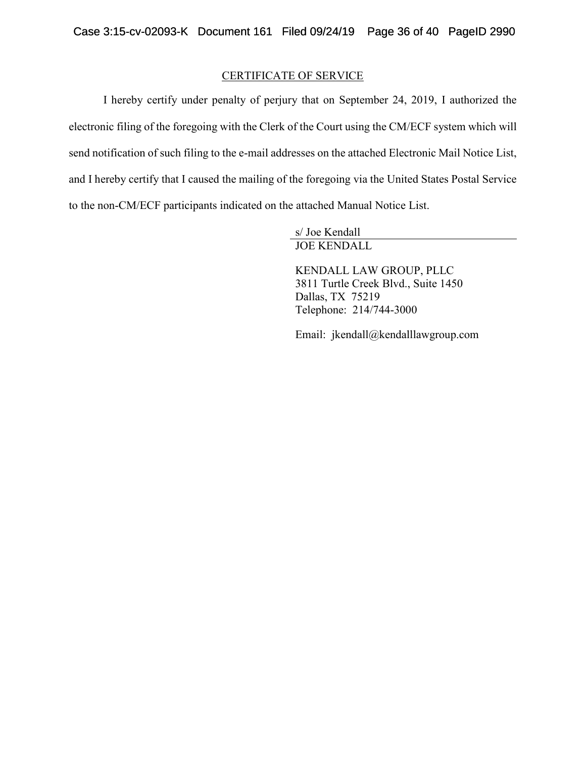## CERTIFICATE OF SERVICE

I hereby certify under penalty of perjury that on September 24, 2019, I authorized the electronic filing of the foregoing with the Clerk of the Court using the CM/ECF system which will send notification of such filing to the e-mail addresses on the attached Electronic Mail Notice List, and I hereby certify that I caused the mailing of the foregoing via the United States Postal Service to the non-CM/ECF participants indicated on the attached Manual Notice List.

s/ Joe Kendall
JOE KENDALL

KENDALL LAW GROUP, PLLC
3811 Turtle Creek Blvd., Suite 1450
Dallas, TX 75219
Telephone: 214/744-3000

Email: jkendall@kendalllawgroup.com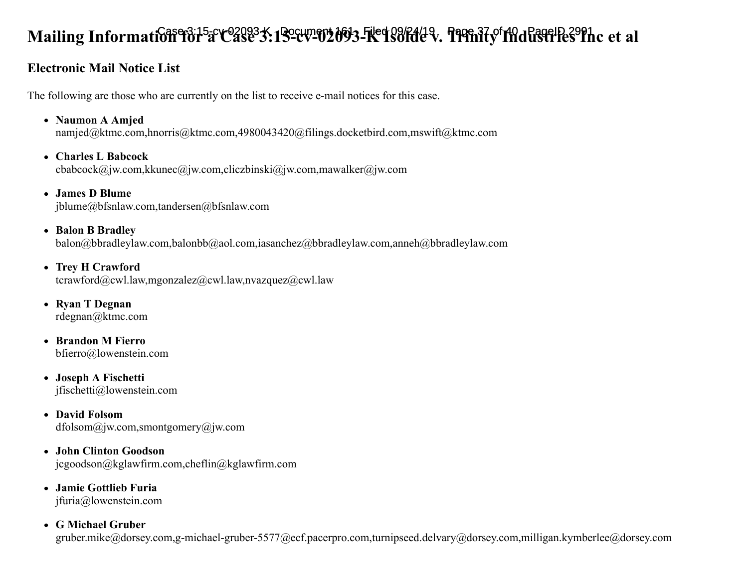# Mailing Information for a Case 3:15-cv-02093-K Isolde v. Trinity Industries Inc et al

## Electronic Mail Notice List

The following are those who are currently on the list to receive e-mail notices for this case.

- **Naumon A Amjed**
  namjed@ktmc.com,hnorris@ktmc.com,4980043420@filings.docketbird.com,mswift@ktmc.com
- **Charles L Babcock**
  cbabcock@jw.com,kkunec@jw.com,cliczbinski@jw.com,mawalker@jw.com
- **James D Blume**
  jblume@bfsnlaw.com,tandersen@bfsnlaw.com
- **Balon B Bradley**
  balon@bbradleylaw.com,balonbb@aol.com,iasanchez@bbradleylaw.com,anneh@bbradleylaw.com
- **Trey H Crawford**
  tcrawford@cwl.law,mgonzalez@cwl.law,nvazquez@cwl.law
- **Ryan T Degnan**
  rdegnan@ktmc.com
- **Brandon M Fierro**
  bfierro@lowenstein.com
- **Joseph A Fischetti**
  jfischetti@lowenstein.com
- **David Folsom**
  dfolsom@jw.com,smontgomery@jw.com
- **John Clinton Goodson**
  jcgoodson@kglawfirm.com,cheflin@kglawfirm.com
- **Jamie Gottlieb Furia**
  jfuria@lowenstein.com
- **G Michael Gruber**
  gruber.mike@dorsey.com,g-michael-gruber-5577@ecf.pacerpro.com,turnipseed.delvary@dorsey.com,milligan.kymberlee@dorsey.com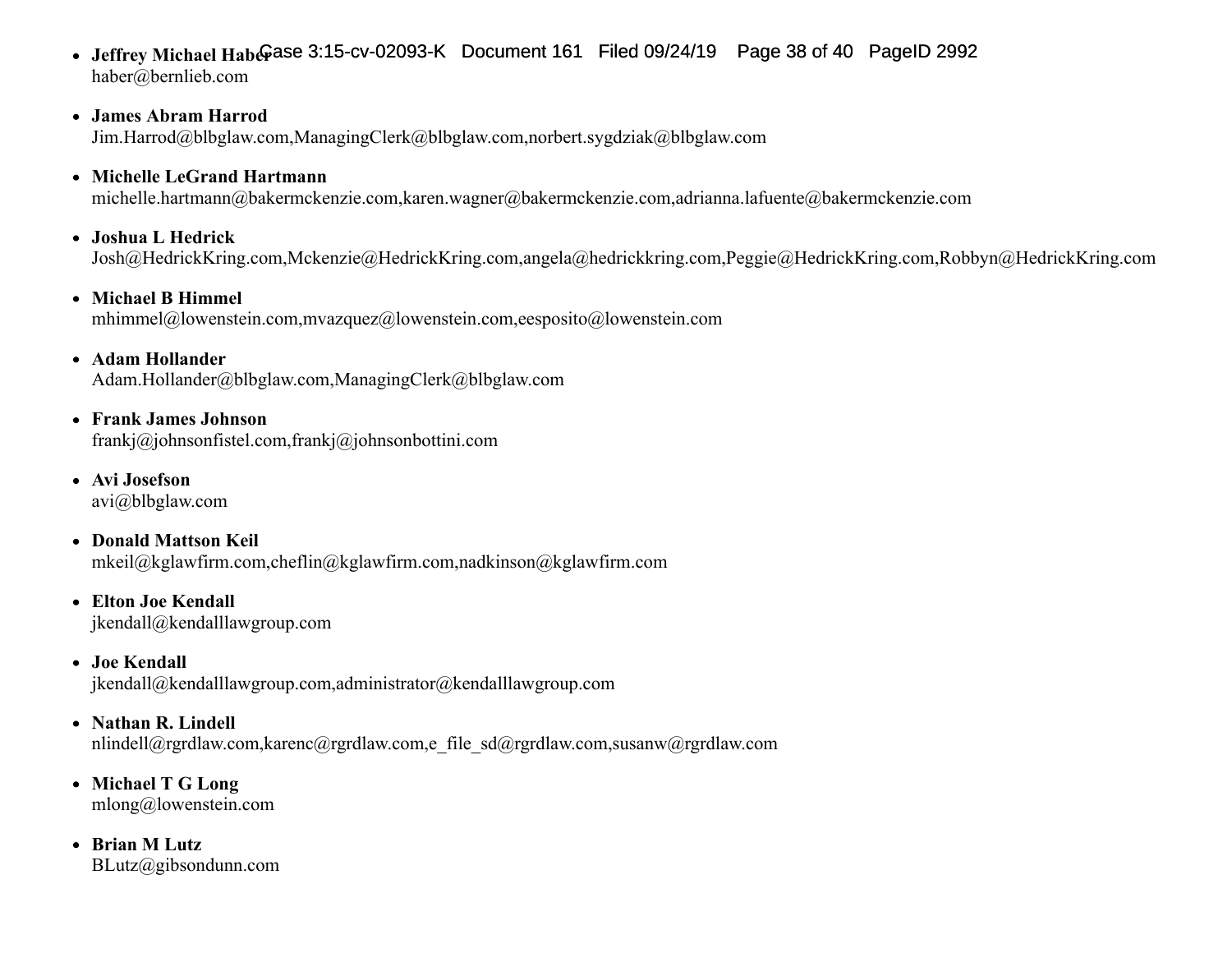- **Jeffrey Michael Haber**
  haber@bernlieb.com

- **James Abram Harrod**
  Jim.Harrod@blbglaw.com,ManagingClerk@blbglaw.com,norbert.sygdziak@blbglaw.com

- **Michelle LeGrand Hartmann**
  michelle.hartmann@bakermckenzie.com,karen.wagner@bakermckenzie.com,adrianna.lafuente@bakermckenzie.com

- **Joshua L Hedrick**
  Josh@HedrickKring.com,Mckenzie@HedrickKring.com,angela@hedrickkring.com,Peggie@HedrickKring.com,Robbyn@HedrickKring.com

- **Michael B Himmel**
  mhimmel@lowenstein.com,mvazquez@lowenstein.com,eesposito@lowenstein.com

- **Adam Hollander**
  Adam.Hollander@blbglaw.com,ManagingClerk@blbglaw.com

- **Frank James Johnson**
  frankj@johnsonfistel.com,frankj@johnsonbottini.com

- **Avi Josefson**
  avi@blbglaw.com

- **Donald Mattson Keil**
  mkeil@kglawfirm.com,cheflin@kglawfirm.com,nadkinson@kglawfirm.com

- **Elton Joe Kendall**
  jkendall@kendalllawgroup.com

- **Joe Kendall**
  jkendall@kendalllawgroup.com,administrator@kendalllawgroup.com

- **Nathan R. Lindell**
  nlindell@rgrdlaw.com,karenc@rgrdlaw.com,e_file_sd@rgrdlaw.com,susanw@rgrdlaw.com

- **Michael T G Long**
  mlong@lowenstein.com

- **Brian M Lutz**
  BLutz@gibsondunn.com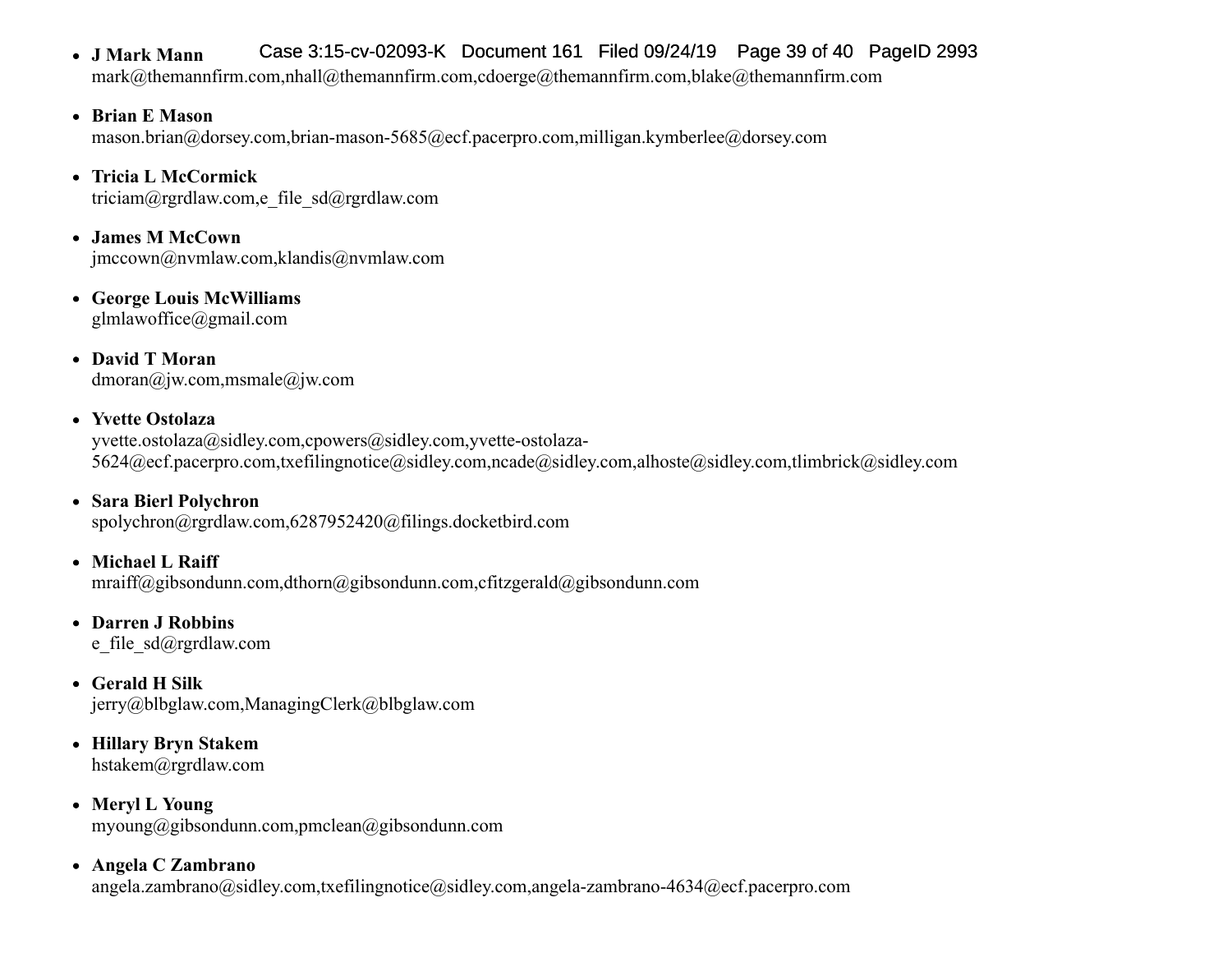- **J Mark Mann**
  mark@themannfirm.com,nhall@themannfirm.com,cdoerge@themannfirm.com,blake@themannfirm.com

- **Brian E Mason**
  mason.brian@dorsey.com,brian-mason-5685@ecf.pacerpro.com,milligan.kymberlee@dorsey.com

- **Tricia L McCormick**
  triciam@rgrdlaw.com,e_file_sd@rgrdlaw.com

- **James M McCown**
  jmccown@nvmlaw.com,klandis@nvmlaw.com

- **George Louis McWilliams**
  glmlawoffice@gmail.com

- **David T Moran**
  dmoran@jw.com,msmale@jw.com

- **Yvette Ostolaza**
  yvette.ostolaza@sidley.com,cpowers@sidley.com,yvette-ostolaza-5624@ecf.pacerpro.com,txefilingnotice@sidley.com,ncade@sidley.com,alhoste@sidley.com,tlimbrick@sidley.com

- **Sara Bierl Polychron**
  spolychron@rgrdlaw.com,6287952420@filings.docketbird.com

- **Michael L Raiff**
  mraiff@gibsondunn.com,dthorn@gibsondunn.com,cfitzgerald@gibsondunn.com

- **Darren J Robbins**
  e_file_sd@rgrdlaw.com

- **Gerald H Silk**
  jerry@blbglaw.com,ManagingClerk@blbglaw.com

- **Hillary Bryn Stakem**
  hstakem@rgrdlaw.com

- **Meryl L Young**
  myoung@gibsondunn.com,pmclean@gibsondunn.com

- **Angela C Zambrano**
  angela.zambrano@sidley.com,txefilingnotice@sidley.com,angela-zambrano-4634@ecf.pacerpro.com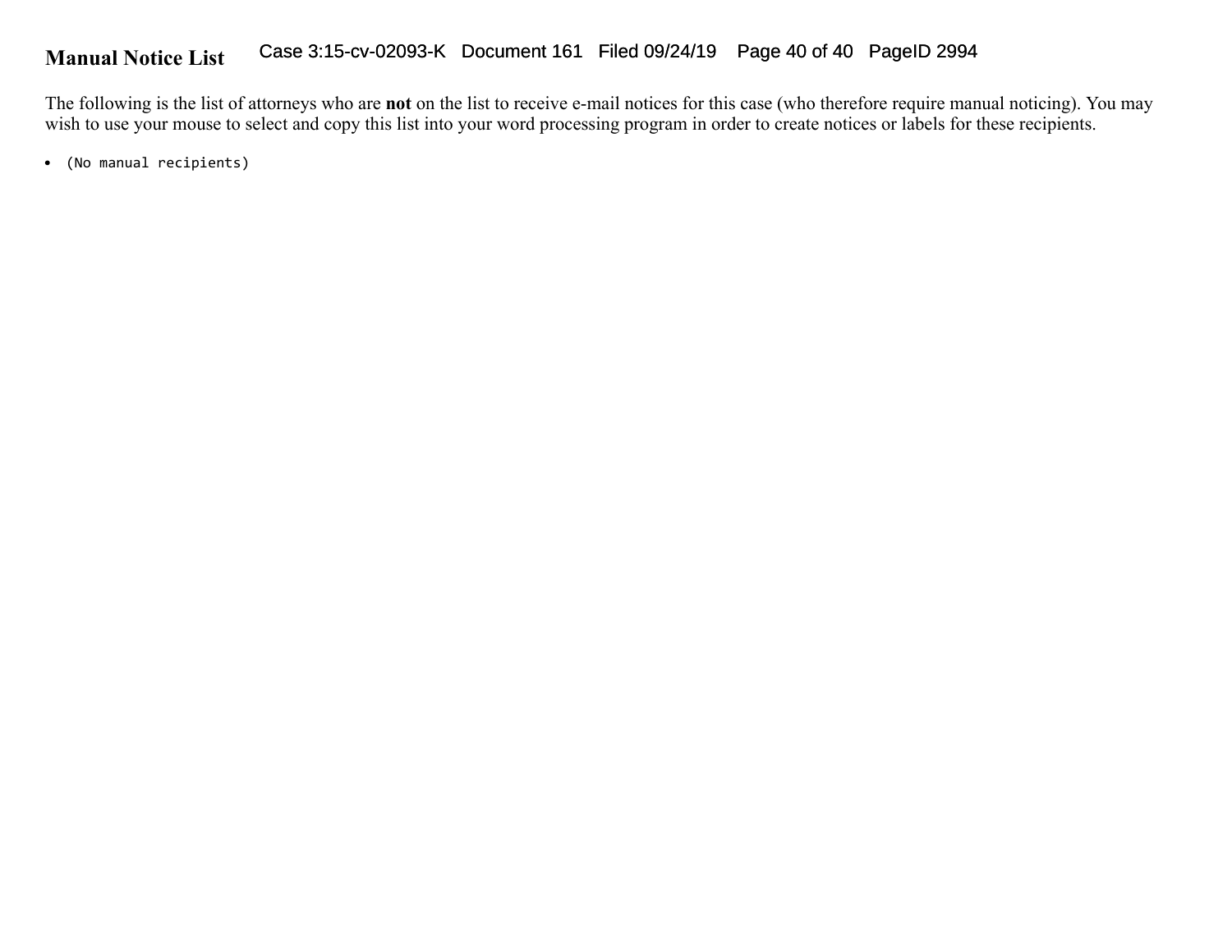## Manual Notice List

The following is the list of attorneys who are **not** on the list to receive e-mail notices for this case (who therefore require manual noticing). You may wish to use your mouse to select and copy this list into your word processing program in order to create notices or labels for these recipients.

- (No manual recipients)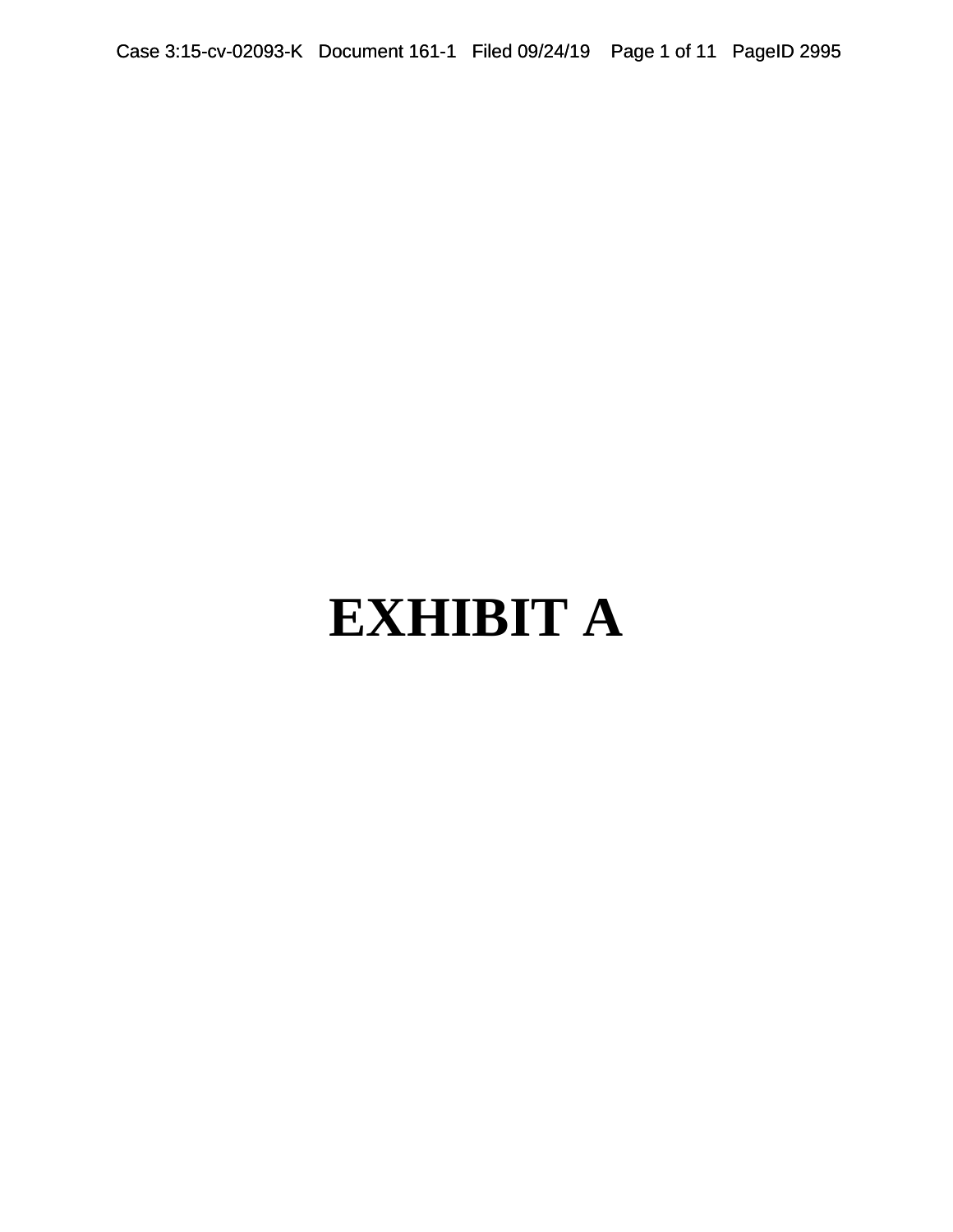# EXHIBIT A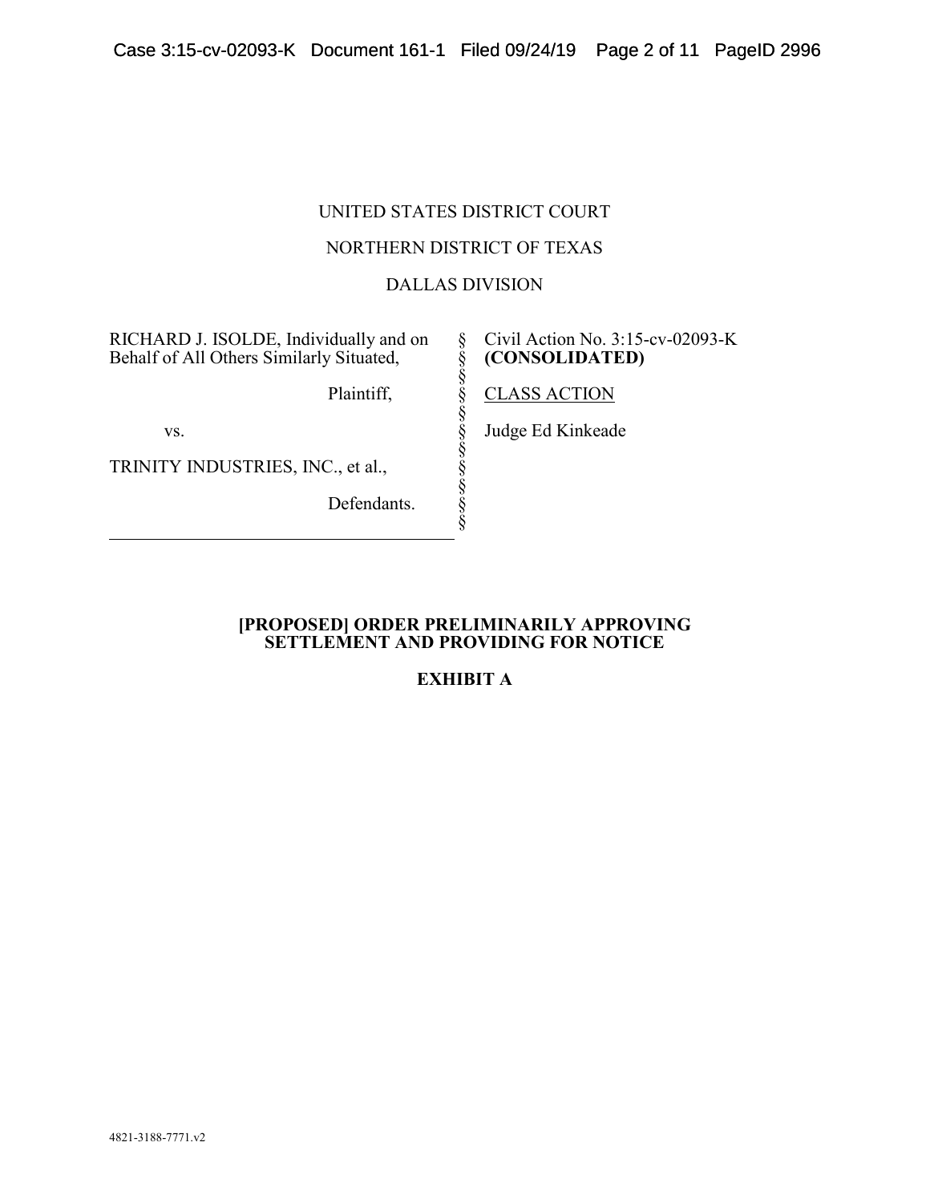UNITED STATES DISTRICT COURT

NORTHERN DISTRICT OF TEXAS

DALLAS DIVISION

| | | |
|---|---|---|
| RICHARD J. ISOLDE, Individually and on Behalf of All Others Similarly Situated, | § | Civil Action No. 3:15-cv-02093-K **(CONSOLIDATED)** |
| Plaintiff, | § | CLASS ACTION |
| vs. | § | Judge Ed Kinkeade |
| TRINITY INDUSTRIES, INC., et al., | § | |
| Defendants. | § | |

**[PROPOSED] ORDER PRELIMINARILY APPROVING SETTLEMENT AND PROVIDING FOR NOTICE**

**EXHIBIT A**

4821-3188-7771.v2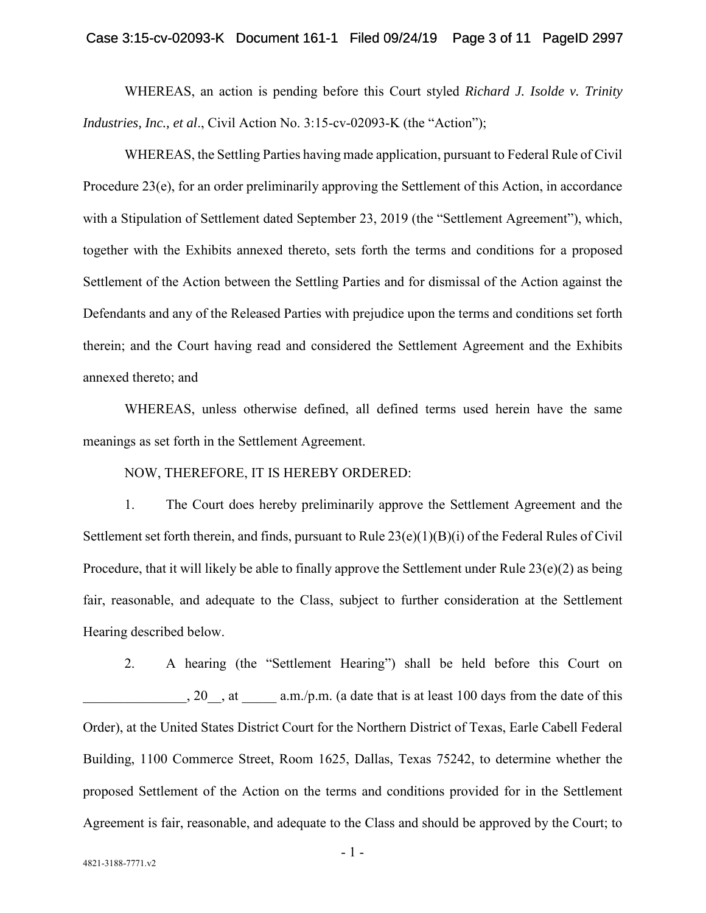WHEREAS, an action is pending before this Court styled *Richard J. Isolde v. Trinity Industries, Inc., et al*., Civil Action No. 3:15-cv-02093-K (the "Action");

WHEREAS, the Settling Parties having made application, pursuant to Federal Rule of Civil Procedure 23(e), for an order preliminarily approving the Settlement of this Action, in accordance with a Stipulation of Settlement dated September 23, 2019 (the "Settlement Agreement"), which, together with the Exhibits annexed thereto, sets forth the terms and conditions for a proposed Settlement of the Action between the Settling Parties and for dismissal of the Action against the Defendants and any of the Released Parties with prejudice upon the terms and conditions set forth therein; and the Court having read and considered the Settlement Agreement and the Exhibits annexed thereto; and

WHEREAS, unless otherwise defined, all defined terms used herein have the same meanings as set forth in the Settlement Agreement.

NOW, THEREFORE, IT IS HEREBY ORDERED:

1. The Court does hereby preliminarily approve the Settlement Agreement and the Settlement set forth therein, and finds, pursuant to Rule 23(e)(1)(B)(i) of the Federal Rules of Civil Procedure, that it will likely be able to finally approve the Settlement under Rule 23(e)(2) as being fair, reasonable, and adequate to the Class, subject to further consideration at the Settlement Hearing described below.

2. A hearing (the "Settlement Hearing") shall be held before this Court on _______________, 20__, at _____ a.m./p.m. (a date that is at least 100 days from the date of this Order), at the United States District Court for the Northern District of Texas, Earle Cabell Federal Building, 1100 Commerce Street, Room 1625, Dallas, Texas 75242, to determine whether the proposed Settlement of the Action on the terms and conditions provided for in the Settlement Agreement is fair, reasonable, and adequate to the Class and should be approved by the Court; to

4821-3188-7771.v2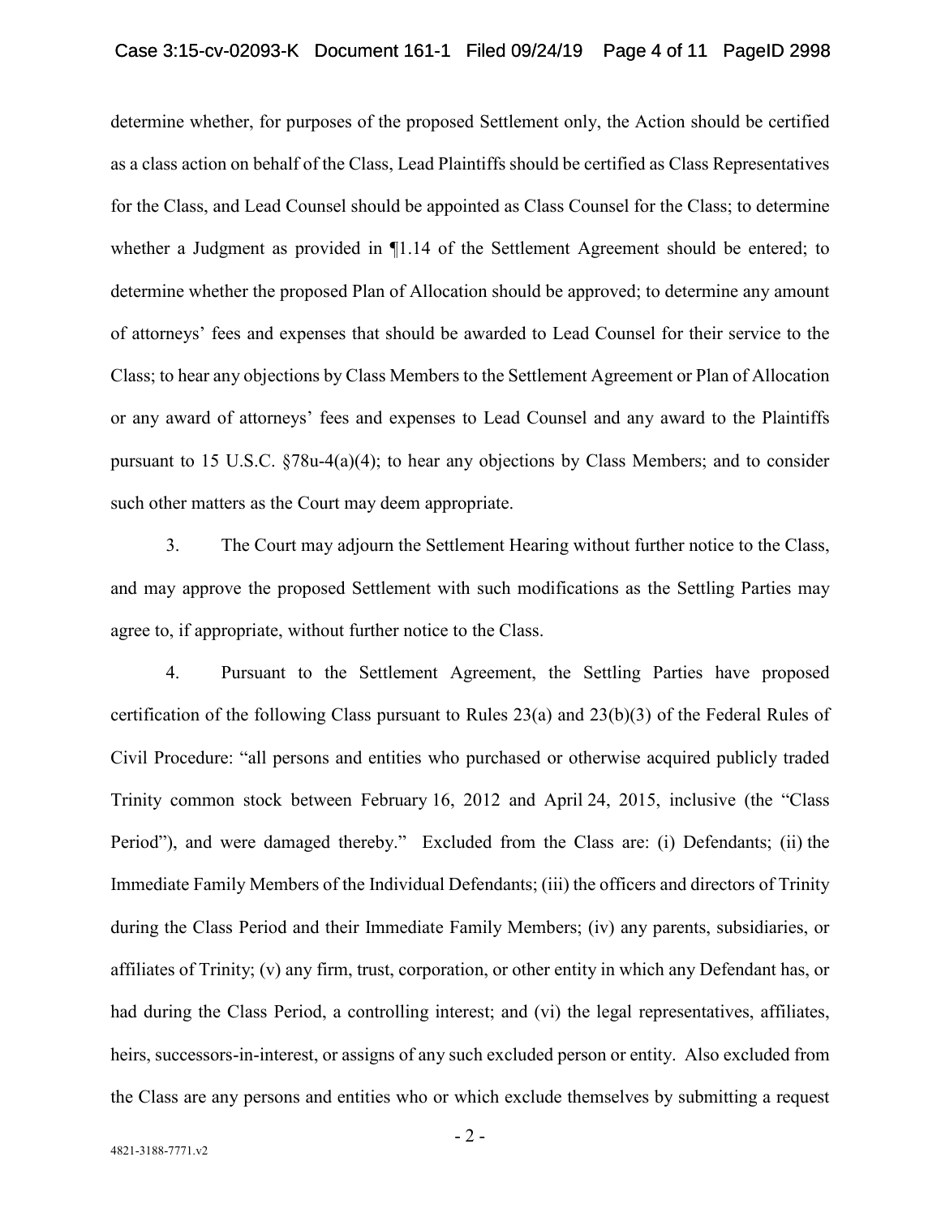determine whether, for purposes of the proposed Settlement only, the Action should be certified as a class action on behalf of the Class, Lead Plaintiffs should be certified as Class Representatives for the Class, and Lead Counsel should be appointed as Class Counsel for the Class; to determine whether a Judgment as provided in ¶1.14 of the Settlement Agreement should be entered; to determine whether the proposed Plan of Allocation should be approved; to determine any amount of attorneys' fees and expenses that should be awarded to Lead Counsel for their service to the Class; to hear any objections by Class Members to the Settlement Agreement or Plan of Allocation or any award of attorneys' fees and expenses to Lead Counsel and any award to the Plaintiffs pursuant to 15 U.S.C. §78u-4(a)(4); to hear any objections by Class Members; and to consider such other matters as the Court may deem appropriate.

3. The Court may adjourn the Settlement Hearing without further notice to the Class, and may approve the proposed Settlement with such modifications as the Settling Parties may agree to, if appropriate, without further notice to the Class.

4. Pursuant to the Settlement Agreement, the Settling Parties have proposed certification of the following Class pursuant to Rules 23(a) and 23(b)(3) of the Federal Rules of Civil Procedure: "all persons and entities who purchased or otherwise acquired publicly traded Trinity common stock between February 16, 2012 and April 24, 2015, inclusive (the "Class Period"), and were damaged thereby." Excluded from the Class are: (i) Defendants; (ii) the Immediate Family Members of the Individual Defendants; (iii) the officers and directors of Trinity during the Class Period and their Immediate Family Members; (iv) any parents, subsidiaries, or affiliates of Trinity; (v) any firm, trust, corporation, or other entity in which any Defendant has, or had during the Class Period, a controlling interest; and (vi) the legal representatives, affiliates, heirs, successors-in-interest, or assigns of any such excluded person or entity. Also excluded from the Class are any persons and entities who or which exclude themselves by submitting a request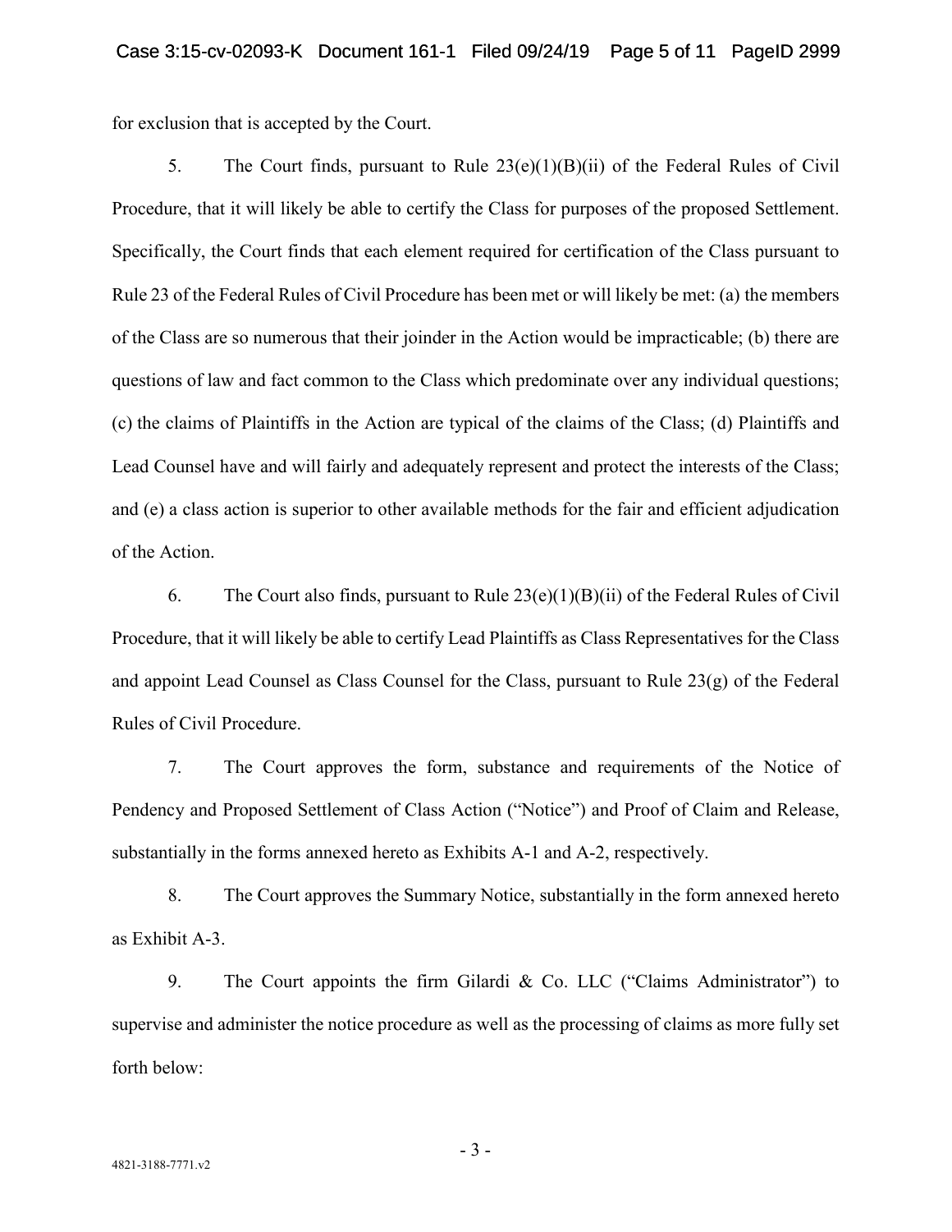for exclusion that is accepted by the Court.

5. The Court finds, pursuant to Rule 23(e)(1)(B)(ii) of the Federal Rules of Civil Procedure, that it will likely be able to certify the Class for purposes of the proposed Settlement. Specifically, the Court finds that each element required for certification of the Class pursuant to Rule 23 of the Federal Rules of Civil Procedure has been met or will likely be met: (a) the members of the Class are so numerous that their joinder in the Action would be impracticable; (b) there are questions of law and fact common to the Class which predominate over any individual questions; (c) the claims of Plaintiffs in the Action are typical of the claims of the Class; (d) Plaintiffs and Lead Counsel have and will fairly and adequately represent and protect the interests of the Class; and (e) a class action is superior to other available methods for the fair and efficient adjudication of the Action.

6. The Court also finds, pursuant to Rule 23(e)(1)(B)(ii) of the Federal Rules of Civil Procedure, that it will likely be able to certify Lead Plaintiffs as Class Representatives for the Class and appoint Lead Counsel as Class Counsel for the Class, pursuant to Rule 23(g) of the Federal Rules of Civil Procedure.

7. The Court approves the form, substance and requirements of the Notice of Pendency and Proposed Settlement of Class Action ("Notice") and Proof of Claim and Release, substantially in the forms annexed hereto as Exhibits A-1 and A-2, respectively.

8. The Court approves the Summary Notice, substantially in the form annexed hereto as Exhibit A-3.

9. The Court appoints the firm Gilardi & Co. LLC ("Claims Administrator") to supervise and administer the notice procedure as well as the processing of claims as more fully set forth below: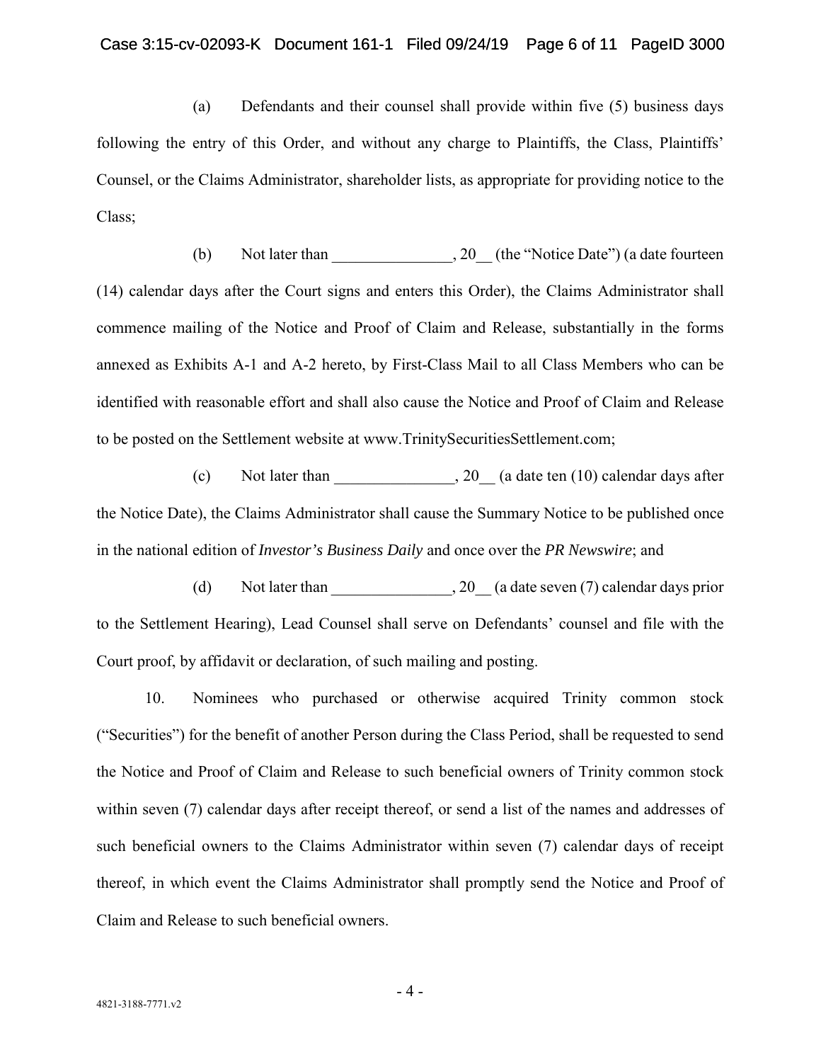(a) Defendants and their counsel shall provide within five (5) business days following the entry of this Order, and without any charge to Plaintiffs, the Class, Plaintiffs' Counsel, or the Claims Administrator, shareholder lists, as appropriate for providing notice to the Class;

(b) Not later than _______________, 20__ (the "Notice Date") (a date fourteen (14) calendar days after the Court signs and enters this Order), the Claims Administrator shall commence mailing of the Notice and Proof of Claim and Release, substantially in the forms annexed as Exhibits A-1 and A-2 hereto, by First-Class Mail to all Class Members who can be identified with reasonable effort and shall also cause the Notice and Proof of Claim and Release to be posted on the Settlement website at www.TrinitySecuritiesSettlement.com;

(c) Not later than _______________, 20__ (a date ten (10) calendar days after the Notice Date), the Claims Administrator shall cause the Summary Notice to be published once in the national edition of *Investor's Business Daily* and once over the *PR Newswire*; and

(d) Not later than _______________, 20__ (a date seven (7) calendar days prior to the Settlement Hearing), Lead Counsel shall serve on Defendants' counsel and file with the Court proof, by affidavit or declaration, of such mailing and posting.

10. Nominees who purchased or otherwise acquired Trinity common stock ("Securities") for the benefit of another Person during the Class Period, shall be requested to send the Notice and Proof of Claim and Release to such beneficial owners of Trinity common stock within seven (7) calendar days after receipt thereof, or send a list of the names and addresses of such beneficial owners to the Claims Administrator within seven (7) calendar days of receipt thereof, in which event the Claims Administrator shall promptly send the Notice and Proof of Claim and Release to such beneficial owners.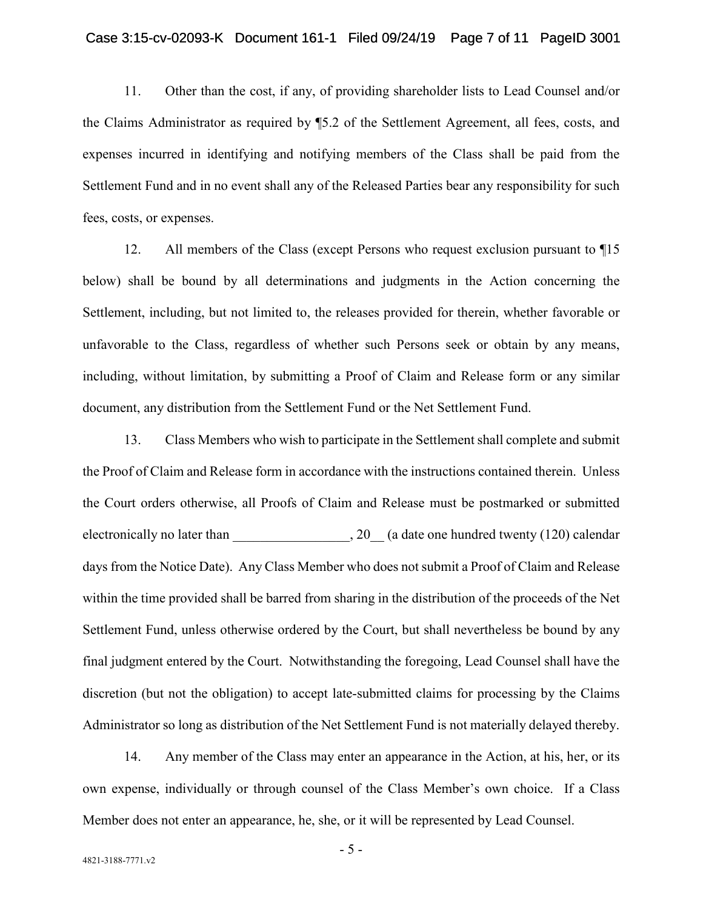11. Other than the cost, if any, of providing shareholder lists to Lead Counsel and/or the Claims Administrator as required by ¶5.2 of the Settlement Agreement, all fees, costs, and expenses incurred in identifying and notifying members of the Class shall be paid from the Settlement Fund and in no event shall any of the Released Parties bear any responsibility for such fees, costs, or expenses.

12. All members of the Class (except Persons who request exclusion pursuant to ¶15 below) shall be bound by all determinations and judgments in the Action concerning the Settlement, including, but not limited to, the releases provided for therein, whether favorable or unfavorable to the Class, regardless of whether such Persons seek or obtain by any means, including, without limitation, by submitting a Proof of Claim and Release form or any similar document, any distribution from the Settlement Fund or the Net Settlement Fund.

13. Class Members who wish to participate in the Settlement shall complete and submit the Proof of Claim and Release form in accordance with the instructions contained therein. Unless the Court orders otherwise, all Proofs of Claim and Release must be postmarked or submitted electronically no later than _________________, 20__ (a date one hundred twenty (120) calendar days from the Notice Date). Any Class Member who does not submit a Proof of Claim and Release within the time provided shall be barred from sharing in the distribution of the proceeds of the Net Settlement Fund, unless otherwise ordered by the Court, but shall nevertheless be bound by any final judgment entered by the Court. Notwithstanding the foregoing, Lead Counsel shall have the discretion (but not the obligation) to accept late-submitted claims for processing by the Claims Administrator so long as distribution of the Net Settlement Fund is not materially delayed thereby.

14. Any member of the Class may enter an appearance in the Action, at his, her, or its own expense, individually or through counsel of the Class Member's own choice. If a Class Member does not enter an appearance, he, she, or it will be represented by Lead Counsel.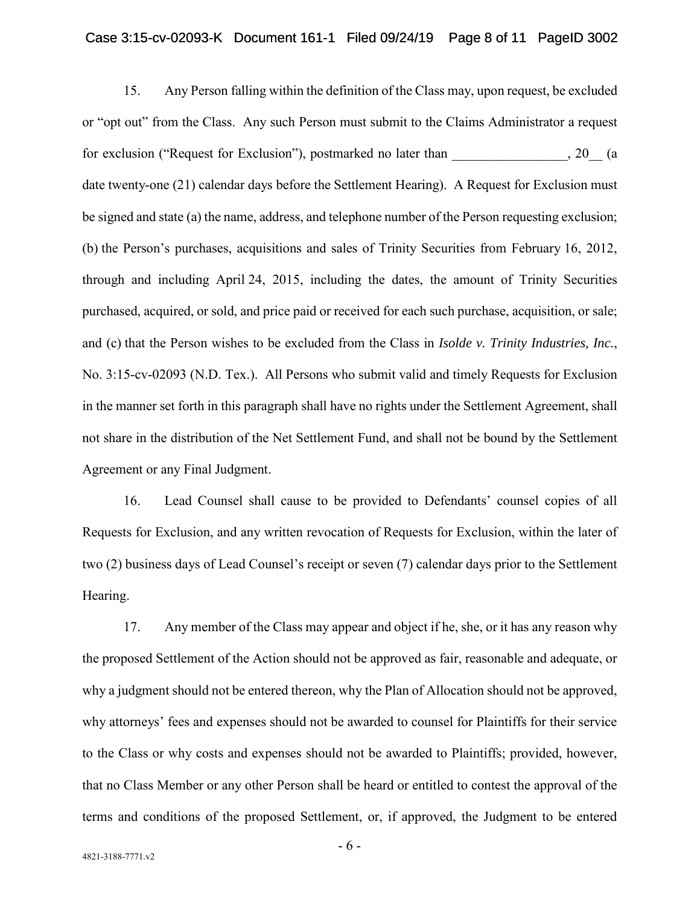15. Any Person falling within the definition of the Class may, upon request, be excluded or "opt out" from the Class. Any such Person must submit to the Claims Administrator a request for exclusion ("Request for Exclusion"), postmarked no later than _________________, 20__ (a date twenty-one (21) calendar days before the Settlement Hearing). A Request for Exclusion must be signed and state (a) the name, address, and telephone number of the Person requesting exclusion; (b) the Person's purchases, acquisitions and sales of Trinity Securities from February 16, 2012, through and including April 24, 2015, including the dates, the amount of Trinity Securities purchased, acquired, or sold, and price paid or received for each such purchase, acquisition, or sale; and (c) that the Person wishes to be excluded from the Class in *Isolde v. Trinity Industries, Inc.*, No. 3:15-cv-02093 (N.D. Tex.). All Persons who submit valid and timely Requests for Exclusion in the manner set forth in this paragraph shall have no rights under the Settlement Agreement, shall not share in the distribution of the Net Settlement Fund, and shall not be bound by the Settlement Agreement or any Final Judgment.

16. Lead Counsel shall cause to be provided to Defendants' counsel copies of all Requests for Exclusion, and any written revocation of Requests for Exclusion, within the later of two (2) business days of Lead Counsel's receipt or seven (7) calendar days prior to the Settlement Hearing.

17. Any member of the Class may appear and object if he, she, or it has any reason why the proposed Settlement of the Action should not be approved as fair, reasonable and adequate, or why a judgment should not be entered thereon, why the Plan of Allocation should not be approved, why attorneys' fees and expenses should not be awarded to counsel for Plaintiffs for their service to the Class or why costs and expenses should not be awarded to Plaintiffs; provided, however, that no Class Member or any other Person shall be heard or entitled to contest the approval of the terms and conditions of the proposed Settlement, or, if approved, the Judgment to be entered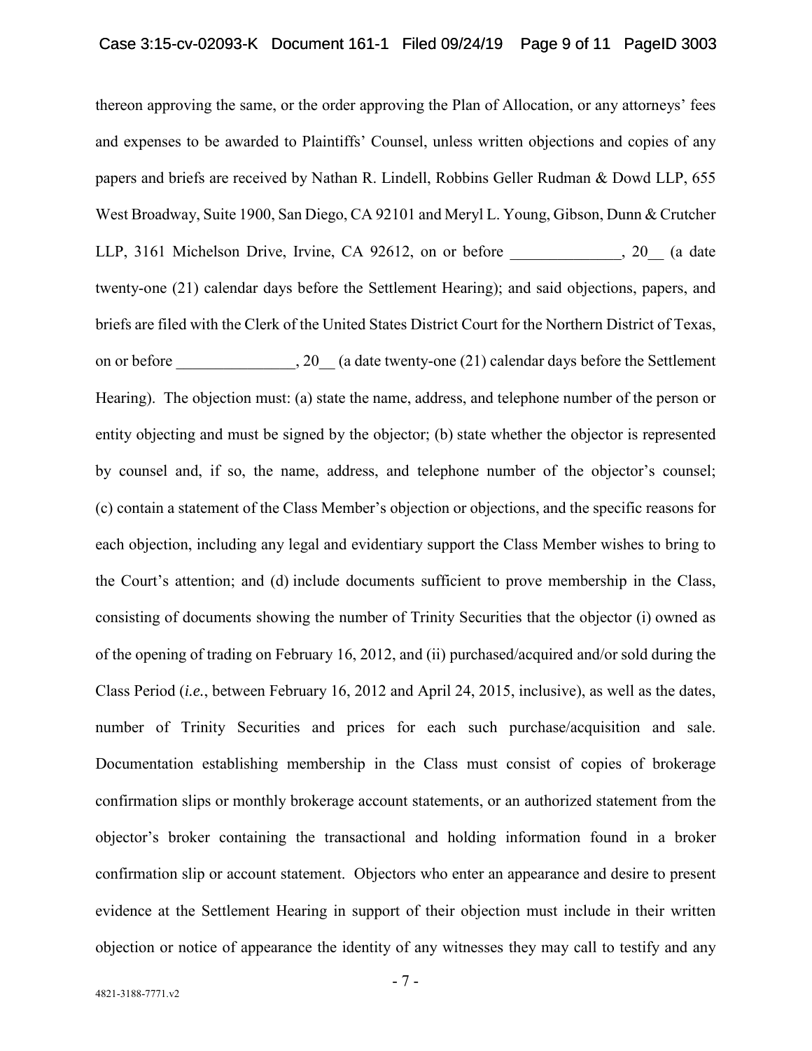thereon approving the same, or the order approving the Plan of Allocation, or any attorneys' fees and expenses to be awarded to Plaintiffs' Counsel, unless written objections and copies of any papers and briefs are received by Nathan R. Lindell, Robbins Geller Rudman & Dowd LLP, 655 West Broadway, Suite 1900, San Diego, CA 92101 and Meryl L. Young, Gibson, Dunn & Crutcher LLP, 3161 Michelson Drive, Irvine, CA 92612, on or before ______________, 20__ (a date twenty-one (21) calendar days before the Settlement Hearing); and said objections, papers, and briefs are filed with the Clerk of the United States District Court for the Northern District of Texas, on or before _______________, 20__ (a date twenty-one (21) calendar days before the Settlement Hearing). The objection must: (a) state the name, address, and telephone number of the person or entity objecting and must be signed by the objector; (b) state whether the objector is represented by counsel and, if so, the name, address, and telephone number of the objector's counsel; (c) contain a statement of the Class Member's objection or objections, and the specific reasons for each objection, including any legal and evidentiary support the Class Member wishes to bring to the Court's attention; and (d) include documents sufficient to prove membership in the Class, consisting of documents showing the number of Trinity Securities that the objector (i) owned as of the opening of trading on February 16, 2012, and (ii) purchased/acquired and/or sold during the Class Period (*i.e.*, between February 16, 2012 and April 24, 2015, inclusive), as well as the dates, number of Trinity Securities and prices for each such purchase/acquisition and sale. Documentation establishing membership in the Class must consist of copies of brokerage confirmation slips or monthly brokerage account statements, or an authorized statement from the objector's broker containing the transactional and holding information found in a broker confirmation slip or account statement. Objectors who enter an appearance and desire to present evidence at the Settlement Hearing in support of their objection must include in their written objection or notice of appearance the identity of any witnesses they may call to testify and any

4821-3188-7771.v2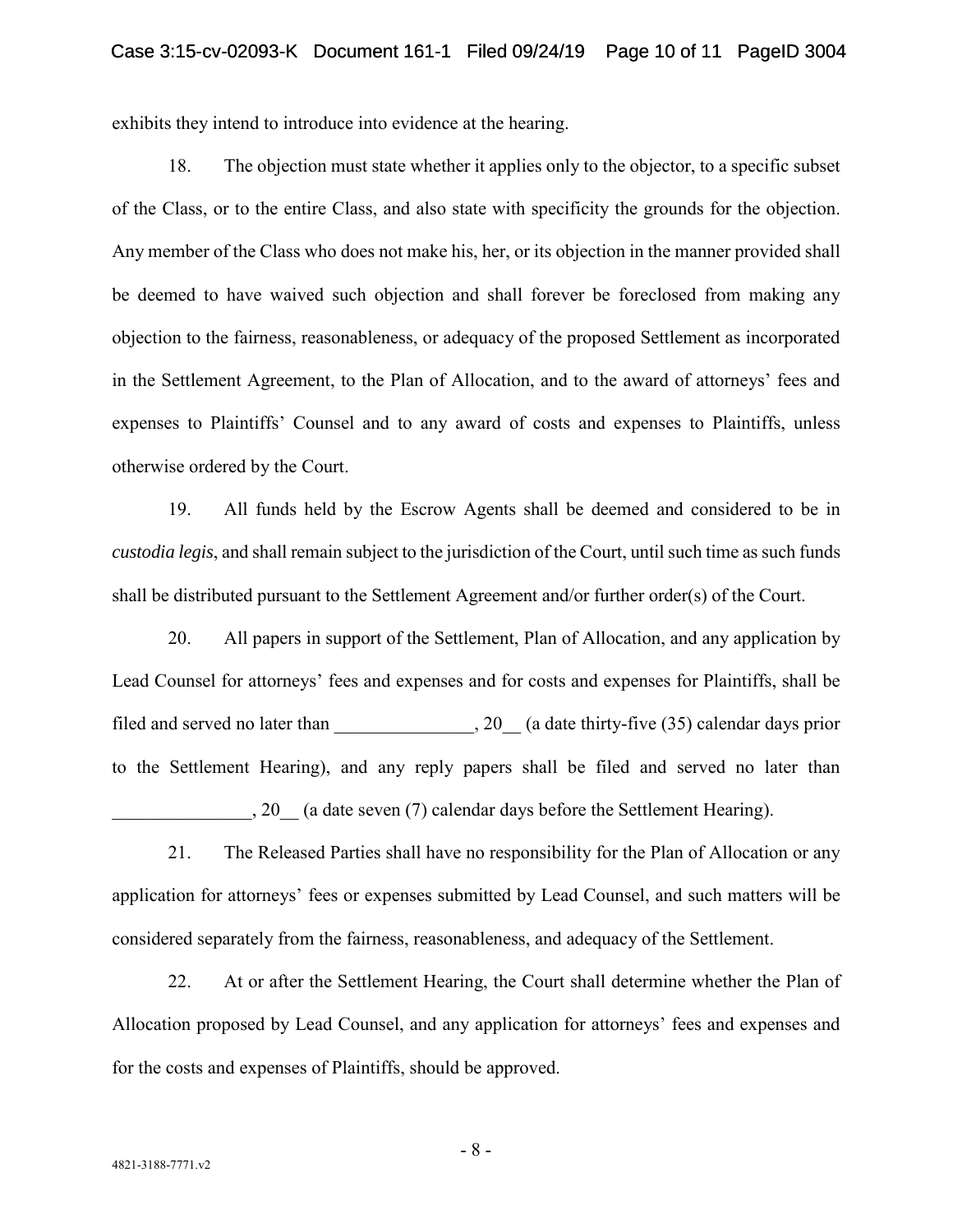exhibits they intend to introduce into evidence at the hearing.

18. The objection must state whether it applies only to the objector, to a specific subset of the Class, or to the entire Class, and also state with specificity the grounds for the objection. Any member of the Class who does not make his, her, or its objection in the manner provided shall be deemed to have waived such objection and shall forever be foreclosed from making any objection to the fairness, reasonableness, or adequacy of the proposed Settlement as incorporated in the Settlement Agreement, to the Plan of Allocation, and to the award of attorneys' fees and expenses to Plaintiffs' Counsel and to any award of costs and expenses to Plaintiffs, unless otherwise ordered by the Court.

19. All funds held by the Escrow Agents shall be deemed and considered to be in *custodia legis*, and shall remain subject to the jurisdiction of the Court, until such time as such funds shall be distributed pursuant to the Settlement Agreement and/or further order(s) of the Court.

20. All papers in support of the Settlement, Plan of Allocation, and any application by Lead Counsel for attorneys' fees and expenses and for costs and expenses for Plaintiffs, shall be filed and served no later than _______________, 20__ (a date thirty-five (35) calendar days prior to the Settlement Hearing), and any reply papers shall be filed and served no later than _______________, 20__ (a date seven (7) calendar days before the Settlement Hearing).

21. The Released Parties shall have no responsibility for the Plan of Allocation or any application for attorneys' fees or expenses submitted by Lead Counsel, and such matters will be considered separately from the fairness, reasonableness, and adequacy of the Settlement.

22. At or after the Settlement Hearing, the Court shall determine whether the Plan of Allocation proposed by Lead Counsel, and any application for attorneys' fees and expenses and for the costs and expenses of Plaintiffs, should be approved.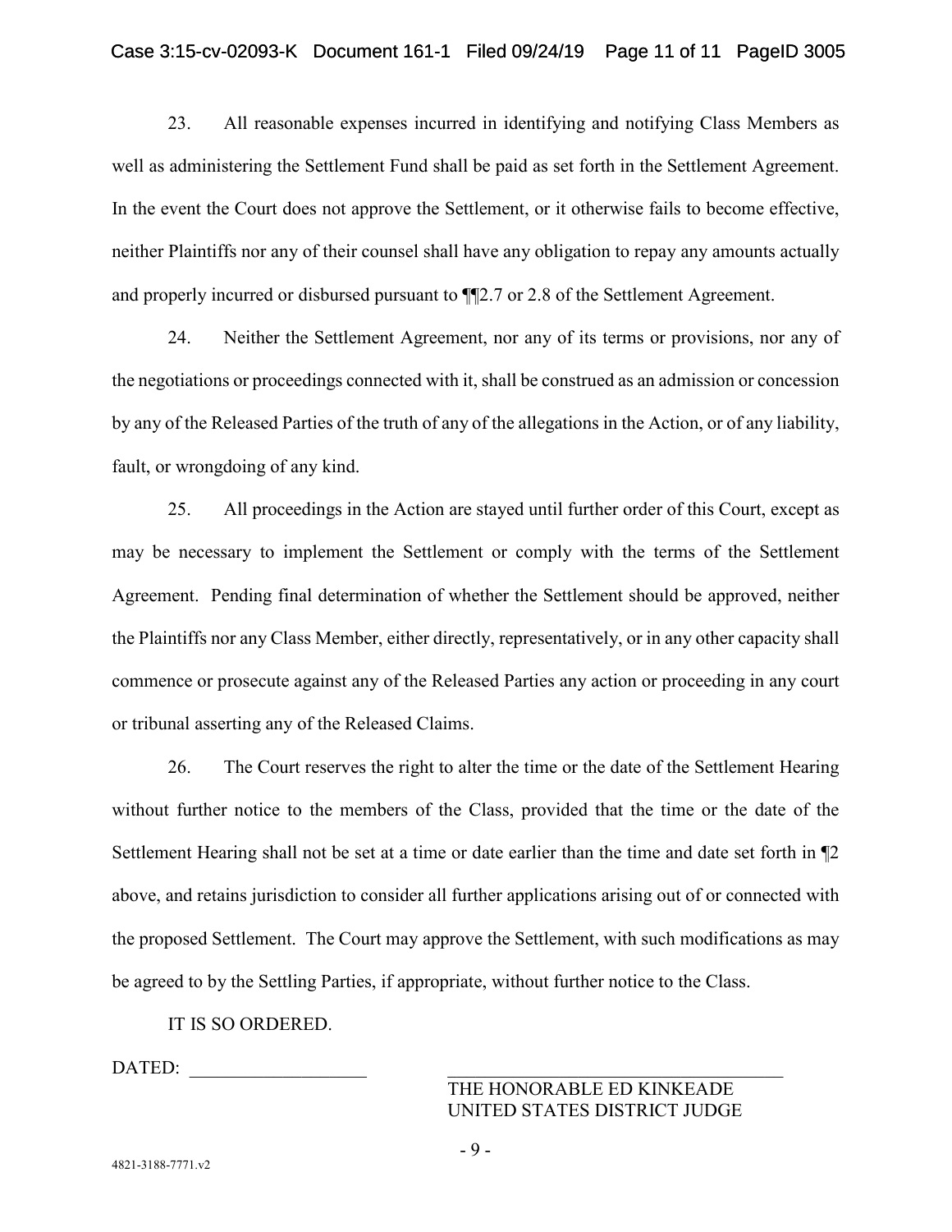23. All reasonable expenses incurred in identifying and notifying Class Members as well as administering the Settlement Fund shall be paid as set forth in the Settlement Agreement. In the event the Court does not approve the Settlement, or it otherwise fails to become effective, neither Plaintiffs nor any of their counsel shall have any obligation to repay any amounts actually and properly incurred or disbursed pursuant to ¶¶2.7 or 2.8 of the Settlement Agreement.

24. Neither the Settlement Agreement, nor any of its terms or provisions, nor any of the negotiations or proceedings connected with it, shall be construed as an admission or concession by any of the Released Parties of the truth of any of the allegations in the Action, or of any liability, fault, or wrongdoing of any kind.

25. All proceedings in the Action are stayed until further order of this Court, except as may be necessary to implement the Settlement or comply with the terms of the Settlement Agreement. Pending final determination of whether the Settlement should be approved, neither the Plaintiffs nor any Class Member, either directly, representatively, or in any other capacity shall commence or prosecute against any of the Released Parties any action or proceeding in any court or tribunal asserting any of the Released Claims.

26. The Court reserves the right to alter the time or the date of the Settlement Hearing without further notice to the members of the Class, provided that the time or the date of the Settlement Hearing shall not be set at a time or date earlier than the time and date set forth in ¶2 above, and retains jurisdiction to consider all further applications arising out of or connected with the proposed Settlement. The Court may approve the Settlement, with such modifications as may be agreed to by the Settling Parties, if appropriate, without further notice to the Class.

IT IS SO ORDERED.

DATED: ___________________

_____________________________________
THE HONORABLE ED KINKEADE
UNITED STATES DISTRICT JUDGE

4821-3188-7771.v2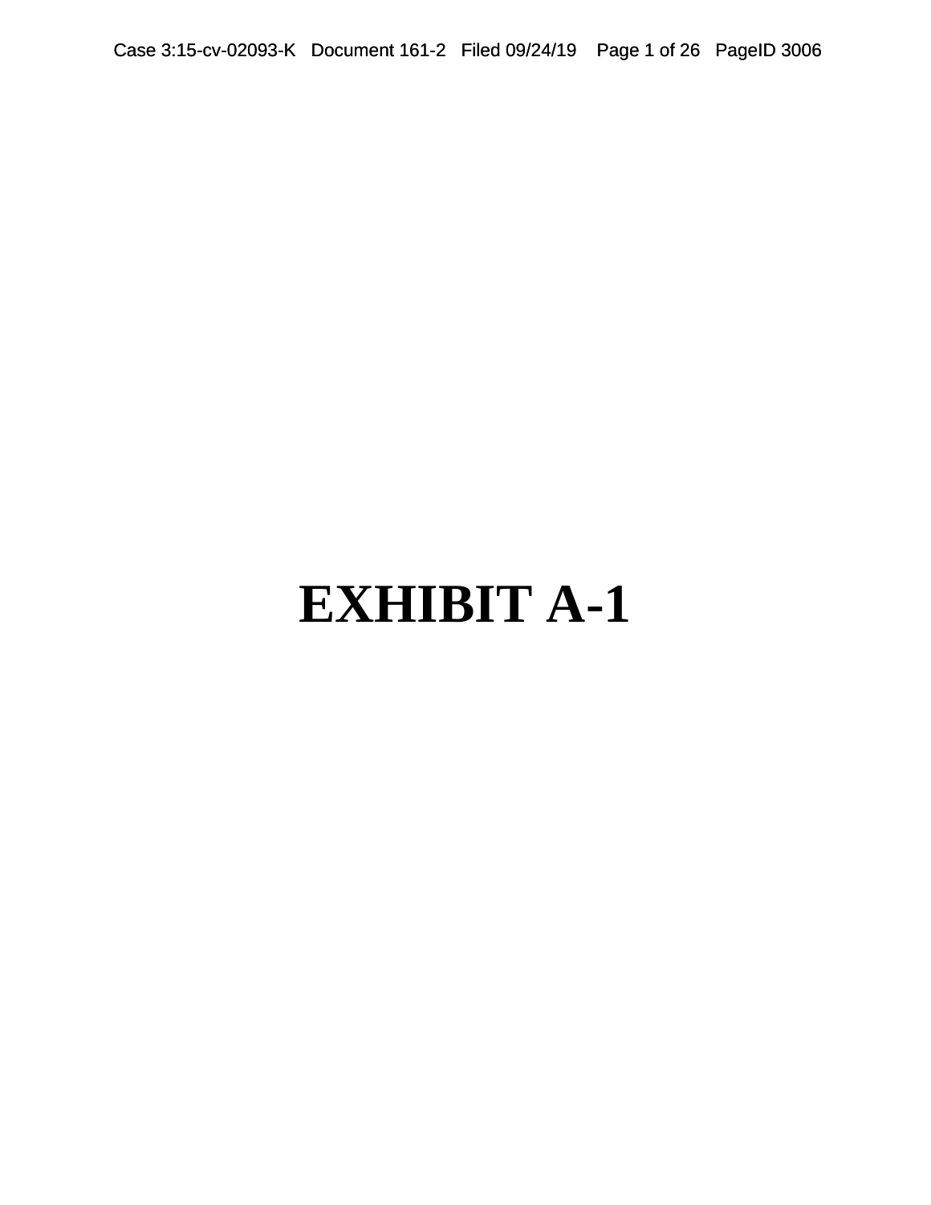# EXHIBIT A-1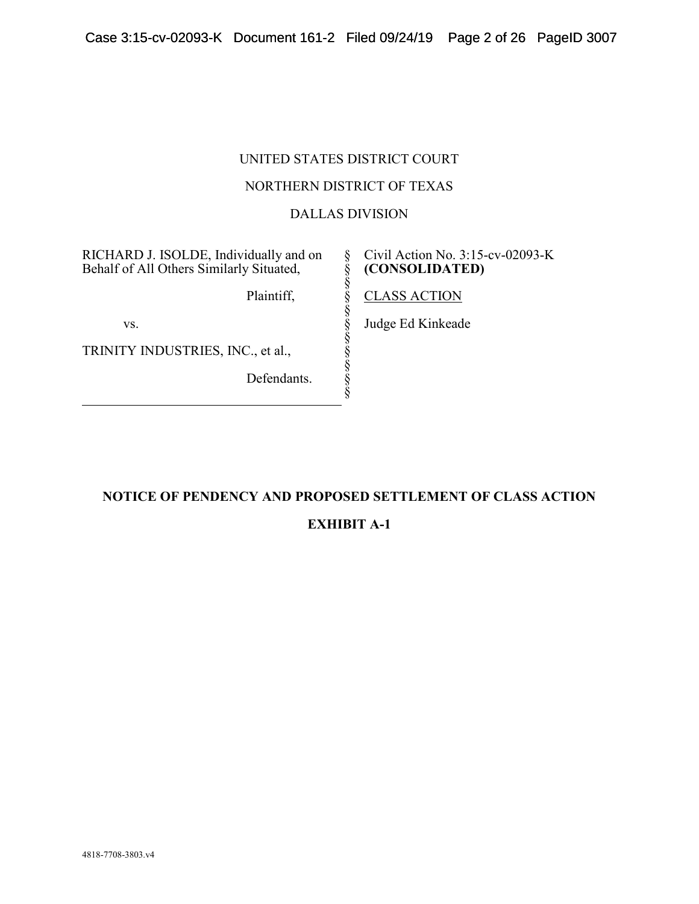UNITED STATES DISTRICT COURT

NORTHERN DISTRICT OF TEXAS

DALLAS DIVISION

| | | |
|---|---|---|
| RICHARD J. ISOLDE, Individually and on Behalf of All Others Similarly Situated, | § | Civil Action No. 3:15-cv-02093-K **(CONSOLIDATED)** |
| Plaintiff, | § | CLASS ACTION |
| vs. | § | Judge Ed Kinkeade |
| TRINITY INDUSTRIES, INC., et al., | § | |
| Defendants. | § | |

**NOTICE OF PENDENCY AND PROPOSED SETTLEMENT OF CLASS ACTION**

**EXHIBIT A-1**

4818-7708-3803.v4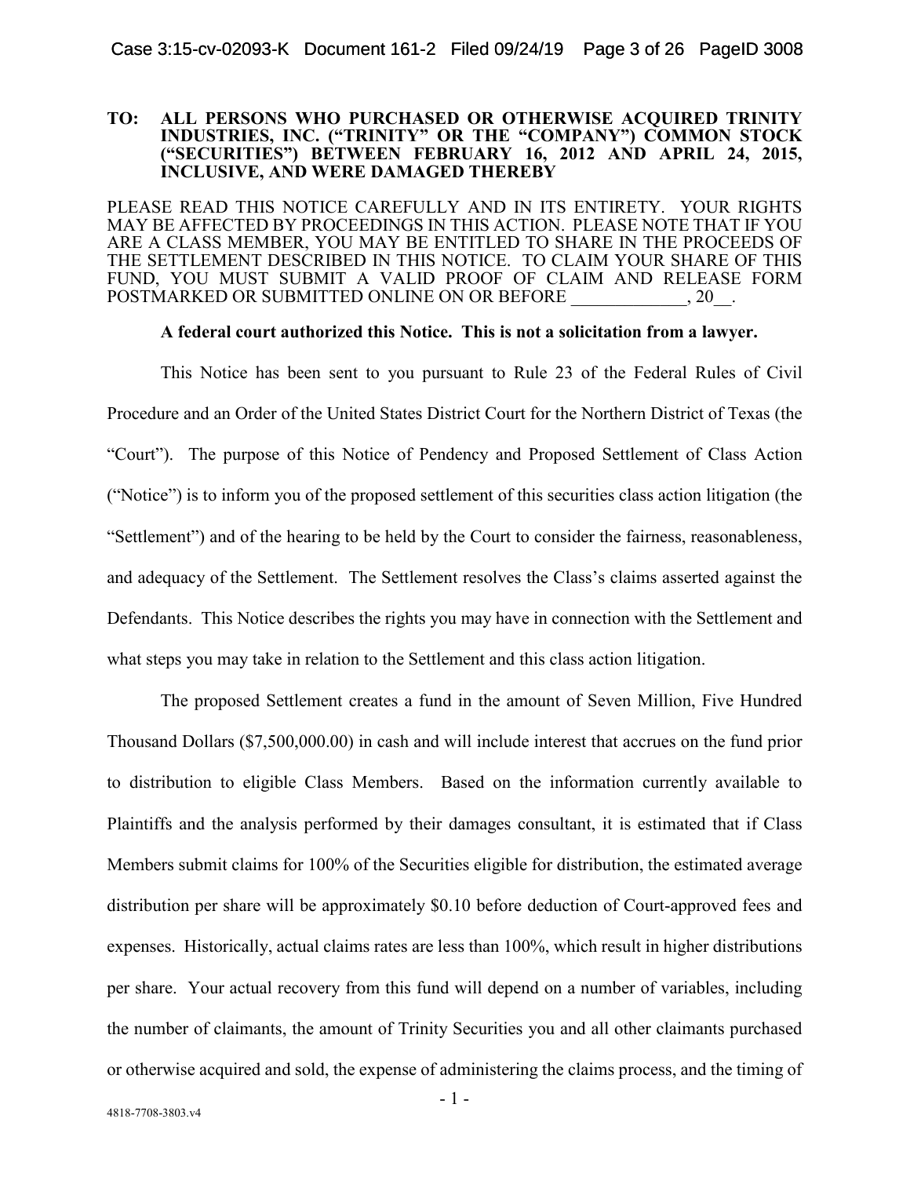**TO: ALL PERSONS WHO PURCHASED OR OTHERWISE ACQUIRED TRINITY INDUSTRIES, INC. ("TRINITY" OR THE "COMPANY") COMMON STOCK ("SECURITIES") BETWEEN FEBRUARY 16, 2012 AND APRIL 24, 2015, INCLUSIVE, AND WERE DAMAGED THEREBY**

PLEASE READ THIS NOTICE CAREFULLY AND IN ITS ENTIRETY. YOUR RIGHTS MAY BE AFFECTED BY PROCEEDINGS IN THIS ACTION. PLEASE NOTE THAT IF YOU ARE A CLASS MEMBER, YOU MAY BE ENTITLED TO SHARE IN THE PROCEEDS OF THE SETTLEMENT DESCRIBED IN THIS NOTICE. TO CLAIM YOUR SHARE OF THIS FUND, YOU MUST SUBMIT A VALID PROOF OF CLAIM AND RELEASE FORM POSTMARKED OR SUBMITTED ONLINE ON OR BEFORE _____________, 20__.

**A federal court authorized this Notice. This is not a solicitation from a lawyer.**

This Notice has been sent to you pursuant to Rule 23 of the Federal Rules of Civil Procedure and an Order of the United States District Court for the Northern District of Texas (the "Court"). The purpose of this Notice of Pendency and Proposed Settlement of Class Action ("Notice") is to inform you of the proposed settlement of this securities class action litigation (the "Settlement") and of the hearing to be held by the Court to consider the fairness, reasonableness, and adequacy of the Settlement. The Settlement resolves the Class's claims asserted against the Defendants. This Notice describes the rights you may have in connection with the Settlement and what steps you may take in relation to the Settlement and this class action litigation.

The proposed Settlement creates a fund in the amount of Seven Million, Five Hundred Thousand Dollars ($7,500,000.00) in cash and will include interest that accrues on the fund prior to distribution to eligible Class Members. Based on the information currently available to Plaintiffs and the analysis performed by their damages consultant, it is estimated that if Class Members submit claims for 100% of the Securities eligible for distribution, the estimated average distribution per share will be approximately $0.10 before deduction of Court-approved fees and expenses. Historically, actual claims rates are less than 100%, which result in higher distributions per share. Your actual recovery from this fund will depend on a number of variables, including the number of claimants, the amount of Trinity Securities you and all other claimants purchased or otherwise acquired and sold, the expense of administering the claims process, and the timing of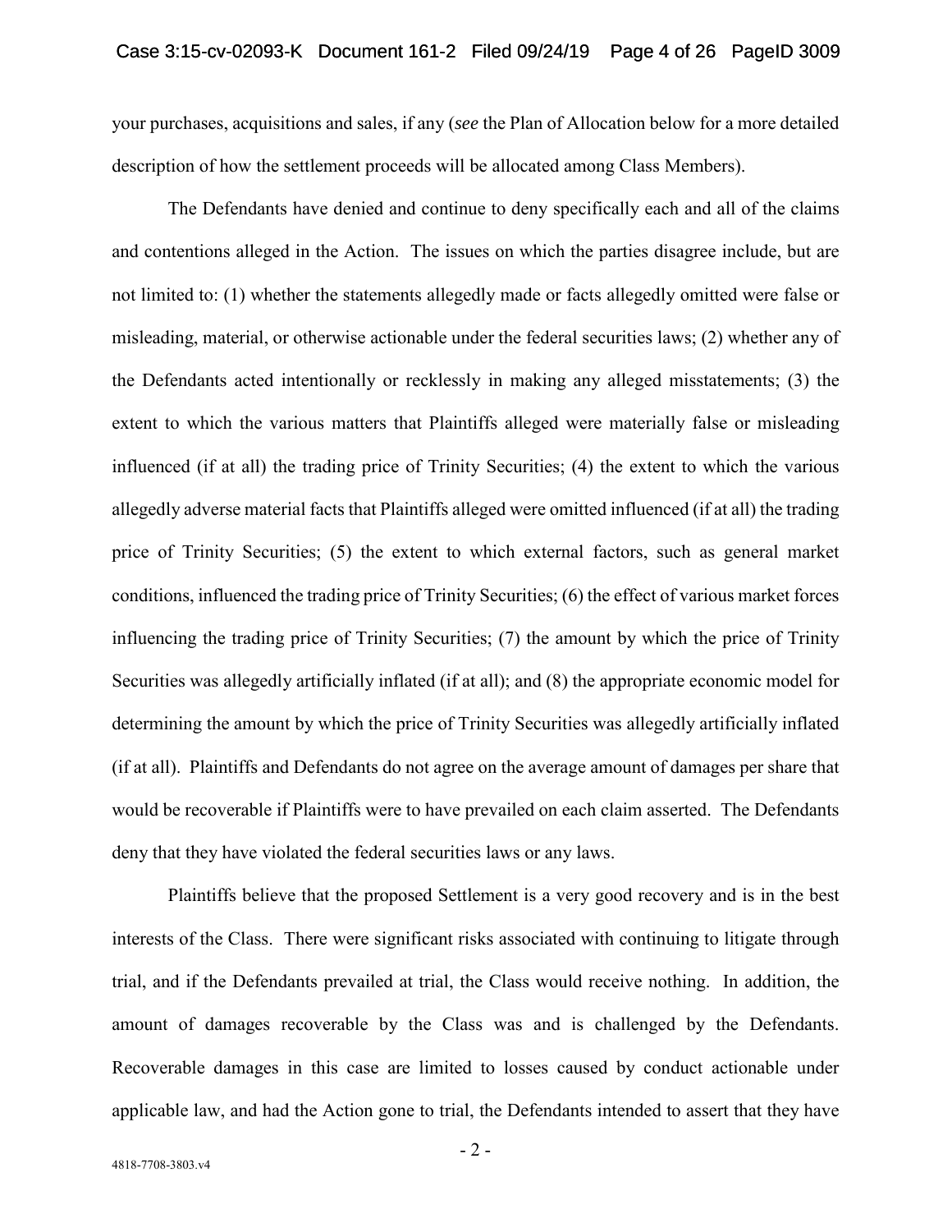your purchases, acquisitions and sales, if any (*see* the Plan of Allocation below for a more detailed description of how the settlement proceeds will be allocated among Class Members).

The Defendants have denied and continue to deny specifically each and all of the claims and contentions alleged in the Action. The issues on which the parties disagree include, but are not limited to: (1) whether the statements allegedly made or facts allegedly omitted were false or misleading, material, or otherwise actionable under the federal securities laws; (2) whether any of the Defendants acted intentionally or recklessly in making any alleged misstatements; (3) the extent to which the various matters that Plaintiffs alleged were materially false or misleading influenced (if at all) the trading price of Trinity Securities; (4) the extent to which the various allegedly adverse material facts that Plaintiffs alleged were omitted influenced (if at all) the trading price of Trinity Securities; (5) the extent to which external factors, such as general market conditions, influenced the trading price of Trinity Securities; (6) the effect of various market forces influencing the trading price of Trinity Securities; (7) the amount by which the price of Trinity Securities was allegedly artificially inflated (if at all); and (8) the appropriate economic model for determining the amount by which the price of Trinity Securities was allegedly artificially inflated (if at all). Plaintiffs and Defendants do not agree on the average amount of damages per share that would be recoverable if Plaintiffs were to have prevailed on each claim asserted. The Defendants deny that they have violated the federal securities laws or any laws.

Plaintiffs believe that the proposed Settlement is a very good recovery and is in the best interests of the Class. There were significant risks associated with continuing to litigate through trial, and if the Defendants prevailed at trial, the Class would receive nothing. In addition, the amount of damages recoverable by the Class was and is challenged by the Defendants. Recoverable damages in this case are limited to losses caused by conduct actionable under applicable law, and had the Action gone to trial, the Defendants intended to assert that they have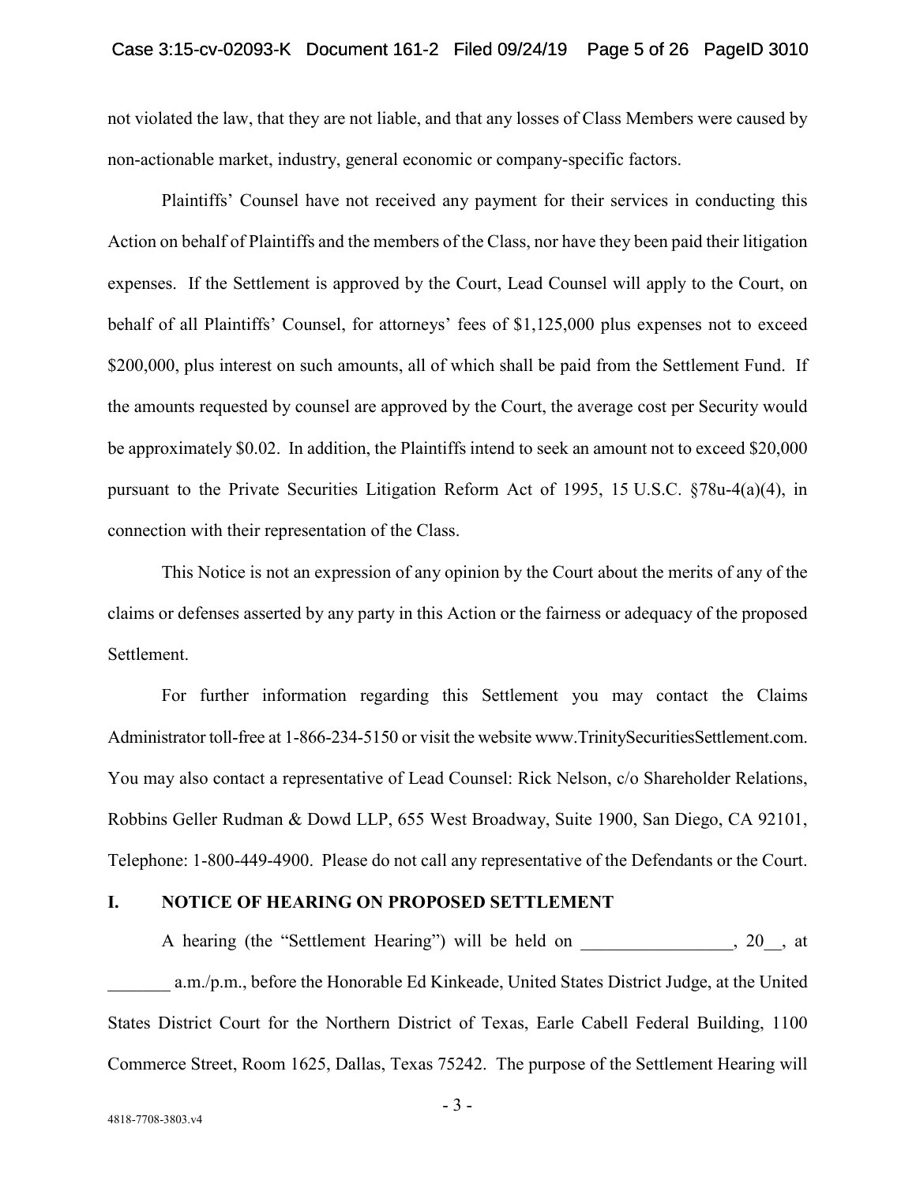not violated the law, that they are not liable, and that any losses of Class Members were caused by non-actionable market, industry, general economic or company-specific factors.

Plaintiffs' Counsel have not received any payment for their services in conducting this Action on behalf of Plaintiffs and the members of the Class, nor have they been paid their litigation expenses. If the Settlement is approved by the Court, Lead Counsel will apply to the Court, on behalf of all Plaintiffs' Counsel, for attorneys' fees of $1,125,000 plus expenses not to exceed $200,000, plus interest on such amounts, all of which shall be paid from the Settlement Fund. If the amounts requested by counsel are approved by the Court, the average cost per Security would be approximately $0.02. In addition, the Plaintiffs intend to seek an amount not to exceed $20,000 pursuant to the Private Securities Litigation Reform Act of 1995, 15 U.S.C. §78u-4(a)(4), in connection with their representation of the Class.

This Notice is not an expression of any opinion by the Court about the merits of any of the claims or defenses asserted by any party in this Action or the fairness or adequacy of the proposed Settlement.

For further information regarding this Settlement you may contact the Claims Administrator toll-free at 1-866-234-5150 or visit the website www.TrinitySecuritiesSettlement.com. You may also contact a representative of Lead Counsel: Rick Nelson, c/o Shareholder Relations, Robbins Geller Rudman & Dowd LLP, 655 West Broadway, Suite 1900, San Diego, CA 92101, Telephone: 1-800-449-4900. Please do not call any representative of the Defendants or the Court.

## I. NOTICE OF HEARING ON PROPOSED SETTLEMENT

A hearing (the "Settlement Hearing") will be held on _________________, 20__, at _______ a.m./p.m., before the Honorable Ed Kinkeade, United States District Judge, at the United States District Court for the Northern District of Texas, Earle Cabell Federal Building, 1100 Commerce Street, Room 1625, Dallas, Texas 75242. The purpose of the Settlement Hearing will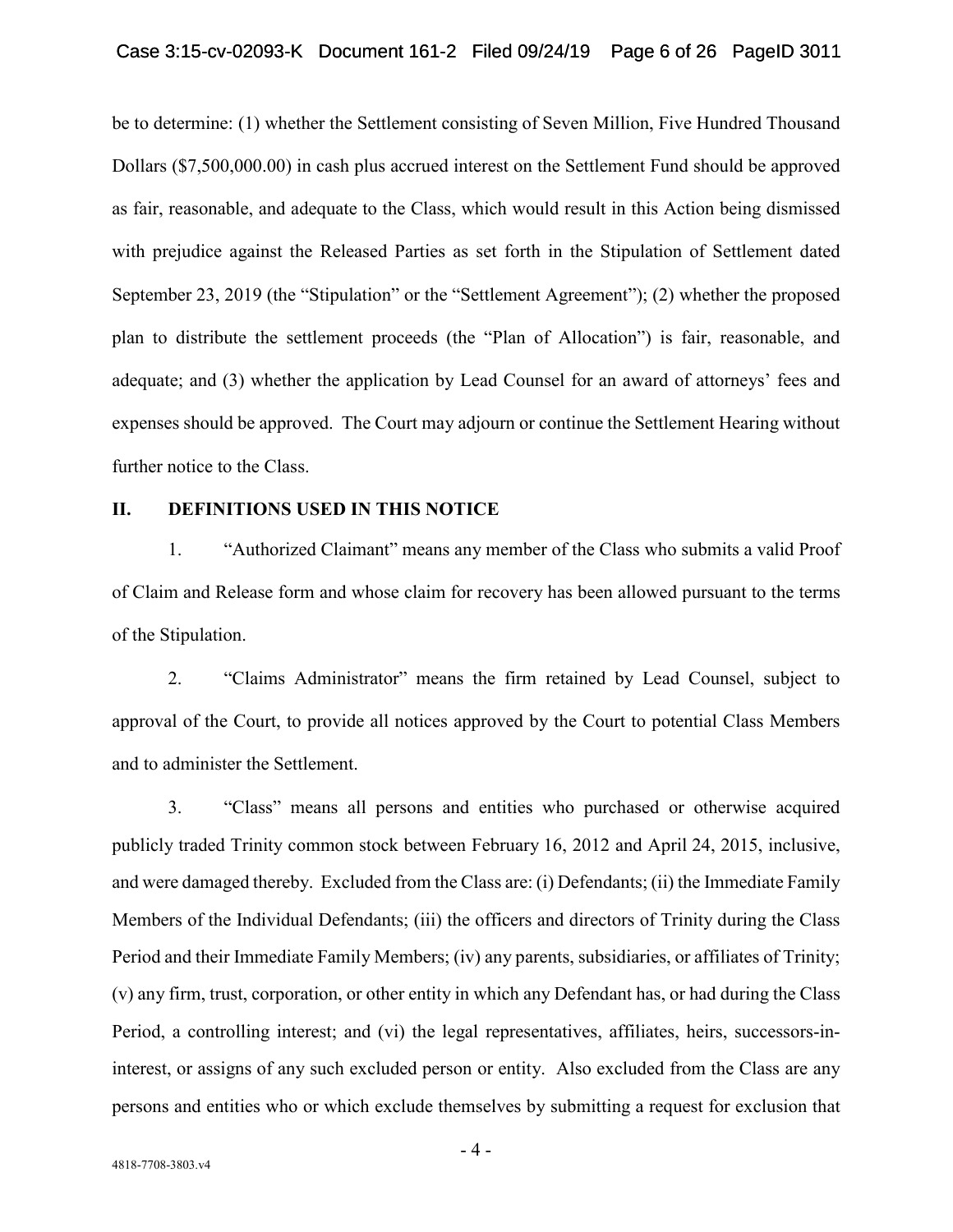be to determine: (1) whether the Settlement consisting of Seven Million, Five Hundred Thousand Dollars ($7,500,000.00) in cash plus accrued interest on the Settlement Fund should be approved as fair, reasonable, and adequate to the Class, which would result in this Action being dismissed with prejudice against the Released Parties as set forth in the Stipulation of Settlement dated September 23, 2019 (the "Stipulation" or the "Settlement Agreement"); (2) whether the proposed plan to distribute the settlement proceeds (the "Plan of Allocation") is fair, reasonable, and adequate; and (3) whether the application by Lead Counsel for an award of attorneys' fees and expenses should be approved. The Court may adjourn or continue the Settlement Hearing without further notice to the Class.

## II. DEFINITIONS USED IN THIS NOTICE

1. "Authorized Claimant" means any member of the Class who submits a valid Proof of Claim and Release form and whose claim for recovery has been allowed pursuant to the terms of the Stipulation.

2. "Claims Administrator" means the firm retained by Lead Counsel, subject to approval of the Court, to provide all notices approved by the Court to potential Class Members and to administer the Settlement.

3. "Class" means all persons and entities who purchased or otherwise acquired publicly traded Trinity common stock between February 16, 2012 and April 24, 2015, inclusive, and were damaged thereby. Excluded from the Class are: (i) Defendants; (ii) the Immediate Family Members of the Individual Defendants; (iii) the officers and directors of Trinity during the Class Period and their Immediate Family Members; (iv) any parents, subsidiaries, or affiliates of Trinity; (v) any firm, trust, corporation, or other entity in which any Defendant has, or had during the Class Period, a controlling interest; and (vi) the legal representatives, affiliates, heirs, successors-in-interest, or assigns of any such excluded person or entity. Also excluded from the Class are any persons and entities who or which exclude themselves by submitting a request for exclusion that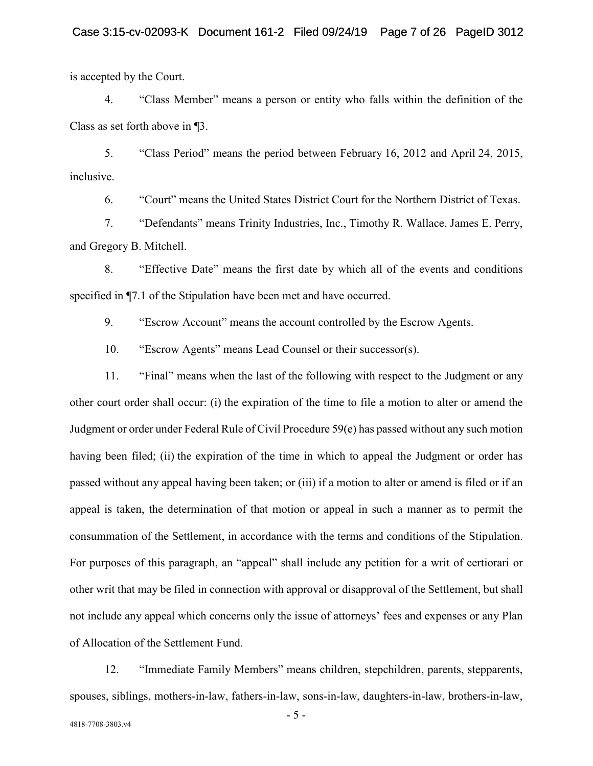is accepted by the Court.

4. "Class Member" means a person or entity who falls within the definition of the Class as set forth above in ¶3.

5. "Class Period" means the period between February 16, 2012 and April 24, 2015, inclusive.

6. "Court" means the United States District Court for the Northern District of Texas.

7. "Defendants" means Trinity Industries, Inc., Timothy R. Wallace, James E. Perry, and Gregory B. Mitchell.

8. "Effective Date" means the first date by which all of the events and conditions specified in ¶7.1 of the Stipulation have been met and have occurred.

9. "Escrow Account" means the account controlled by the Escrow Agents.

10. "Escrow Agents" means Lead Counsel or their successor(s).

11. "Final" means when the last of the following with respect to the Judgment or any other court order shall occur: (i) the expiration of the time to file a motion to alter or amend the Judgment or order under Federal Rule of Civil Procedure 59(e) has passed without any such motion having been filed; (ii) the expiration of the time in which to appeal the Judgment or order has passed without any appeal having been taken; or (iii) if a motion to alter or amend is filed or if an appeal is taken, the determination of that motion or appeal in such a manner as to permit the consummation of the Settlement, in accordance with the terms and conditions of the Stipulation. For purposes of this paragraph, an "appeal" shall include any petition for a writ of certiorari or other writ that may be filed in connection with approval or disapproval of the Settlement, but shall not include any appeal which concerns only the issue of attorneys' fees and expenses or any Plan of Allocation of the Settlement Fund.

12. "Immediate Family Members" means children, stepchildren, parents, stepparents, spouses, siblings, mothers-in-law, fathers-in-law, sons-in-law, daughters-in-law, brothers-in-law,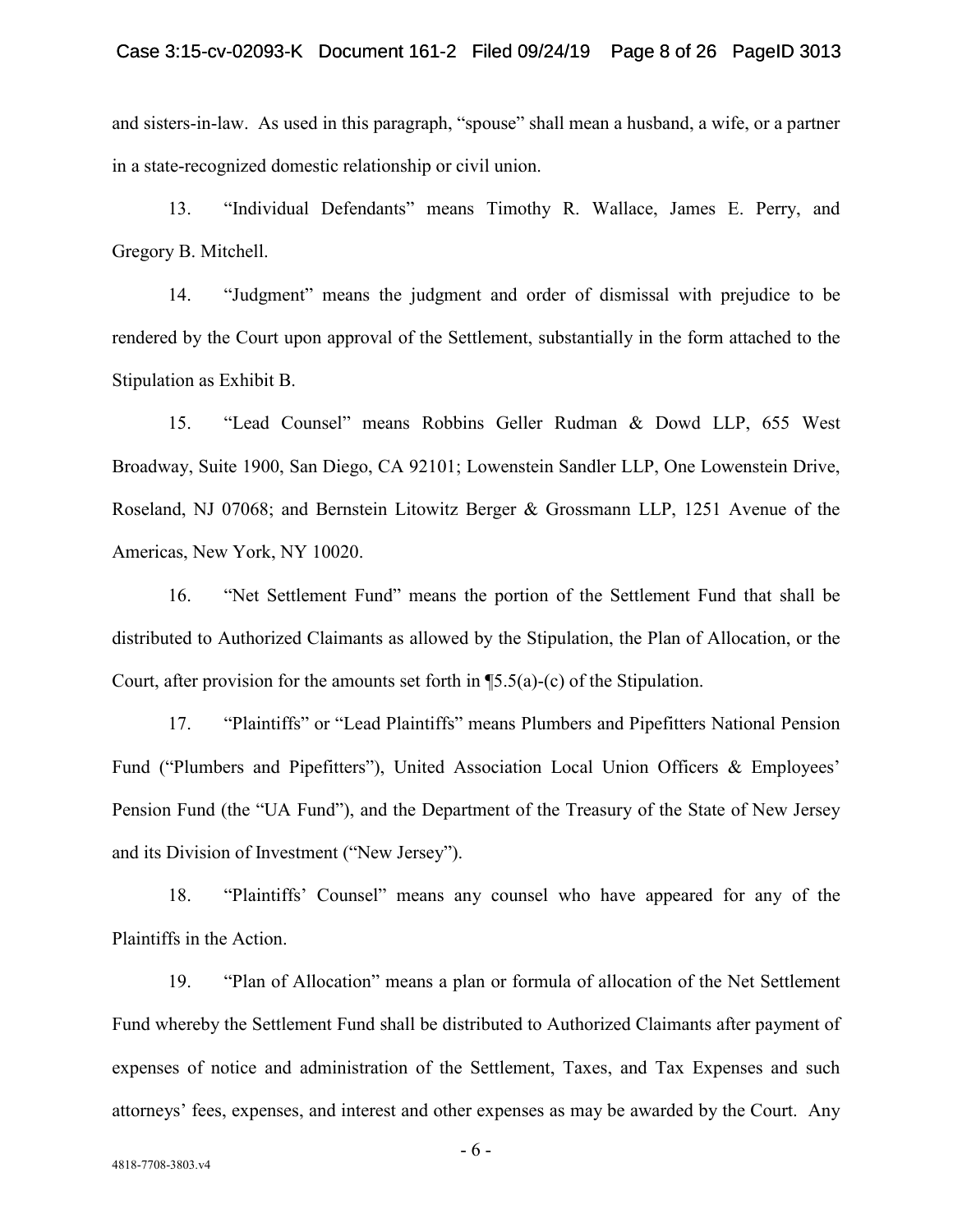and sisters-in-law. As used in this paragraph, "spouse" shall mean a husband, a wife, or a partner in a state-recognized domestic relationship or civil union.

13. "Individual Defendants" means Timothy R. Wallace, James E. Perry, and Gregory B. Mitchell.

14. "Judgment" means the judgment and order of dismissal with prejudice to be rendered by the Court upon approval of the Settlement, substantially in the form attached to the Stipulation as Exhibit B.

15. "Lead Counsel" means Robbins Geller Rudman & Dowd LLP, 655 West Broadway, Suite 1900, San Diego, CA 92101; Lowenstein Sandler LLP, One Lowenstein Drive, Roseland, NJ 07068; and Bernstein Litowitz Berger & Grossmann LLP, 1251 Avenue of the Americas, New York, NY 10020.

16. "Net Settlement Fund" means the portion of the Settlement Fund that shall be distributed to Authorized Claimants as allowed by the Stipulation, the Plan of Allocation, or the Court, after provision for the amounts set forth in ¶5.5(a)-(c) of the Stipulation.

17. "Plaintiffs" or "Lead Plaintiffs" means Plumbers and Pipefitters National Pension Fund ("Plumbers and Pipefitters"), United Association Local Union Officers & Employees' Pension Fund (the "UA Fund"), and the Department of the Treasury of the State of New Jersey and its Division of Investment ("New Jersey").

18. "Plaintiffs' Counsel" means any counsel who have appeared for any of the Plaintiffs in the Action.

19. "Plan of Allocation" means a plan or formula of allocation of the Net Settlement Fund whereby the Settlement Fund shall be distributed to Authorized Claimants after payment of expenses of notice and administration of the Settlement, Taxes, and Tax Expenses and such attorneys' fees, expenses, and interest and other expenses as may be awarded by the Court. Any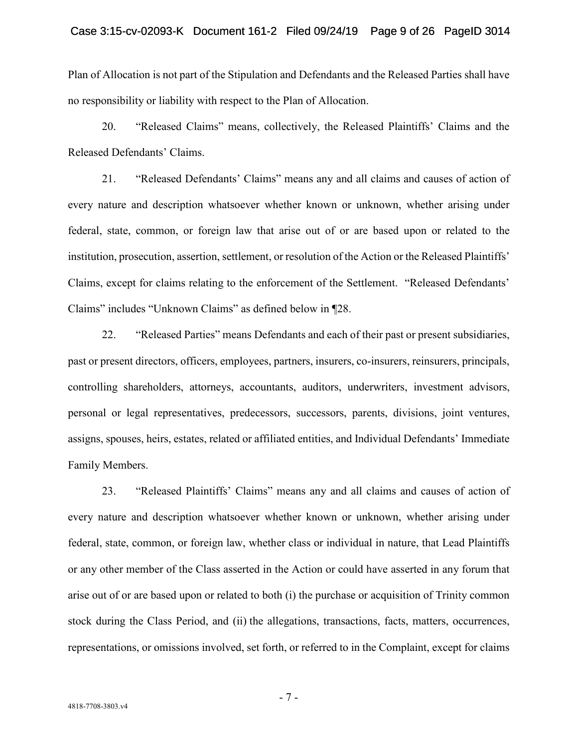Plan of Allocation is not part of the Stipulation and Defendants and the Released Parties shall have no responsibility or liability with respect to the Plan of Allocation.

20. "Released Claims" means, collectively, the Released Plaintiffs' Claims and the Released Defendants' Claims.

21. "Released Defendants' Claims" means any and all claims and causes of action of every nature and description whatsoever whether known or unknown, whether arising under federal, state, common, or foreign law that arise out of or are based upon or related to the institution, prosecution, assertion, settlement, or resolution of the Action or the Released Plaintiffs' Claims, except for claims relating to the enforcement of the Settlement. "Released Defendants' Claims" includes "Unknown Claims" as defined below in ¶28.

22. "Released Parties" means Defendants and each of their past or present subsidiaries, past or present directors, officers, employees, partners, insurers, co-insurers, reinsurers, principals, controlling shareholders, attorneys, accountants, auditors, underwriters, investment advisors, personal or legal representatives, predecessors, successors, parents, divisions, joint ventures, assigns, spouses, heirs, estates, related or affiliated entities, and Individual Defendants' Immediate Family Members.

23. "Released Plaintiffs' Claims" means any and all claims and causes of action of every nature and description whatsoever whether known or unknown, whether arising under federal, state, common, or foreign law, whether class or individual in nature, that Lead Plaintiffs or any other member of the Class asserted in the Action or could have asserted in any forum that arise out of or are based upon or related to both (i) the purchase or acquisition of Trinity common stock during the Class Period, and (ii) the allegations, transactions, facts, matters, occurrences, representations, or omissions involved, set forth, or referred to in the Complaint, except for claims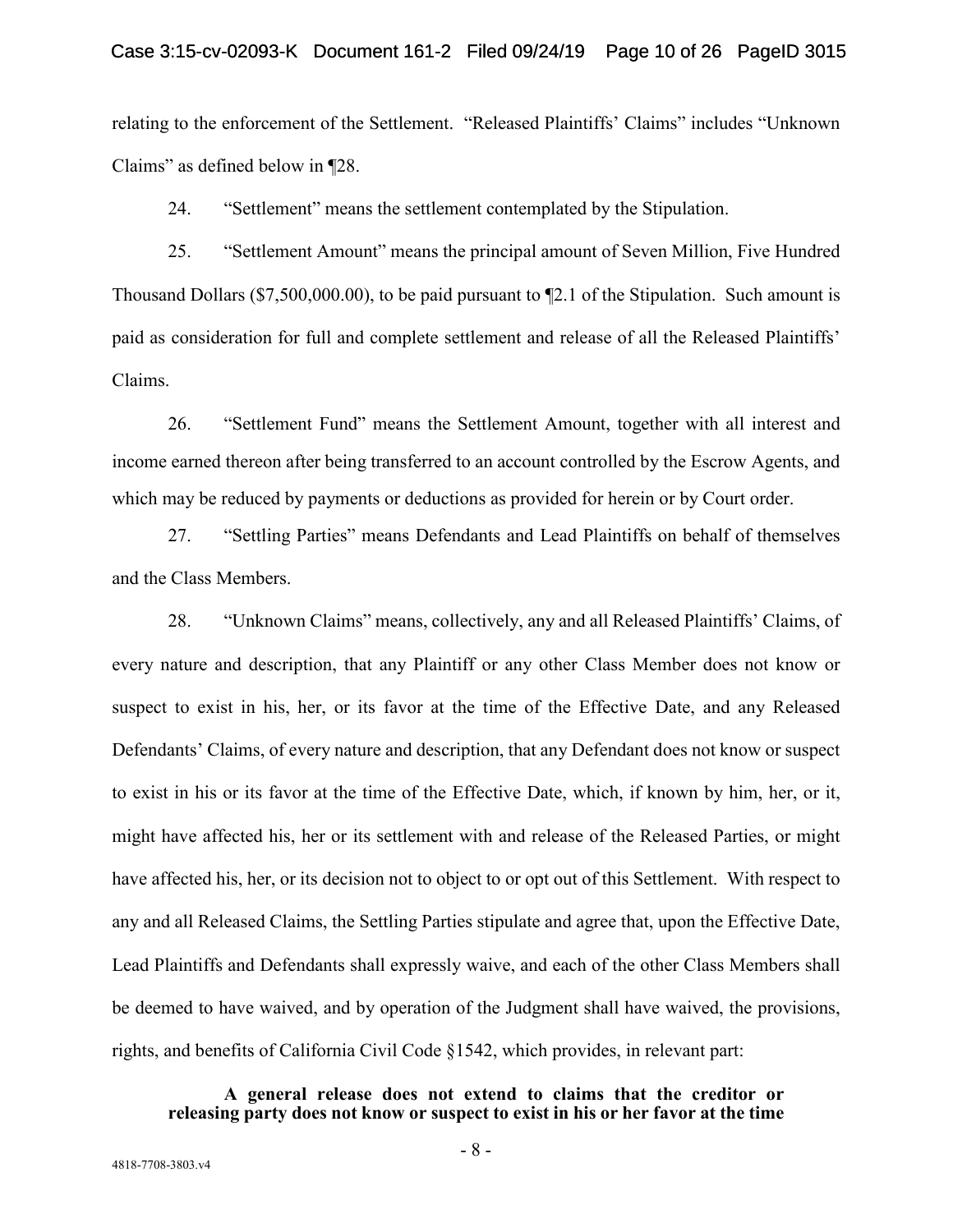relating to the enforcement of the Settlement. "Released Plaintiffs' Claims" includes "Unknown Claims" as defined below in ¶28.

24. "Settlement" means the settlement contemplated by the Stipulation.

25. "Settlement Amount" means the principal amount of Seven Million, Five Hundred Thousand Dollars ($7,500,000.00), to be paid pursuant to ¶2.1 of the Stipulation. Such amount is paid as consideration for full and complete settlement and release of all the Released Plaintiffs' Claims.

26. "Settlement Fund" means the Settlement Amount, together with all interest and income earned thereon after being transferred to an account controlled by the Escrow Agents, and which may be reduced by payments or deductions as provided for herein or by Court order.

27. "Settling Parties" means Defendants and Lead Plaintiffs on behalf of themselves and the Class Members.

28. "Unknown Claims" means, collectively, any and all Released Plaintiffs' Claims, of every nature and description, that any Plaintiff or any other Class Member does not know or suspect to exist in his, her, or its favor at the time of the Effective Date, and any Released Defendants' Claims, of every nature and description, that any Defendant does not know or suspect to exist in his or its favor at the time of the Effective Date, which, if known by him, her, or it, might have affected his, her or its settlement with and release of the Released Parties, or might have affected his, her, or its decision not to object to or opt out of this Settlement. With respect to any and all Released Claims, the Settling Parties stipulate and agree that, upon the Effective Date, Lead Plaintiffs and Defendants shall expressly waive, and each of the other Class Members shall be deemed to have waived, and by operation of the Judgment shall have waived, the provisions, rights, and benefits of California Civil Code §1542, which provides, in relevant part:

**A general release does not extend to claims that the creditor or releasing party does not know or suspect to exist in his or her favor at the time**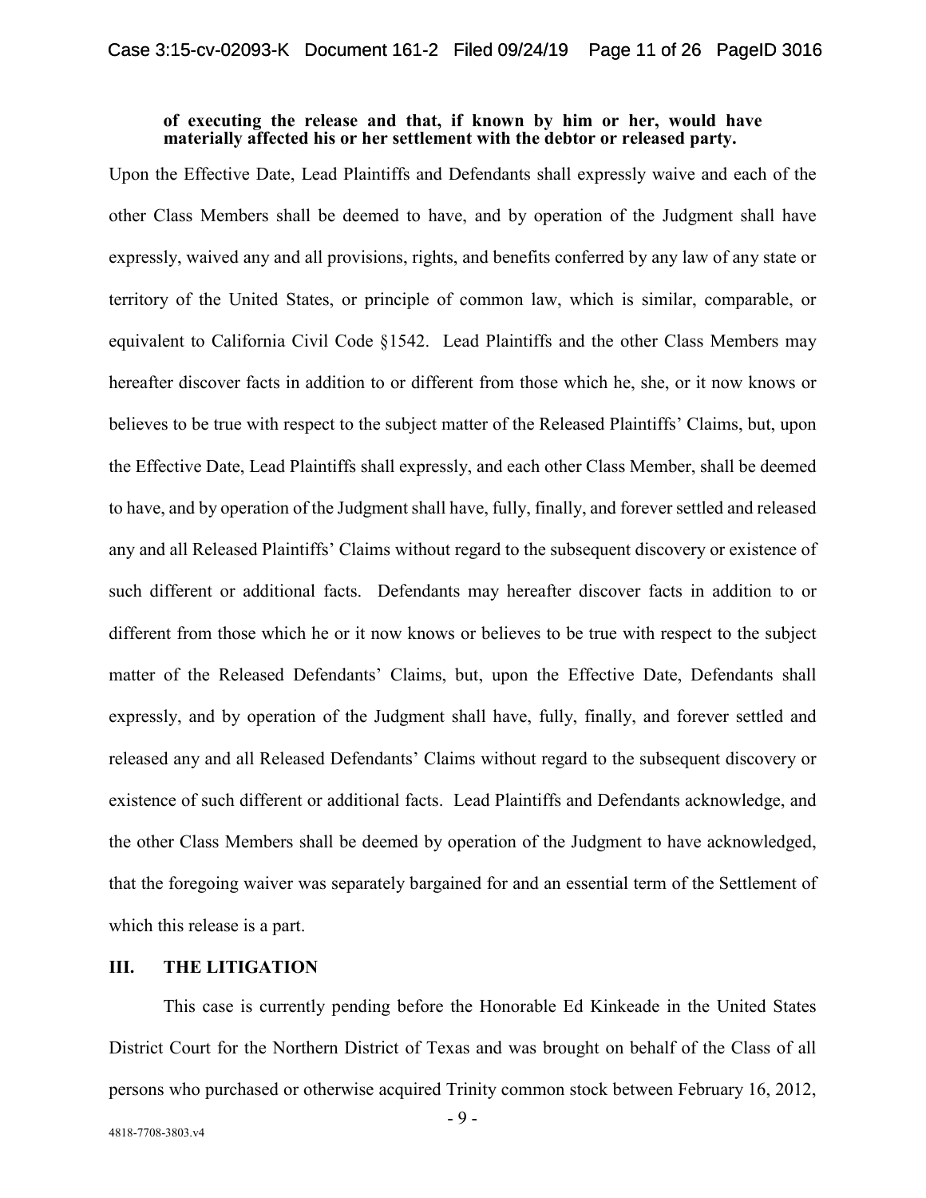**of executing the release and that, if known by him or her, would have materially affected his or her settlement with the debtor or released party.**

Upon the Effective Date, Lead Plaintiffs and Defendants shall expressly waive and each of the other Class Members shall be deemed to have, and by operation of the Judgment shall have expressly, waived any and all provisions, rights, and benefits conferred by any law of any state or territory of the United States, or principle of common law, which is similar, comparable, or equivalent to California Civil Code §1542. Lead Plaintiffs and the other Class Members may hereafter discover facts in addition to or different from those which he, she, or it now knows or believes to be true with respect to the subject matter of the Released Plaintiffs' Claims, but, upon the Effective Date, Lead Plaintiffs shall expressly, and each other Class Member, shall be deemed to have, and by operation of the Judgment shall have, fully, finally, and forever settled and released any and all Released Plaintiffs' Claims without regard to the subsequent discovery or existence of such different or additional facts. Defendants may hereafter discover facts in addition to or different from those which he or it now knows or believes to be true with respect to the subject matter of the Released Defendants' Claims, but, upon the Effective Date, Defendants shall expressly, and by operation of the Judgment shall have, fully, finally, and forever settled and released any and all Released Defendants' Claims without regard to the subsequent discovery or existence of such different or additional facts. Lead Plaintiffs and Defendants acknowledge, and the other Class Members shall be deemed by operation of the Judgment to have acknowledged, that the foregoing waiver was separately bargained for and an essential term of the Settlement of which this release is a part.

## III. THE LITIGATION

This case is currently pending before the Honorable Ed Kinkeade in the United States District Court for the Northern District of Texas and was brought on behalf of the Class of all persons who purchased or otherwise acquired Trinity common stock between February 16, 2012,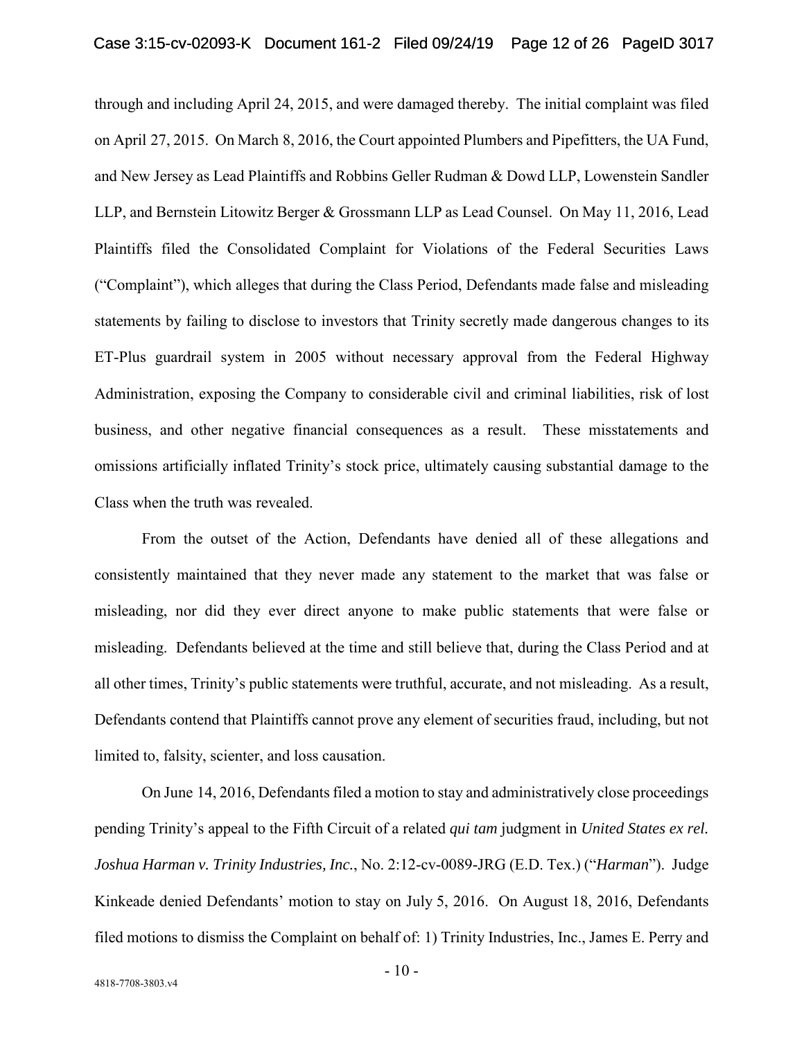through and including April 24, 2015, and were damaged thereby. The initial complaint was filed on April 27, 2015. On March 8, 2016, the Court appointed Plumbers and Pipefitters, the UA Fund, and New Jersey as Lead Plaintiffs and Robbins Geller Rudman & Dowd LLP, Lowenstein Sandler LLP, and Bernstein Litowitz Berger & Grossmann LLP as Lead Counsel. On May 11, 2016, Lead Plaintiffs filed the Consolidated Complaint for Violations of the Federal Securities Laws ("Complaint"), which alleges that during the Class Period, Defendants made false and misleading statements by failing to disclose to investors that Trinity secretly made dangerous changes to its ET-Plus guardrail system in 2005 without necessary approval from the Federal Highway Administration, exposing the Company to considerable civil and criminal liabilities, risk of lost business, and other negative financial consequences as a result. These misstatements and omissions artificially inflated Trinity's stock price, ultimately causing substantial damage to the Class when the truth was revealed.

From the outset of the Action, Defendants have denied all of these allegations and consistently maintained that they never made any statement to the market that was false or misleading, nor did they ever direct anyone to make public statements that were false or misleading. Defendants believed at the time and still believe that, during the Class Period and at all other times, Trinity's public statements were truthful, accurate, and not misleading. As a result, Defendants contend that Plaintiffs cannot prove any element of securities fraud, including, but not limited to, falsity, scienter, and loss causation.

On June 14, 2016, Defendants filed a motion to stay and administratively close proceedings pending Trinity's appeal to the Fifth Circuit of a related *qui tam* judgment in *United States ex rel. Joshua Harman v. Trinity Industries, Inc.*, No. 2:12-cv-0089-JRG (E.D. Tex.) ("*Harman*"). Judge Kinkeade denied Defendants' motion to stay on July 5, 2016. On August 18, 2016, Defendants filed motions to dismiss the Complaint on behalf of: 1) Trinity Industries, Inc., James E. Perry and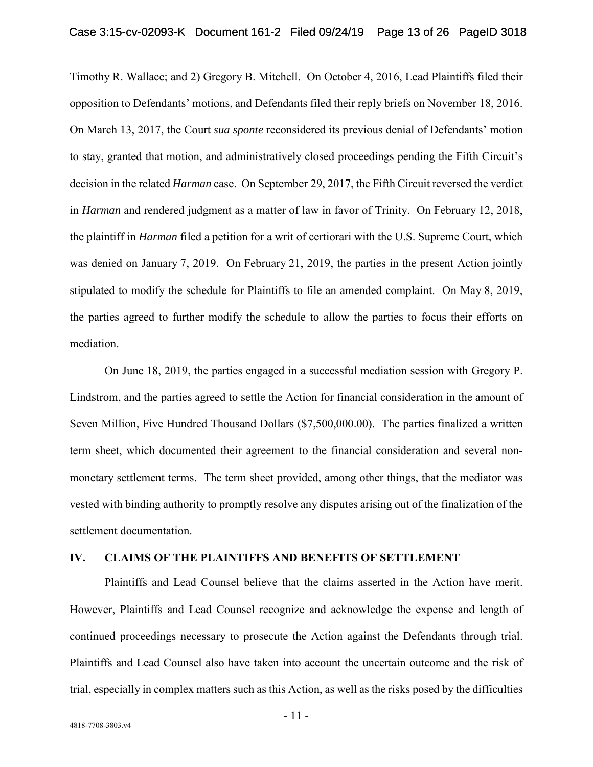Timothy R. Wallace; and 2) Gregory B. Mitchell. On October 4, 2016, Lead Plaintiffs filed their opposition to Defendants' motions, and Defendants filed their reply briefs on November 18, 2016. On March 13, 2017, the Court *sua sponte* reconsidered its previous denial of Defendants' motion to stay, granted that motion, and administratively closed proceedings pending the Fifth Circuit's decision in the related *Harman* case. On September 29, 2017, the Fifth Circuit reversed the verdict in *Harman* and rendered judgment as a matter of law in favor of Trinity. On February 12, 2018, the plaintiff in *Harman* filed a petition for a writ of certiorari with the U.S. Supreme Court, which was denied on January 7, 2019. On February 21, 2019, the parties in the present Action jointly stipulated to modify the schedule for Plaintiffs to file an amended complaint. On May 8, 2019, the parties agreed to further modify the schedule to allow the parties to focus their efforts on mediation.

On June 18, 2019, the parties engaged in a successful mediation session with Gregory P. Lindstrom, and the parties agreed to settle the Action for financial consideration in the amount of Seven Million, Five Hundred Thousand Dollars ($7,500,000.00). The parties finalized a written term sheet, which documented their agreement to the financial consideration and several non-monetary settlement terms. The term sheet provided, among other things, that the mediator was vested with binding authority to promptly resolve any disputes arising out of the finalization of the settlement documentation.

## IV. CLAIMS OF THE PLAINTIFFS AND BENEFITS OF SETTLEMENT

Plaintiffs and Lead Counsel believe that the claims asserted in the Action have merit. However, Plaintiffs and Lead Counsel recognize and acknowledge the expense and length of continued proceedings necessary to prosecute the Action against the Defendants through trial. Plaintiffs and Lead Counsel also have taken into account the uncertain outcome and the risk of trial, especially in complex matters such as this Action, as well as the risks posed by the difficulties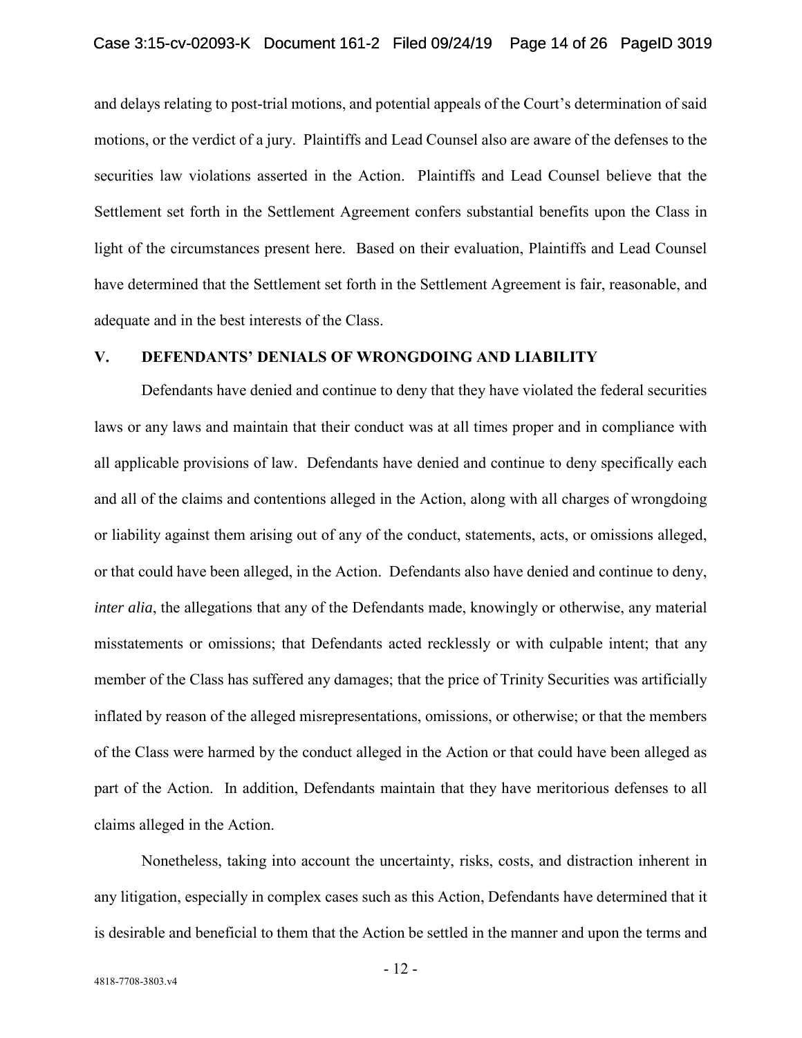and delays relating to post-trial motions, and potential appeals of the Court's determination of said motions, or the verdict of a jury. Plaintiffs and Lead Counsel also are aware of the defenses to the securities law violations asserted in the Action. Plaintiffs and Lead Counsel believe that the Settlement set forth in the Settlement Agreement confers substantial benefits upon the Class in light of the circumstances present here. Based on their evaluation, Plaintiffs and Lead Counsel have determined that the Settlement set forth in the Settlement Agreement is fair, reasonable, and adequate and in the best interests of the Class.

## V. DEFENDANTS' DENIALS OF WRONGDOING AND LIABILITY

Defendants have denied and continue to deny that they have violated the federal securities laws or any laws and maintain that their conduct was at all times proper and in compliance with all applicable provisions of law. Defendants have denied and continue to deny specifically each and all of the claims and contentions alleged in the Action, along with all charges of wrongdoing or liability against them arising out of any of the conduct, statements, acts, or omissions alleged, or that could have been alleged, in the Action. Defendants also have denied and continue to deny, *inter alia*, the allegations that any of the Defendants made, knowingly or otherwise, any material misstatements or omissions; that Defendants acted recklessly or with culpable intent; that any member of the Class has suffered any damages; that the price of Trinity Securities was artificially inflated by reason of the alleged misrepresentations, omissions, or otherwise; or that the members of the Class were harmed by the conduct alleged in the Action or that could have been alleged as part of the Action. In addition, Defendants maintain that they have meritorious defenses to all claims alleged in the Action.

Nonetheless, taking into account the uncertainty, risks, costs, and distraction inherent in any litigation, especially in complex cases such as this Action, Defendants have determined that it is desirable and beneficial to them that the Action be settled in the manner and upon the terms and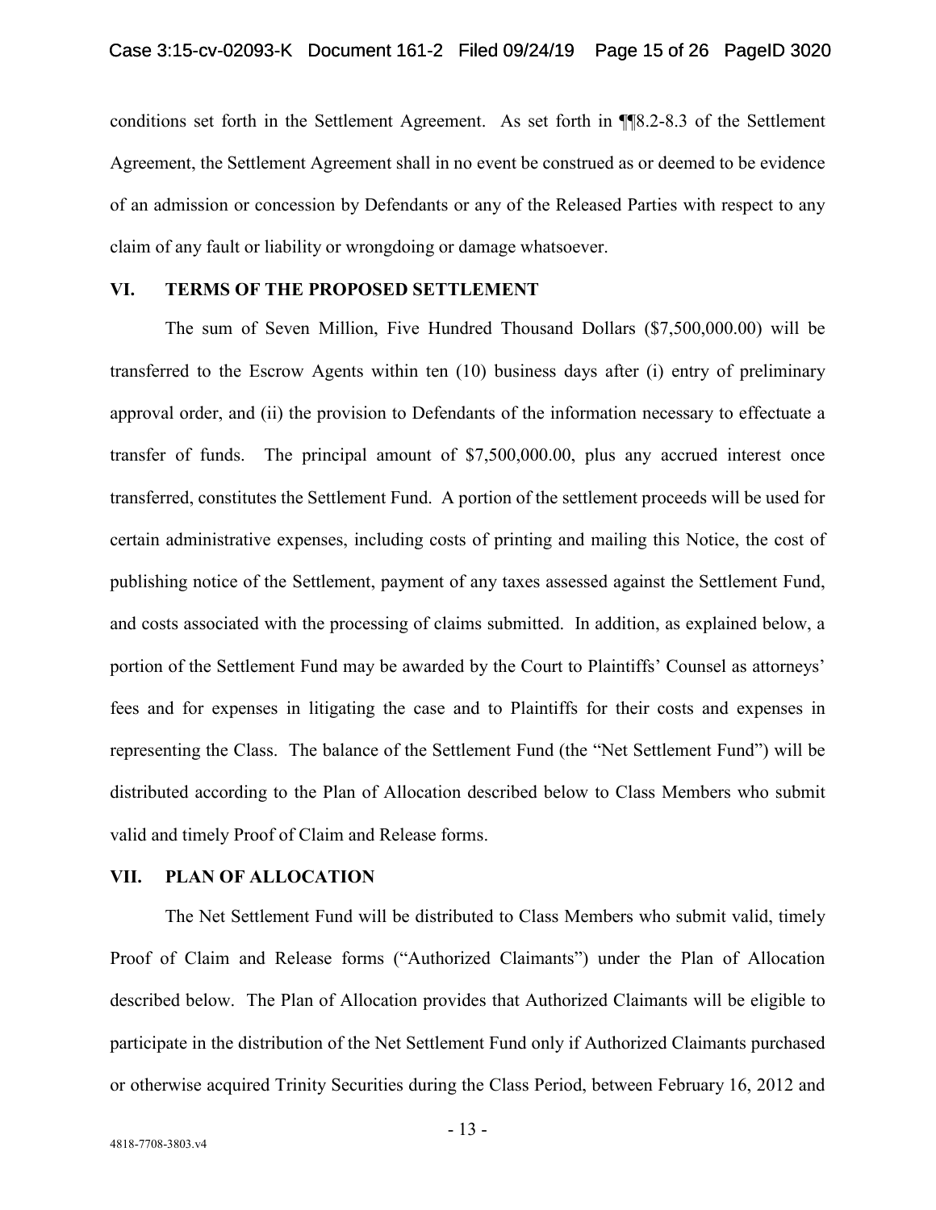conditions set forth in the Settlement Agreement. As set forth in ¶¶8.2-8.3 of the Settlement Agreement, the Settlement Agreement shall in no event be construed as or deemed to be evidence of an admission or concession by Defendants or any of the Released Parties with respect to any claim of any fault or liability or wrongdoing or damage whatsoever.

## VI. TERMS OF THE PROPOSED SETTLEMENT

The sum of Seven Million, Five Hundred Thousand Dollars ($7,500,000.00) will be transferred to the Escrow Agents within ten (10) business days after (i) entry of preliminary approval order, and (ii) the provision to Defendants of the information necessary to effectuate a transfer of funds. The principal amount of $7,500,000.00, plus any accrued interest once transferred, constitutes the Settlement Fund. A portion of the settlement proceeds will be used for certain administrative expenses, including costs of printing and mailing this Notice, the cost of publishing notice of the Settlement, payment of any taxes assessed against the Settlement Fund, and costs associated with the processing of claims submitted. In addition, as explained below, a portion of the Settlement Fund may be awarded by the Court to Plaintiffs' Counsel as attorneys' fees and for expenses in litigating the case and to Plaintiffs for their costs and expenses in representing the Class. The balance of the Settlement Fund (the "Net Settlement Fund") will be distributed according to the Plan of Allocation described below to Class Members who submit valid and timely Proof of Claim and Release forms.

## VII. PLAN OF ALLOCATION

The Net Settlement Fund will be distributed to Class Members who submit valid, timely Proof of Claim and Release forms ("Authorized Claimants") under the Plan of Allocation described below. The Plan of Allocation provides that Authorized Claimants will be eligible to participate in the distribution of the Net Settlement Fund only if Authorized Claimants purchased or otherwise acquired Trinity Securities during the Class Period, between February 16, 2012 and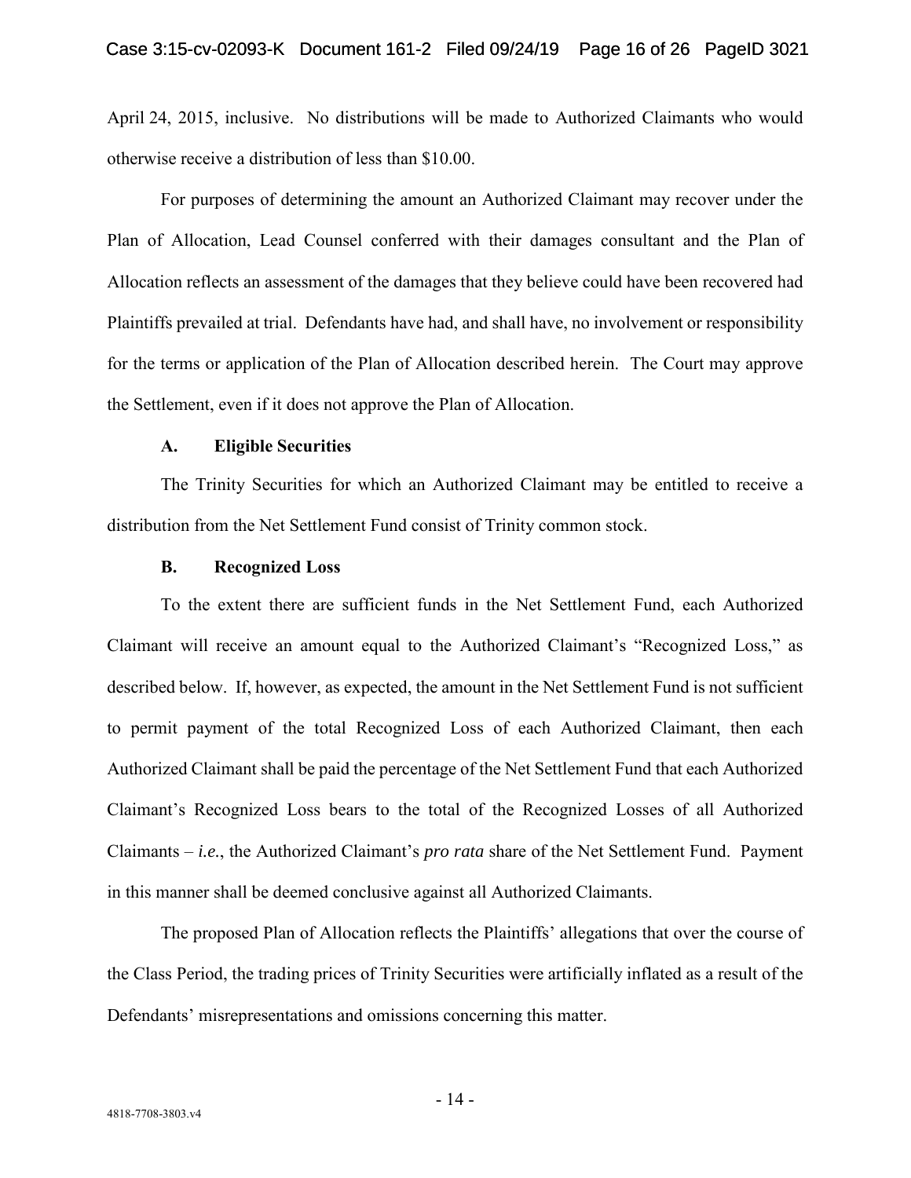April 24, 2015, inclusive. No distributions will be made to Authorized Claimants who would otherwise receive a distribution of less than $10.00.

For purposes of determining the amount an Authorized Claimant may recover under the Plan of Allocation, Lead Counsel conferred with their damages consultant and the Plan of Allocation reflects an assessment of the damages that they believe could have been recovered had Plaintiffs prevailed at trial. Defendants have had, and shall have, no involvement or responsibility for the terms or application of the Plan of Allocation described herein. The Court may approve the Settlement, even if it does not approve the Plan of Allocation.

### A. Eligible Securities

The Trinity Securities for which an Authorized Claimant may be entitled to receive a distribution from the Net Settlement Fund consist of Trinity common stock.

### B. Recognized Loss

To the extent there are sufficient funds in the Net Settlement Fund, each Authorized Claimant will receive an amount equal to the Authorized Claimant's "Recognized Loss," as described below. If, however, as expected, the amount in the Net Settlement Fund is not sufficient to permit payment of the total Recognized Loss of each Authorized Claimant, then each Authorized Claimant shall be paid the percentage of the Net Settlement Fund that each Authorized Claimant's Recognized Loss bears to the total of the Recognized Losses of all Authorized Claimants – *i.e.*, the Authorized Claimant's *pro rata* share of the Net Settlement Fund. Payment in this manner shall be deemed conclusive against all Authorized Claimants.

The proposed Plan of Allocation reflects the Plaintiffs' allegations that over the course of the Class Period, the trading prices of Trinity Securities were artificially inflated as a result of the Defendants' misrepresentations and omissions concerning this matter.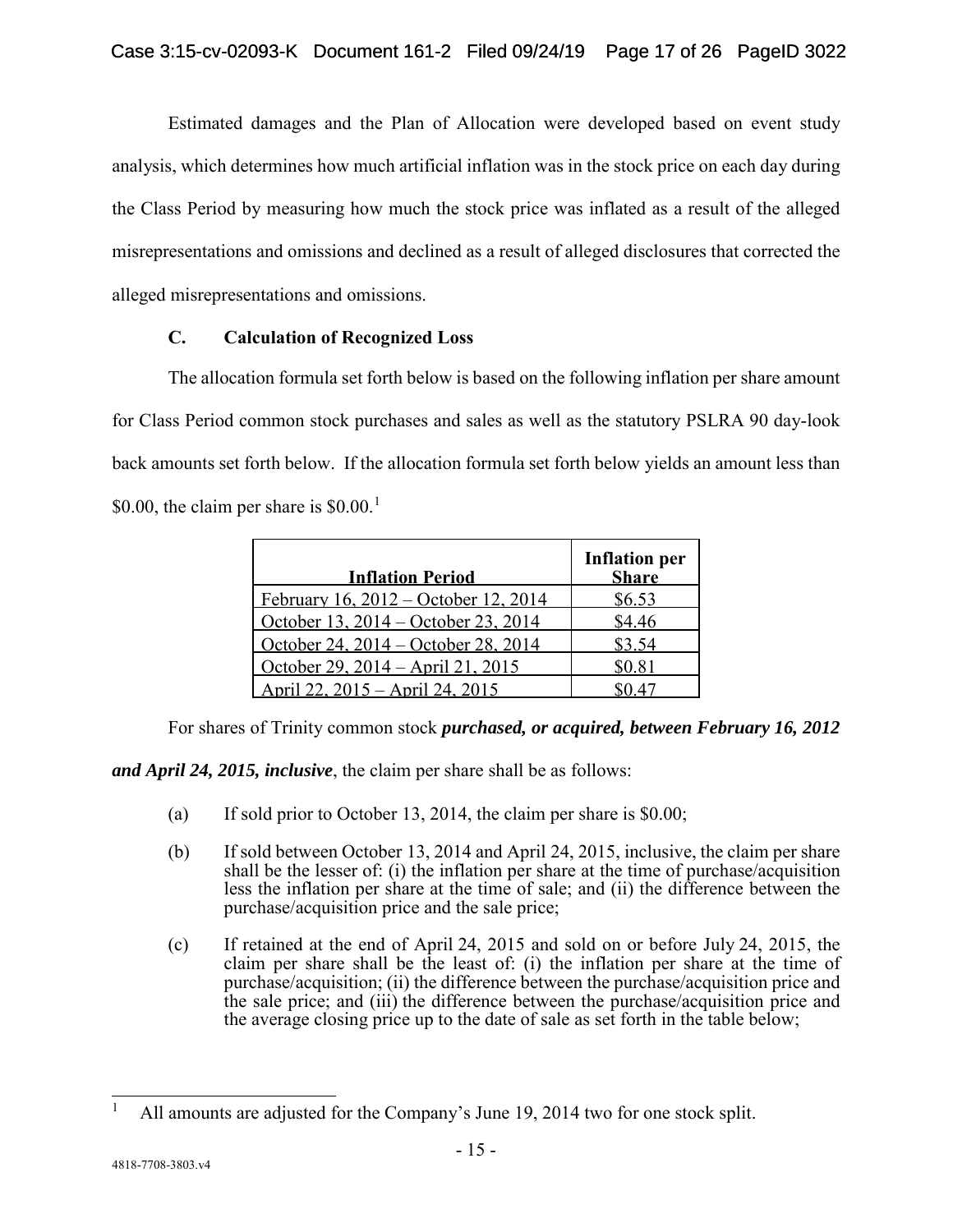Estimated damages and the Plan of Allocation were developed based on event study analysis, which determines how much artificial inflation was in the stock price on each day during the Class Period by measuring how much the stock price was inflated as a result of the alleged misrepresentations and omissions and declined as a result of alleged disclosures that corrected the alleged misrepresentations and omissions.

### C. Calculation of Recognized Loss

The allocation formula set forth below is based on the following inflation per share amount for Class Period common stock purchases and sales as well as the statutory PSLRA 90 day-look back amounts set forth below. If the allocation formula set forth below yields an amount less than \$0.00, the claim per share is \$0.00.[1]

| Inflation Period | Inflation per Share |
|---|---|
| February 16, 2012 – October 12, 2014 | \$6.53 |
| October 13, 2014 – October 23, 2014 | \$4.46 |
| October 24, 2014 – October 28, 2014 | \$3.54 |
| October 29, 2014 – April 21, 2015 | \$0.81 |
| April 22, 2015 – April 24, 2015 | \$0.47 |

For shares of Trinity common stock ***purchased, or acquired, between February 16, 2012 and April 24, 2015, inclusive***, the claim per share shall be as follows:

(a) If sold prior to October 13, 2014, the claim per share is \$0.00;

(b) If sold between October 13, 2014 and April 24, 2015, inclusive, the claim per share shall be the lesser of: (i) the inflation per share at the time of purchase/acquisition less the inflation per share at the time of sale; and (ii) the difference between the purchase/acquisition price and the sale price;

(c) If retained at the end of April 24, 2015 and sold on or before July 24, 2015, the claim per share shall be the least of: (i) the inflation per share at the time of purchase/acquisition; (ii) the difference between the purchase/acquisition price and the sale price; and (iii) the difference between the purchase/acquisition price and the average closing price up to the date of sale as set forth in the table below;

[1] All amounts are adjusted for the Company's June 19, 2014 two for one stock split.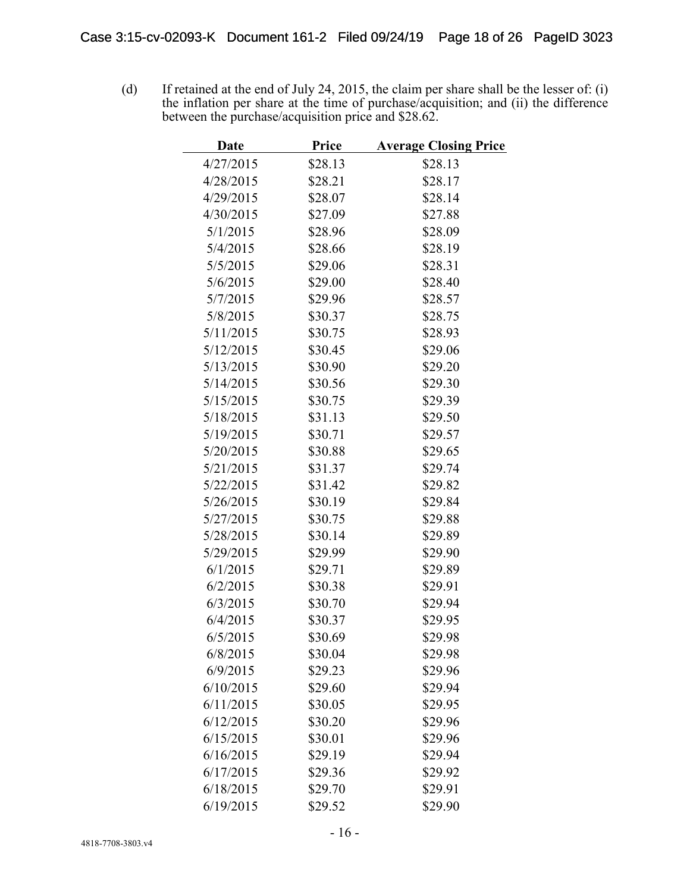(d) If retained at the end of July 24, 2015, the claim per share shall be the lesser of: (i) the inflation per share at the time of purchase/acquisition; and (ii) the difference between the purchase/acquisition price and $28.62.

| Date | Price | Average Closing Price |
|---|---|---|
| 4/27/2015 | $28.13 | $28.13 |
| 4/28/2015 | $28.21 | $28.17 |
| 4/29/2015 | $28.07 | $28.14 |
| 4/30/2015 | $27.09 | $27.88 |
| 5/1/2015 | $28.96 | $28.09 |
| 5/4/2015 | $28.66 | $28.19 |
| 5/5/2015 | $29.06 | $28.31 |
| 5/6/2015 | $29.00 | $28.40 |
| 5/7/2015 | $29.96 | $28.57 |
| 5/8/2015 | $30.37 | $28.75 |
| 5/11/2015 | $30.75 | $28.93 |
| 5/12/2015 | $30.45 | $29.06 |
| 5/13/2015 | $30.90 | $29.20 |
| 5/14/2015 | $30.56 | $29.30 |
| 5/15/2015 | $30.75 | $29.39 |
| 5/18/2015 | $31.13 | $29.50 |
| 5/19/2015 | $30.71 | $29.57 |
| 5/20/2015 | $30.88 | $29.65 |
| 5/21/2015 | $31.37 | $29.74 |
| 5/22/2015 | $31.42 | $29.82 |
| 5/26/2015 | $30.19 | $29.84 |
| 5/27/2015 | $30.75 | $29.88 |
| 5/28/2015 | $30.14 | $29.89 |
| 5/29/2015 | $29.99 | $29.90 |
| 6/1/2015 | $29.71 | $29.89 |
| 6/2/2015 | $30.38 | $29.91 |
| 6/3/2015 | $30.70 | $29.94 |
| 6/4/2015 | $30.37 | $29.95 |
| 6/5/2015 | $30.69 | $29.98 |
| 6/8/2015 | $30.04 | $29.98 |
| 6/9/2015 | $29.23 | $29.96 |
| 6/10/2015 | $29.60 | $29.94 |
| 6/11/2015 | $30.05 | $29.95 |
| 6/12/2015 | $30.20 | $29.96 |
| 6/15/2015 | $30.01 | $29.96 |
| 6/16/2015 | $29.19 | $29.94 |
| 6/17/2015 | $29.36 | $29.92 |
| 6/18/2015 | $29.70 | $29.91 |
| 6/19/2015 | $29.52 | $29.90 |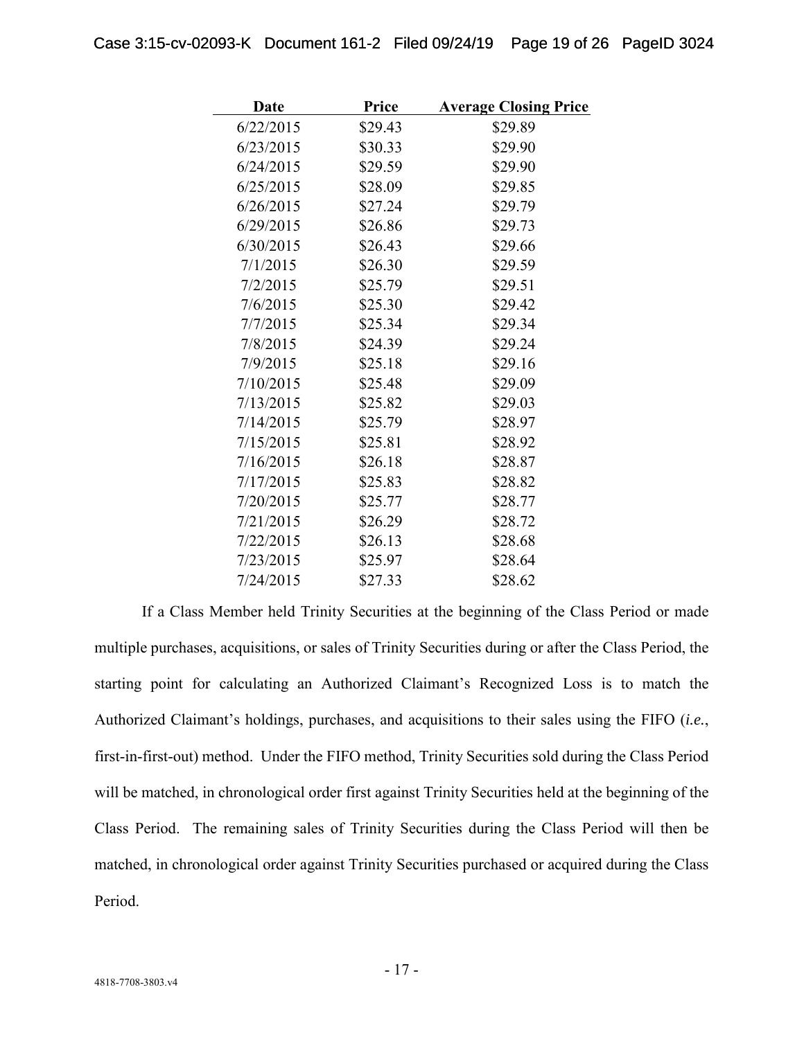| Date | Price | Average Closing Price |
| --- | --- | --- |
| 6/22/2015 | $29.43 | $29.89 |
| 6/23/2015 | $30.33 | $29.90 |
| 6/24/2015 | $29.59 | $29.90 |
| 6/25/2015 | $28.09 | $29.85 |
| 6/26/2015 | $27.24 | $29.79 |
| 6/29/2015 | $26.86 | $29.73 |
| 6/30/2015 | $26.43 | $29.66 |
| 7/1/2015 | $26.30 | $29.59 |
| 7/2/2015 | $25.79 | $29.51 |
| 7/6/2015 | $25.30 | $29.42 |
| 7/7/2015 | $25.34 | $29.34 |
| 7/8/2015 | $24.39 | $29.24 |
| 7/9/2015 | $25.18 | $29.16 |
| 7/10/2015 | $25.48 | $29.09 |
| 7/13/2015 | $25.82 | $29.03 |
| 7/14/2015 | $25.79 | $28.97 |
| 7/15/2015 | $25.81 | $28.92 |
| 7/16/2015 | $26.18 | $28.87 |
| 7/17/2015 | $25.83 | $28.82 |
| 7/20/2015 | $25.77 | $28.77 |
| 7/21/2015 | $26.29 | $28.72 |
| 7/22/2015 | $26.13 | $28.68 |
| 7/23/2015 | $25.97 | $28.64 |
| 7/24/2015 | $27.33 | $28.62 |

If a Class Member held Trinity Securities at the beginning of the Class Period or made multiple purchases, acquisitions, or sales of Trinity Securities during or after the Class Period, the starting point for calculating an Authorized Claimant's Recognized Loss is to match the Authorized Claimant's holdings, purchases, and acquisitions to their sales using the FIFO (*i.e.*, first-in-first-out) method. Under the FIFO method, Trinity Securities sold during the Class Period will be matched, in chronological order first against Trinity Securities held at the beginning of the Class Period. The remaining sales of Trinity Securities during the Class Period will then be matched, in chronological order against Trinity Securities purchased or acquired during the Class Period.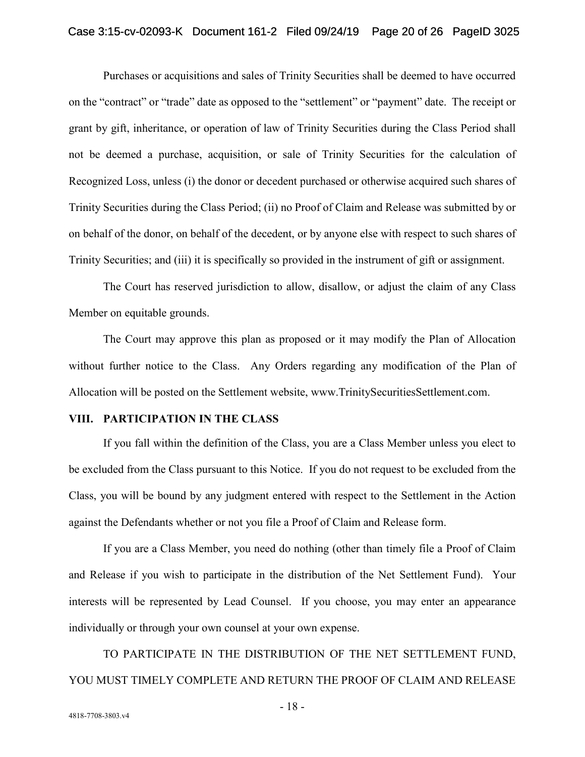Purchases or acquisitions and sales of Trinity Securities shall be deemed to have occurred on the "contract" or "trade" date as opposed to the "settlement" or "payment" date. The receipt or grant by gift, inheritance, or operation of law of Trinity Securities during the Class Period shall not be deemed a purchase, acquisition, or sale of Trinity Securities for the calculation of Recognized Loss, unless (i) the donor or decedent purchased or otherwise acquired such shares of Trinity Securities during the Class Period; (ii) no Proof of Claim and Release was submitted by or on behalf of the donor, on behalf of the decedent, or by anyone else with respect to such shares of Trinity Securities; and (iii) it is specifically so provided in the instrument of gift or assignment.

The Court has reserved jurisdiction to allow, disallow, or adjust the claim of any Class Member on equitable grounds.

The Court may approve this plan as proposed or it may modify the Plan of Allocation without further notice to the Class. Any Orders regarding any modification of the Plan of Allocation will be posted on the Settlement website, www.TrinitySecuritiesSettlement.com.

## VIII. PARTICIPATION IN THE CLASS

If you fall within the definition of the Class, you are a Class Member unless you elect to be excluded from the Class pursuant to this Notice. If you do not request to be excluded from the Class, you will be bound by any judgment entered with respect to the Settlement in the Action against the Defendants whether or not you file a Proof of Claim and Release form.

If you are a Class Member, you need do nothing (other than timely file a Proof of Claim and Release if you wish to participate in the distribution of the Net Settlement Fund). Your interests will be represented by Lead Counsel. If you choose, you may enter an appearance individually or through your own counsel at your own expense.

TO PARTICIPATE IN THE DISTRIBUTION OF THE NET SETTLEMENT FUND, YOU MUST TIMELY COMPLETE AND RETURN THE PROOF OF CLAIM AND RELEASE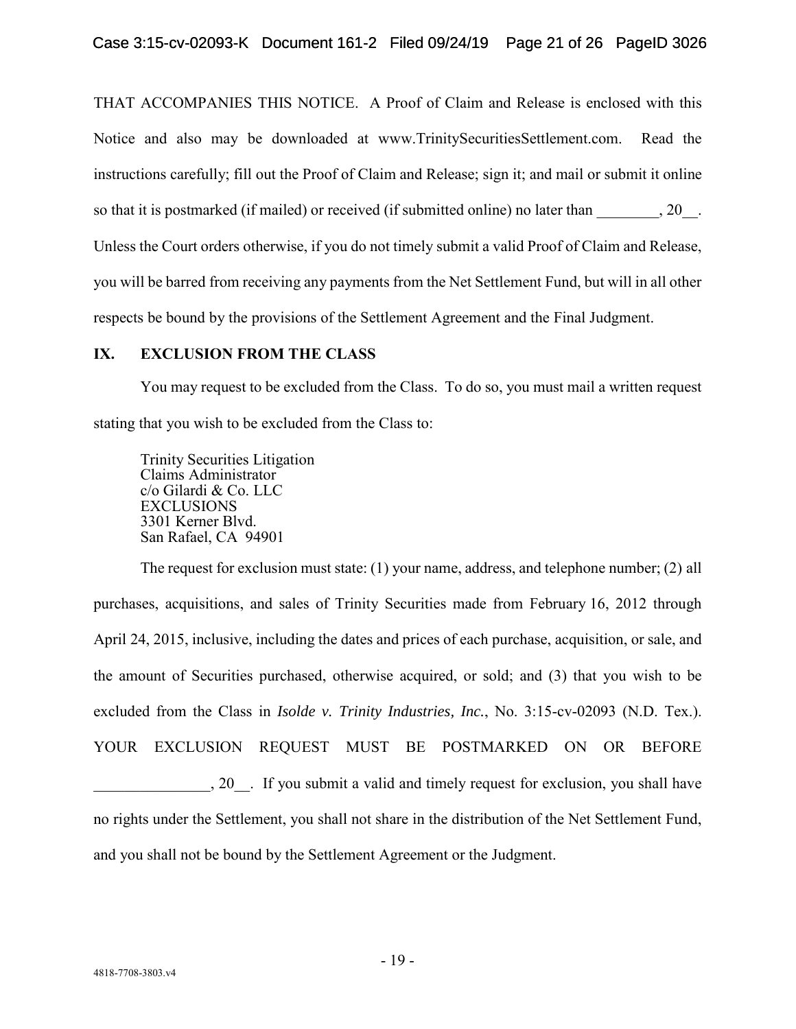THAT ACCOMPANIES THIS NOTICE. A Proof of Claim and Release is enclosed with this Notice and also may be downloaded at www.TrinitySecuritiesSettlement.com. Read the instructions carefully; fill out the Proof of Claim and Release; sign it; and mail or submit it online so that it is postmarked (if mailed) or received (if submitted online) no later than ________, 20__. Unless the Court orders otherwise, if you do not timely submit a valid Proof of Claim and Release, you will be barred from receiving any payments from the Net Settlement Fund, but will in all other respects be bound by the provisions of the Settlement Agreement and the Final Judgment.

## IX. EXCLUSION FROM THE CLASS

You may request to be excluded from the Class. To do so, you must mail a written request stating that you wish to be excluded from the Class to:

Trinity Securities Litigation
Claims Administrator
c/o Gilardi & Co. LLC
EXCLUSIONS
3301 Kerner Blvd.
San Rafael, CA 94901

The request for exclusion must state: (1) your name, address, and telephone number; (2) all purchases, acquisitions, and sales of Trinity Securities made from February 16, 2012 through April 24, 2015, inclusive, including the dates and prices of each purchase, acquisition, or sale, and the amount of Securities purchased, otherwise acquired, or sold; and (3) that you wish to be excluded from the Class in *Isolde v. Trinity Industries, Inc.*, No. 3:15-cv-02093 (N.D. Tex.). YOUR EXCLUSION REQUEST MUST BE POSTMARKED ON OR BEFORE _______________, 20__. If you submit a valid and timely request for exclusion, you shall have no rights under the Settlement, you shall not share in the distribution of the Net Settlement Fund, and you shall not be bound by the Settlement Agreement or the Judgment.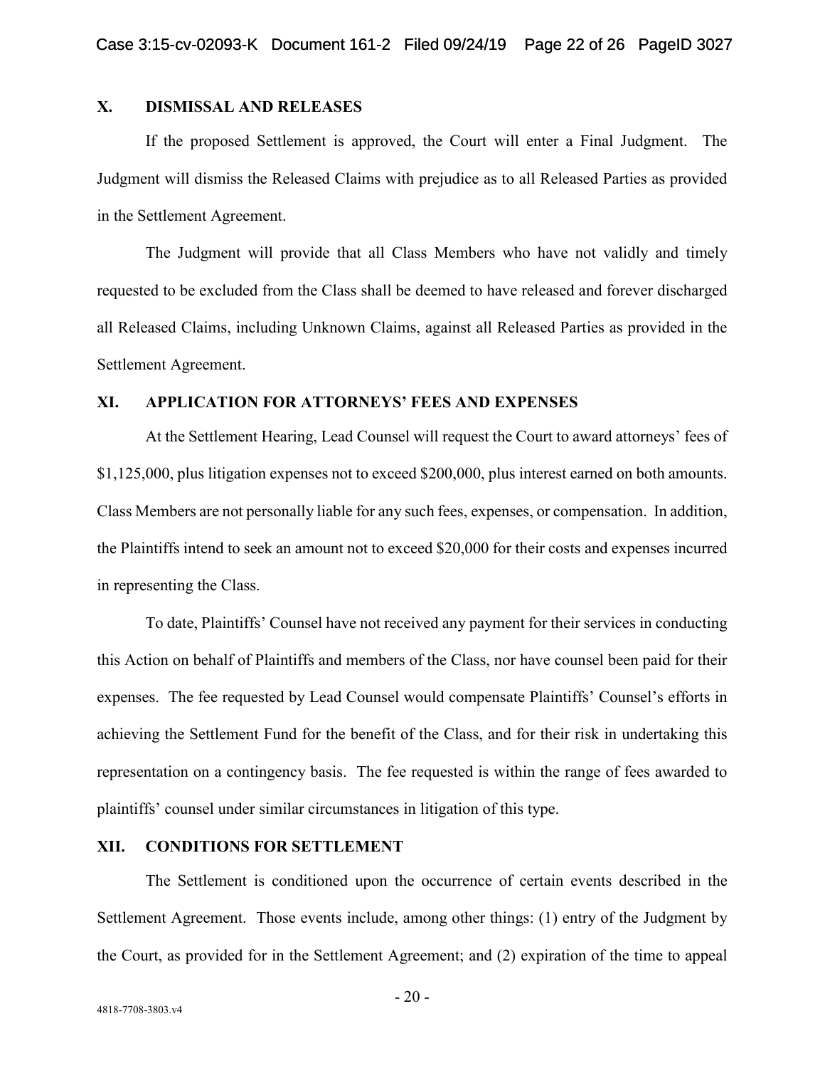## X. DISMISSAL AND RELEASES

If the proposed Settlement is approved, the Court will enter a Final Judgment. The Judgment will dismiss the Released Claims with prejudice as to all Released Parties as provided in the Settlement Agreement.

The Judgment will provide that all Class Members who have not validly and timely requested to be excluded from the Class shall be deemed to have released and forever discharged all Released Claims, including Unknown Claims, against all Released Parties as provided in the Settlement Agreement.

## XI. APPLICATION FOR ATTORNEYS' FEES AND EXPENSES

At the Settlement Hearing, Lead Counsel will request the Court to award attorneys' fees of $1,125,000, plus litigation expenses not to exceed $200,000, plus interest earned on both amounts. Class Members are not personally liable for any such fees, expenses, or compensation. In addition, the Plaintiffs intend to seek an amount not to exceed $20,000 for their costs and expenses incurred in representing the Class.

To date, Plaintiffs' Counsel have not received any payment for their services in conducting this Action on behalf of Plaintiffs and members of the Class, nor have counsel been paid for their expenses. The fee requested by Lead Counsel would compensate Plaintiffs' Counsel's efforts in achieving the Settlement Fund for the benefit of the Class, and for their risk in undertaking this representation on a contingency basis. The fee requested is within the range of fees awarded to plaintiffs' counsel under similar circumstances in litigation of this type.

## XII. CONDITIONS FOR SETTLEMENT

The Settlement is conditioned upon the occurrence of certain events described in the Settlement Agreement. Those events include, among other things: (1) entry of the Judgment by the Court, as provided for in the Settlement Agreement; and (2) expiration of the time to appeal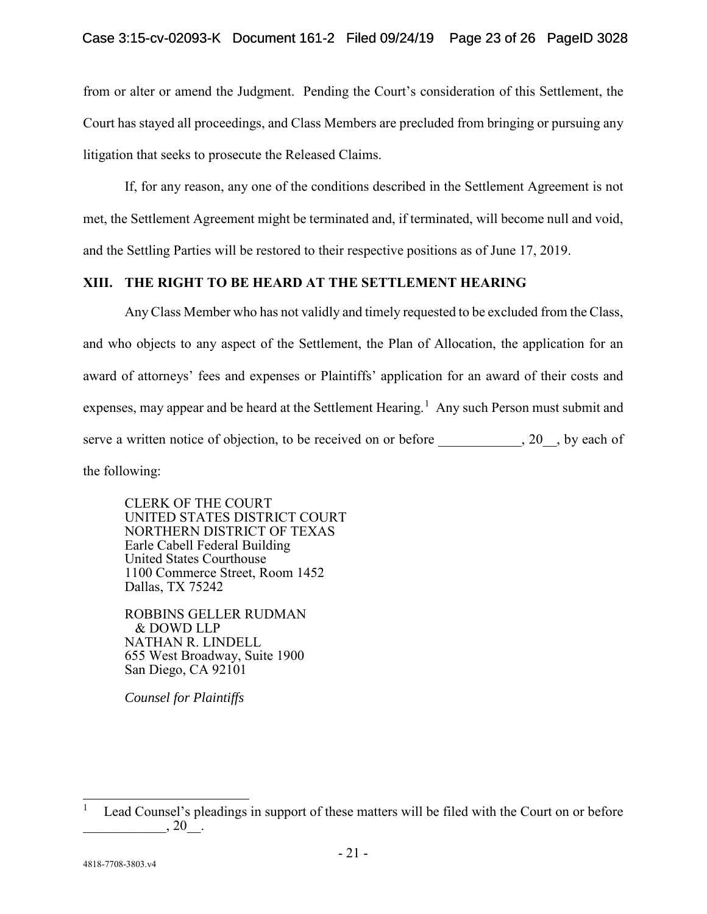from or alter or amend the Judgment. Pending the Court's consideration of this Settlement, the Court has stayed all proceedings, and Class Members are precluded from bringing or pursuing any litigation that seeks to prosecute the Released Claims.

If, for any reason, any one of the conditions described in the Settlement Agreement is not met, the Settlement Agreement might be terminated and, if terminated, will become null and void, and the Settling Parties will be restored to their respective positions as of June 17, 2019.

## XIII. THE RIGHT TO BE HEARD AT THE SETTLEMENT HEARING

Any Class Member who has not validly and timely requested to be excluded from the Class, and who objects to any aspect of the Settlement, the Plan of Allocation, the application for an award of attorneys' fees and expenses or Plaintiffs' application for an award of their costs and expenses, may appear and be heard at the Settlement Hearing.[1] Any such Person must submit and serve a written notice of objection, to be received on or before ____________, 20__, by each of the following:

CLERK OF THE COURT
UNITED STATES DISTRICT COURT
NORTHERN DISTRICT OF TEXAS
Earle Cabell Federal Building
United States Courthouse
1100 Commerce Street, Room 1452
Dallas, TX 75242

ROBBINS GELLER RUDMAN
& DOWD LLP
NATHAN R. LINDELL
655 West Broadway, Suite 1900
San Diego, CA 92101

*Counsel for Plaintiffs*

---

[1] Lead Counsel's pleadings in support of these matters will be filed with the Court on or before ____________, 20__.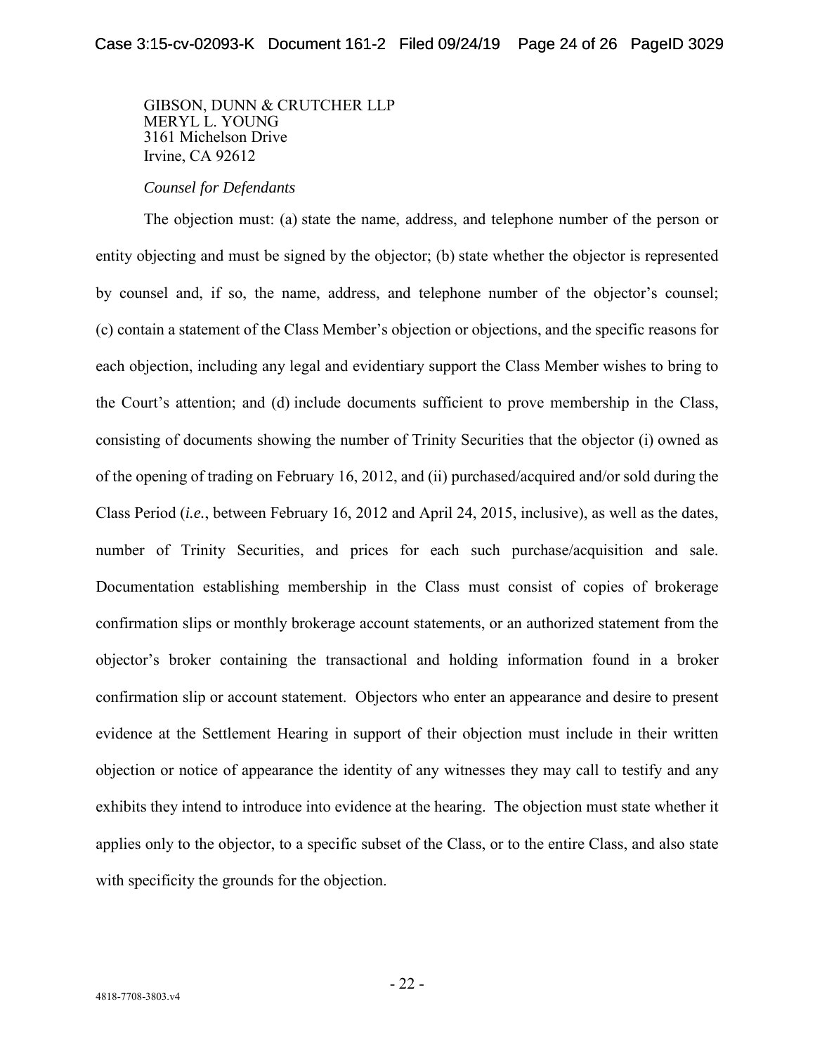GIBSON, DUNN & CRUTCHER LLP
MERYL L. YOUNG
3161 Michelson Drive
Irvine, CA 92612

*Counsel for Defendants*

The objection must: (a) state the name, address, and telephone number of the person or entity objecting and must be signed by the objector; (b) state whether the objector is represented by counsel and, if so, the name, address, and telephone number of the objector's counsel; (c) contain a statement of the Class Member's objection or objections, and the specific reasons for each objection, including any legal and evidentiary support the Class Member wishes to bring to the Court's attention; and (d) include documents sufficient to prove membership in the Class, consisting of documents showing the number of Trinity Securities that the objector (i) owned as of the opening of trading on February 16, 2012, and (ii) purchased/acquired and/or sold during the Class Period (*i.e.*, between February 16, 2012 and April 24, 2015, inclusive), as well as the dates, number of Trinity Securities, and prices for each such purchase/acquisition and sale. Documentation establishing membership in the Class must consist of copies of brokerage confirmation slips or monthly brokerage account statements, or an authorized statement from the objector's broker containing the transactional and holding information found in a broker confirmation slip or account statement. Objectors who enter an appearance and desire to present evidence at the Settlement Hearing in support of their objection must include in their written objection or notice of appearance the identity of any witnesses they may call to testify and any exhibits they intend to introduce into evidence at the hearing. The objection must state whether it applies only to the objector, to a specific subset of the Class, or to the entire Class, and also state with specificity the grounds for the objection.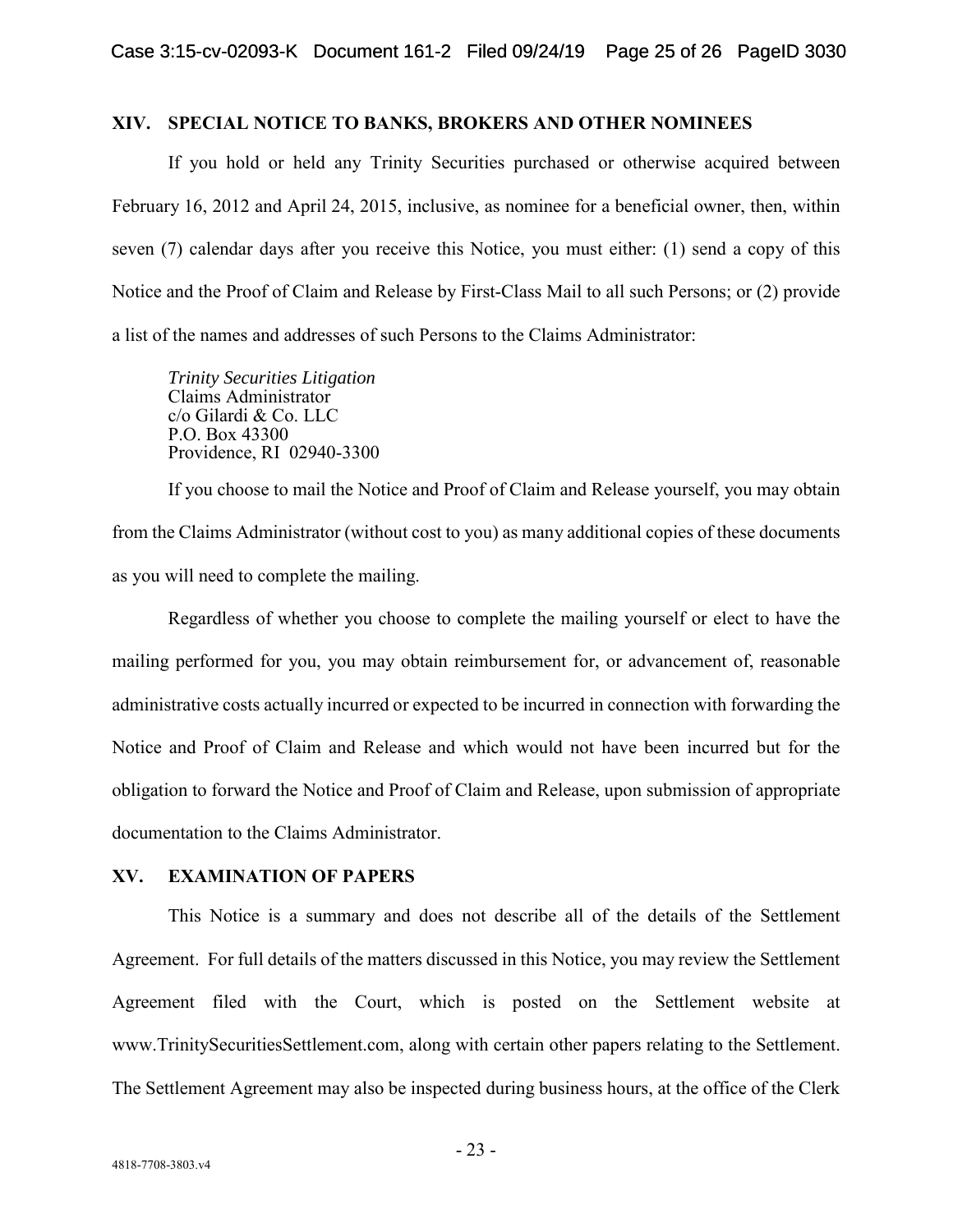## XIV. SPECIAL NOTICE TO BANKS, BROKERS AND OTHER NOMINEES

If you hold or held any Trinity Securities purchased or otherwise acquired between February 16, 2012 and April 24, 2015, inclusive, as nominee for a beneficial owner, then, within seven (7) calendar days after you receive this Notice, you must either: (1) send a copy of this Notice and the Proof of Claim and Release by First-Class Mail to all such Persons; or (2) provide a list of the names and addresses of such Persons to the Claims Administrator:

*Trinity Securities Litigation*
Claims Administrator
c/o Gilardi & Co. LLC
P.O. Box 43300
Providence, RI 02940-3300

If you choose to mail the Notice and Proof of Claim and Release yourself, you may obtain from the Claims Administrator (without cost to you) as many additional copies of these documents as you will need to complete the mailing.

Regardless of whether you choose to complete the mailing yourself or elect to have the mailing performed for you, you may obtain reimbursement for, or advancement of, reasonable administrative costs actually incurred or expected to be incurred in connection with forwarding the Notice and Proof of Claim and Release and which would not have been incurred but for the obligation to forward the Notice and Proof of Claim and Release, upon submission of appropriate documentation to the Claims Administrator.

## XV. EXAMINATION OF PAPERS

This Notice is a summary and does not describe all of the details of the Settlement Agreement. For full details of the matters discussed in this Notice, you may review the Settlement Agreement filed with the Court, which is posted on the Settlement website at www.TrinitySecuritiesSettlement.com, along with certain other papers relating to the Settlement. The Settlement Agreement may also be inspected during business hours, at the office of the Clerk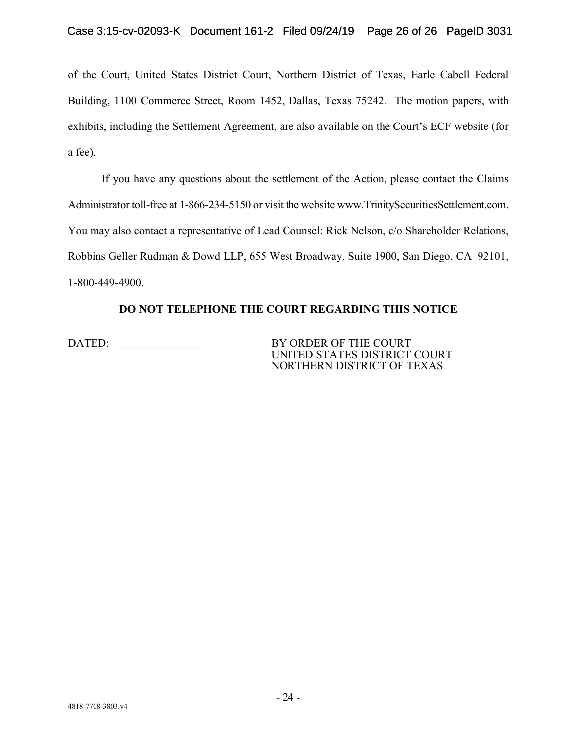of the Court, United States District Court, Northern District of Texas, Earle Cabell Federal Building, 1100 Commerce Street, Room 1452, Dallas, Texas 75242. The motion papers, with exhibits, including the Settlement Agreement, are also available on the Court's ECF website (for a fee).

If you have any questions about the settlement of the Action, please contact the Claims Administrator toll-free at 1-866-234-5150 or visit the website www.TrinitySecuritiesSettlement.com. You may also contact a representative of Lead Counsel: Rick Nelson, c/o Shareholder Relations, Robbins Geller Rudman & Dowd LLP, 655 West Broadway, Suite 1900, San Diego, CA 92101, 1-800-449-4900.

**DO NOT TELEPHONE THE COURT REGARDING THIS NOTICE**

DATED: _______________

BY ORDER OF THE COURT
UNITED STATES DISTRICT COURT
NORTHERN DISTRICT OF TEXAS

4818-7708-3803.v4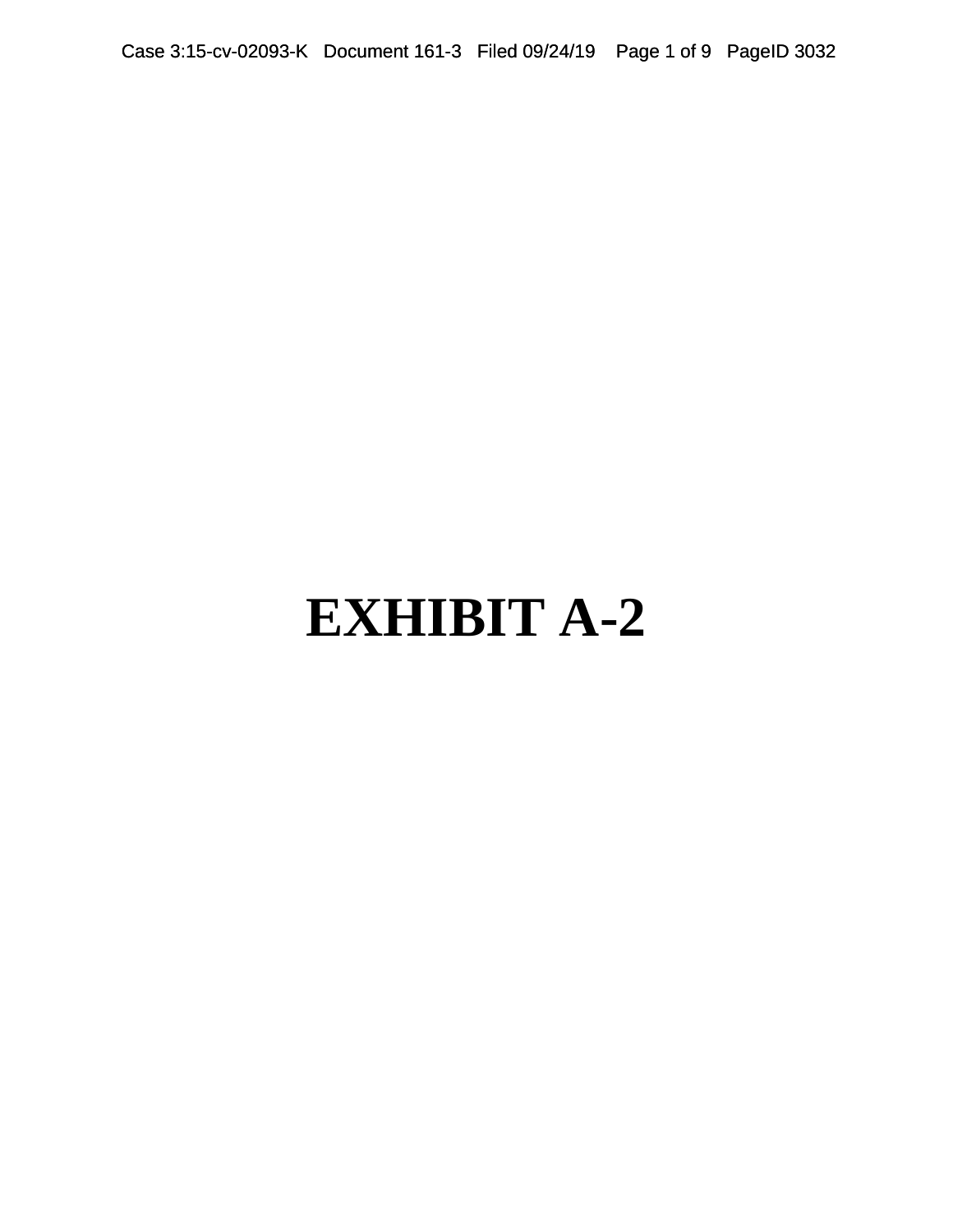# EXHIBIT A-2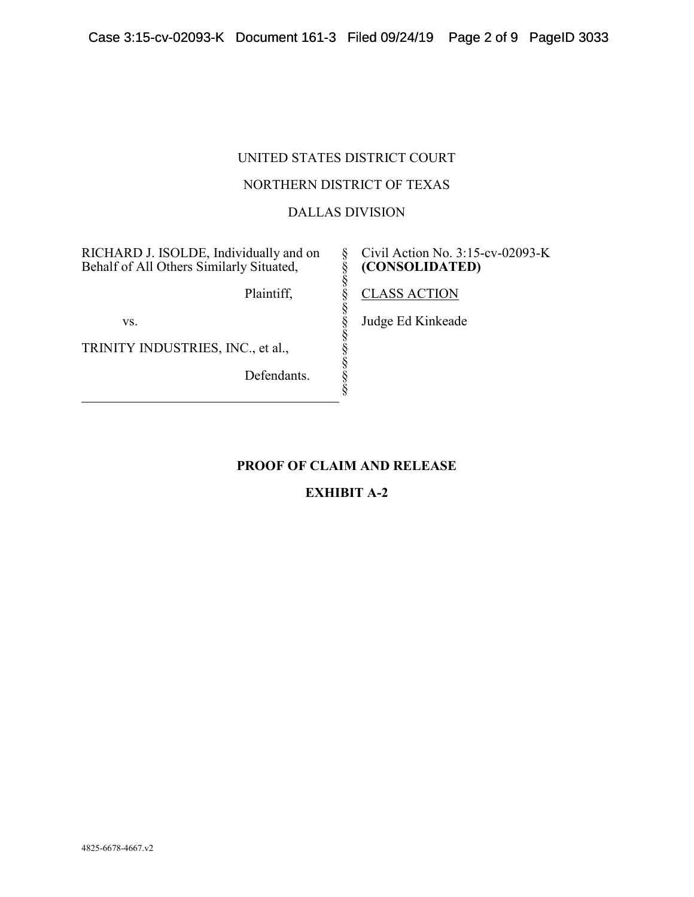UNITED STATES DISTRICT COURT

NORTHERN DISTRICT OF TEXAS

DALLAS DIVISION

| | | |
|---|---|---|
| RICHARD J. ISOLDE, Individually and on Behalf of All Others Similarly Situated, | § | Civil Action No. 3:15-cv-02093-K **(CONSOLIDATED)** |
| Plaintiff, | § | CLASS ACTION |
| vs. | § | Judge Ed Kinkeade |
| TRINITY INDUSTRIES, INC., et al., | § | |
| Defendants. | § | |

**PROOF OF CLAIM AND RELEASE**

**EXHIBIT A-2**

4825-6678-4667.v2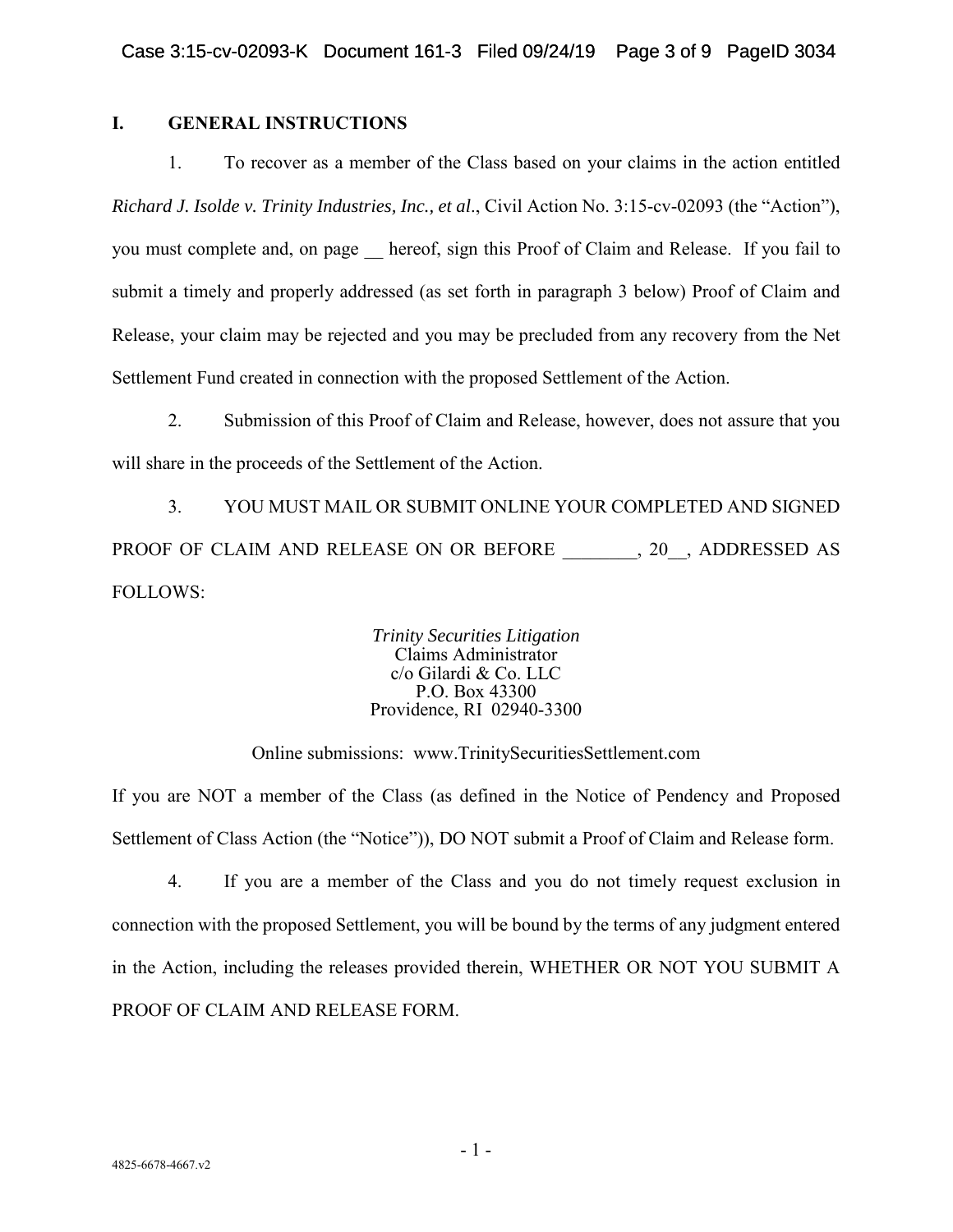## I. GENERAL INSTRUCTIONS

1. To recover as a member of the Class based on your claims in the action entitled *Richard J. Isolde v. Trinity Industries, Inc., et al*., Civil Action No. 3:15-cv-02093 (the "Action"), you must complete and, on page __ hereof, sign this Proof of Claim and Release. If you fail to submit a timely and properly addressed (as set forth in paragraph 3 below) Proof of Claim and Release, your claim may be rejected and you may be precluded from any recovery from the Net Settlement Fund created in connection with the proposed Settlement of the Action.

2. Submission of this Proof of Claim and Release, however, does not assure that you will share in the proceeds of the Settlement of the Action.

3. YOU MUST MAIL OR SUBMIT ONLINE YOUR COMPLETED AND SIGNED PROOF OF CLAIM AND RELEASE ON OR BEFORE ________, 20__, ADDRESSED AS FOLLOWS:

*Trinity Securities Litigation*  
Claims Administrator  
c/o Gilardi & Co. LLC  
P.O. Box 43300  
Providence, RI 02940-3300

Online submissions: www.TrinitySecuritiesSettlement.com

If you are NOT a member of the Class (as defined in the Notice of Pendency and Proposed Settlement of Class Action (the "Notice")), DO NOT submit a Proof of Claim and Release form.

4. If you are a member of the Class and you do not timely request exclusion in connection with the proposed Settlement, you will be bound by the terms of any judgment entered in the Action, including the releases provided therein, WHETHER OR NOT YOU SUBMIT A PROOF OF CLAIM AND RELEASE FORM.

4825-6678-4667.v2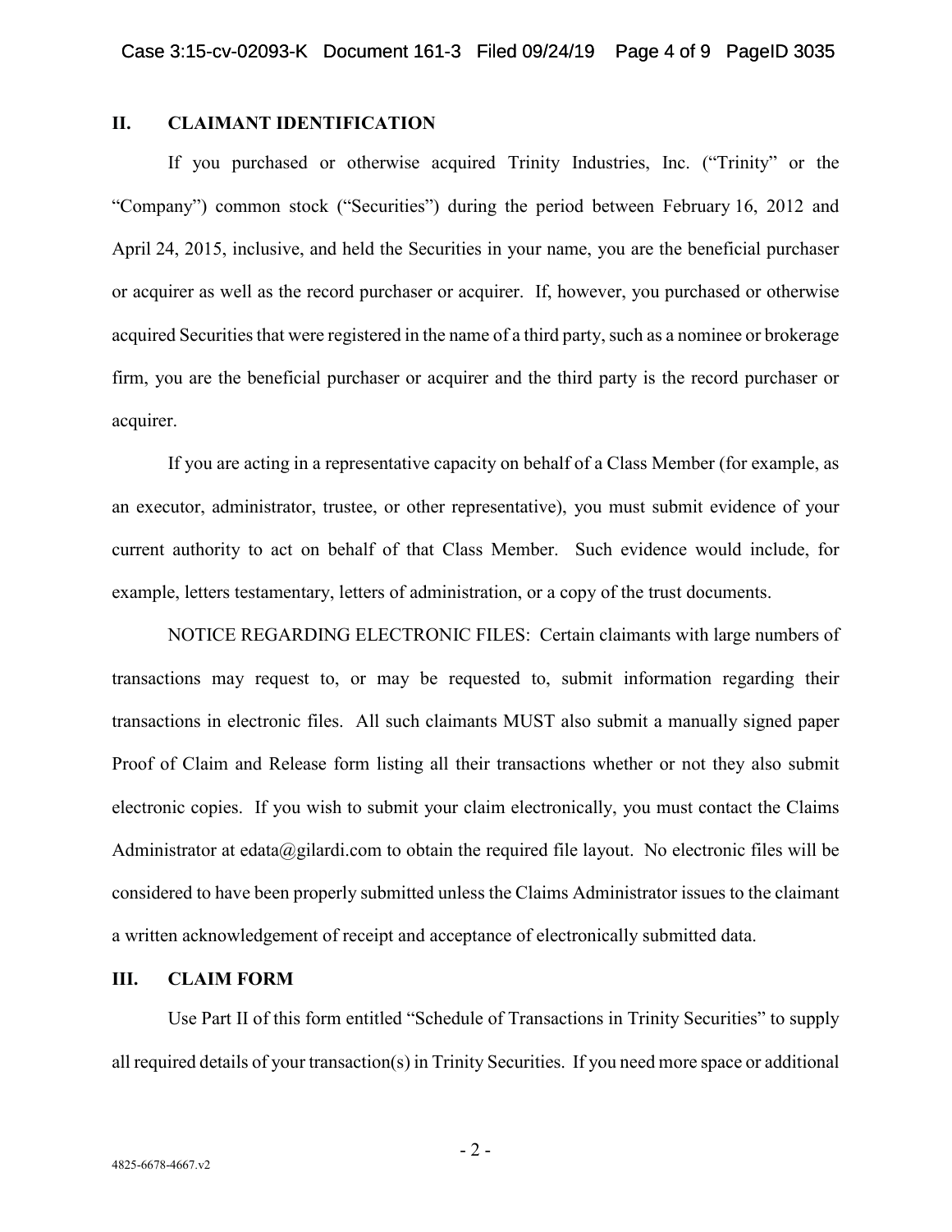## II. CLAIMANT IDENTIFICATION

If you purchased or otherwise acquired Trinity Industries, Inc. ("Trinity" or the "Company") common stock ("Securities") during the period between February 16, 2012 and April 24, 2015, inclusive, and held the Securities in your name, you are the beneficial purchaser or acquirer as well as the record purchaser or acquirer. If, however, you purchased or otherwise acquired Securities that were registered in the name of a third party, such as a nominee or brokerage firm, you are the beneficial purchaser or acquirer and the third party is the record purchaser or acquirer.

If you are acting in a representative capacity on behalf of a Class Member (for example, as an executor, administrator, trustee, or other representative), you must submit evidence of your current authority to act on behalf of that Class Member. Such evidence would include, for example, letters testamentary, letters of administration, or a copy of the trust documents.

NOTICE REGARDING ELECTRONIC FILES: Certain claimants with large numbers of transactions may request to, or may be requested to, submit information regarding their transactions in electronic files. All such claimants MUST also submit a manually signed paper Proof of Claim and Release form listing all their transactions whether or not they also submit electronic copies. If you wish to submit your claim electronically, you must contact the Claims Administrator at edata@gilardi.com to obtain the required file layout. No electronic files will be considered to have been properly submitted unless the Claims Administrator issues to the claimant a written acknowledgement of receipt and acceptance of electronically submitted data.

## III. CLAIM FORM

Use Part II of this form entitled "Schedule of Transactions in Trinity Securities" to supply all required details of your transaction(s) in Trinity Securities. If you need more space or additional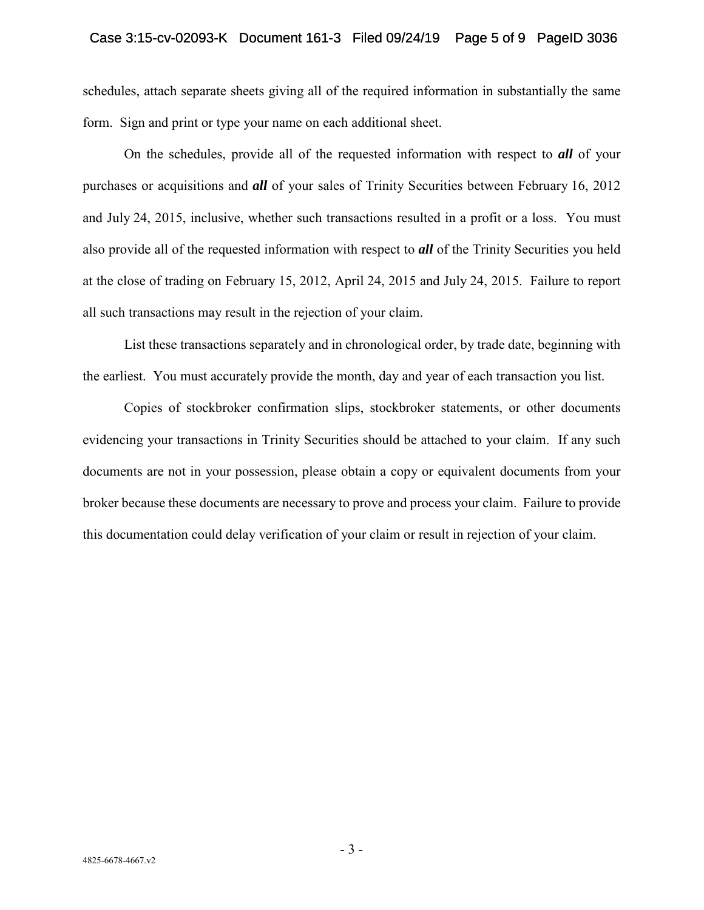schedules, attach separate sheets giving all of the required information in substantially the same form. Sign and print or type your name on each additional sheet.

On the schedules, provide all of the requested information with respect to ***all*** of your purchases or acquisitions and ***all*** of your sales of Trinity Securities between February 16, 2012 and July 24, 2015, inclusive, whether such transactions resulted in a profit or a loss. You must also provide all of the requested information with respect to ***all*** of the Trinity Securities you held at the close of trading on February 15, 2012, April 24, 2015 and July 24, 2015. Failure to report all such transactions may result in the rejection of your claim.

List these transactions separately and in chronological order, by trade date, beginning with the earliest. You must accurately provide the month, day and year of each transaction you list.

Copies of stockbroker confirmation slips, stockbroker statements, or other documents evidencing your transactions in Trinity Securities should be attached to your claim. If any such documents are not in your possession, please obtain a copy or equivalent documents from your broker because these documents are necessary to prove and process your claim. Failure to provide this documentation could delay verification of your claim or result in rejection of your claim.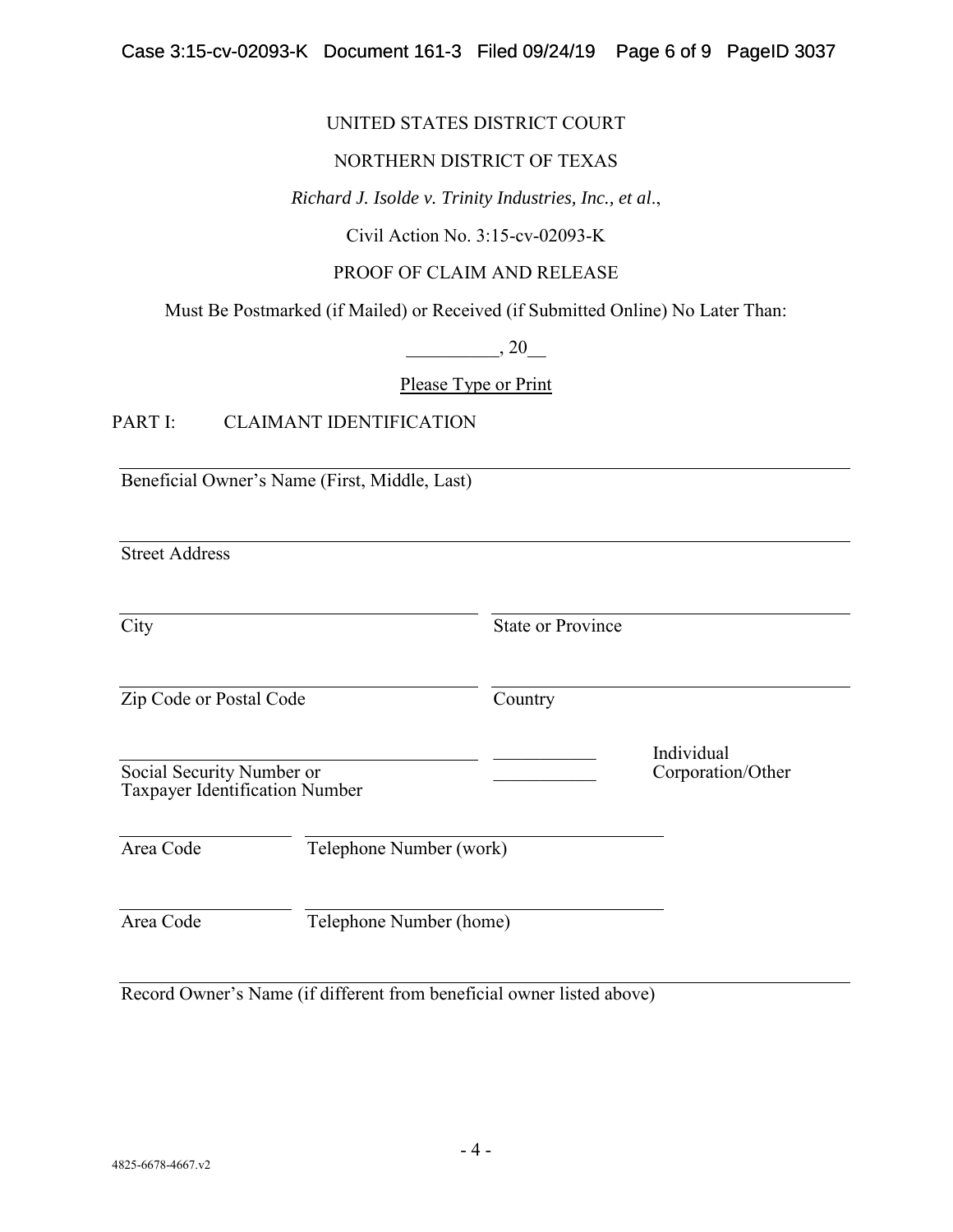UNITED STATES DISTRICT COURT

NORTHERN DISTRICT OF TEXAS

*Richard J. Isolde v. Trinity Industries, Inc., et al*.,

Civil Action No. 3:15-cv-02093-K

PROOF OF CLAIM AND RELEASE

Must Be Postmarked (if Mailed) or Received (if Submitted Online) No Later Than:

__________, 20__

Please Type or Print

PART I: CLAIMANT IDENTIFICATION

______________________________________________________________
Beneficial Owner's Name (First, Middle, Last)

______________________________________________________________
Street Address

______________________________ ______________________________
City State or Province

______________________________ ______________________________
Zip Code or Postal Code Country

______________________________ ___________ Individual
Social Security Number or ___________ Corporation/Other
Taxpayer Identification Number

__________ ______________________________
Area Code Telephone Number (work)

__________ ______________________________
Area Code Telephone Number (home)

______________________________________________________________
Record Owner's Name (if different from beneficial owner listed above)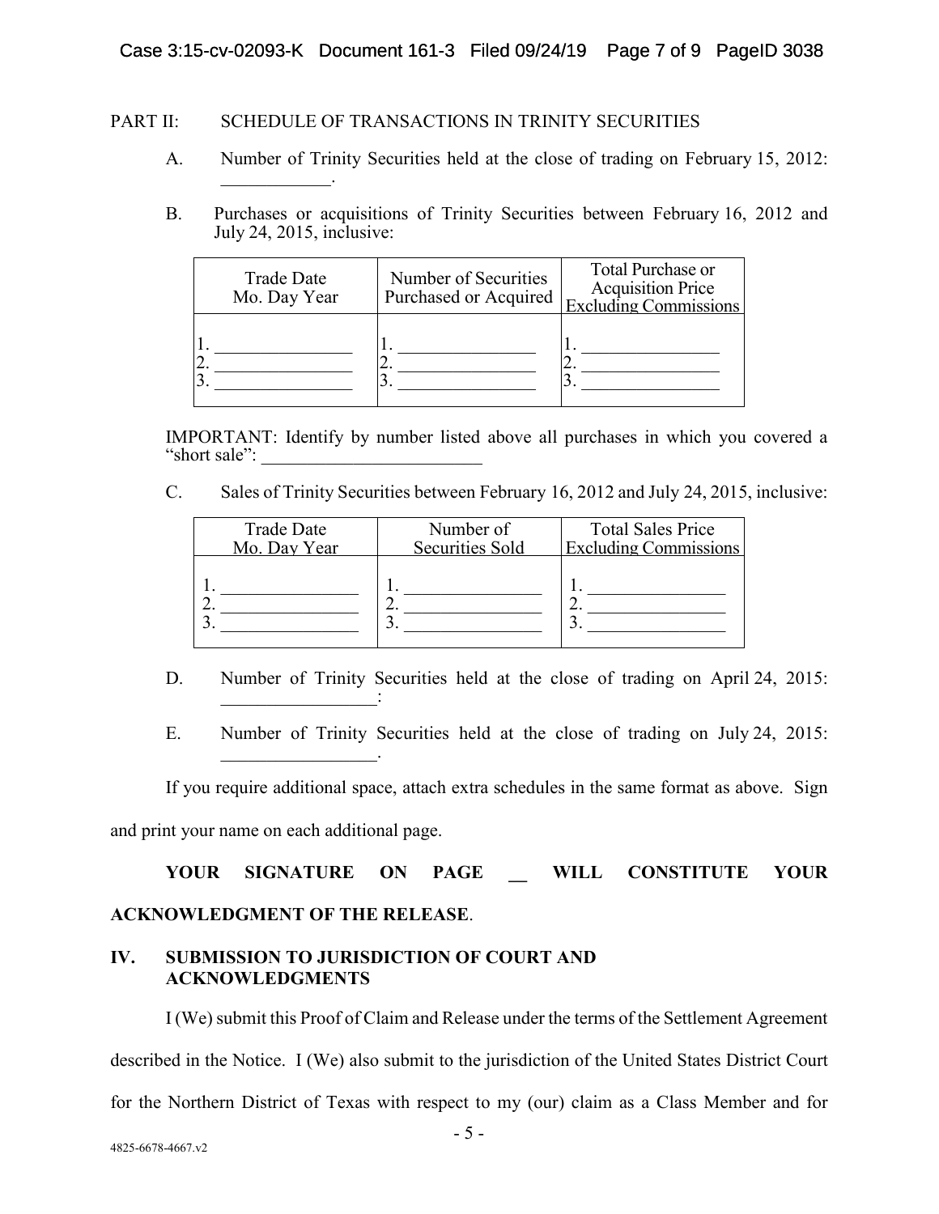PART II: SCHEDULE OF TRANSACTIONS IN TRINITY SECURITIES

A. Number of Trinity Securities held at the close of trading on February 15, 2012: ____________.

B. Purchases or acquisitions of Trinity Securities between February 16, 2012 and July 24, 2015, inclusive:

| Trade Date Mo. Day Year | Number of Securities Purchased or Acquired | Total Purchase or Acquisition Price Excluding Commissions |
|---|---|---|
| 1. _______________ | 1. _______________ | 1. _______________ |
| 2. _______________ | 2. _______________ | 2. _______________ |
| 3. _______________ | 3. _______________ | 3. _______________ |

IMPORTANT: Identify by number listed above all purchases in which you covered a "short sale": ________________________

C. Sales of Trinity Securities between February 16, 2012 and July 24, 2015, inclusive:

| Trade Date Mo. Day Year | Number of Securities Sold | Total Sales Price Excluding Commissions |
|---|---|---|
| 1. _______________ | 1. _______________ | 1. _______________ |
| 2. _______________ | 2. _______________ | 2. _______________ |
| 3. _______________ | 3. _______________ | 3. _______________ |

D. Number of Trinity Securities held at the close of trading on April 24, 2015: _________________:

E. Number of Trinity Securities held at the close of trading on July 24, 2015: _________________.

If you require additional space, attach extra schedules in the same format as above. Sign and print your name on each additional page.

**YOUR SIGNATURE ON PAGE __ WILL CONSTITUTE YOUR ACKNOWLEDGMENT OF THE RELEASE**.

## IV. SUBMISSION TO JURISDICTION OF COURT AND ACKNOWLEDGMENTS

I (We) submit this Proof of Claim and Release under the terms of the Settlement Agreement described in the Notice. I (We) also submit to the jurisdiction of the United States District Court for the Northern District of Texas with respect to my (our) claim as a Class Member and for

4825-6678-4667.v2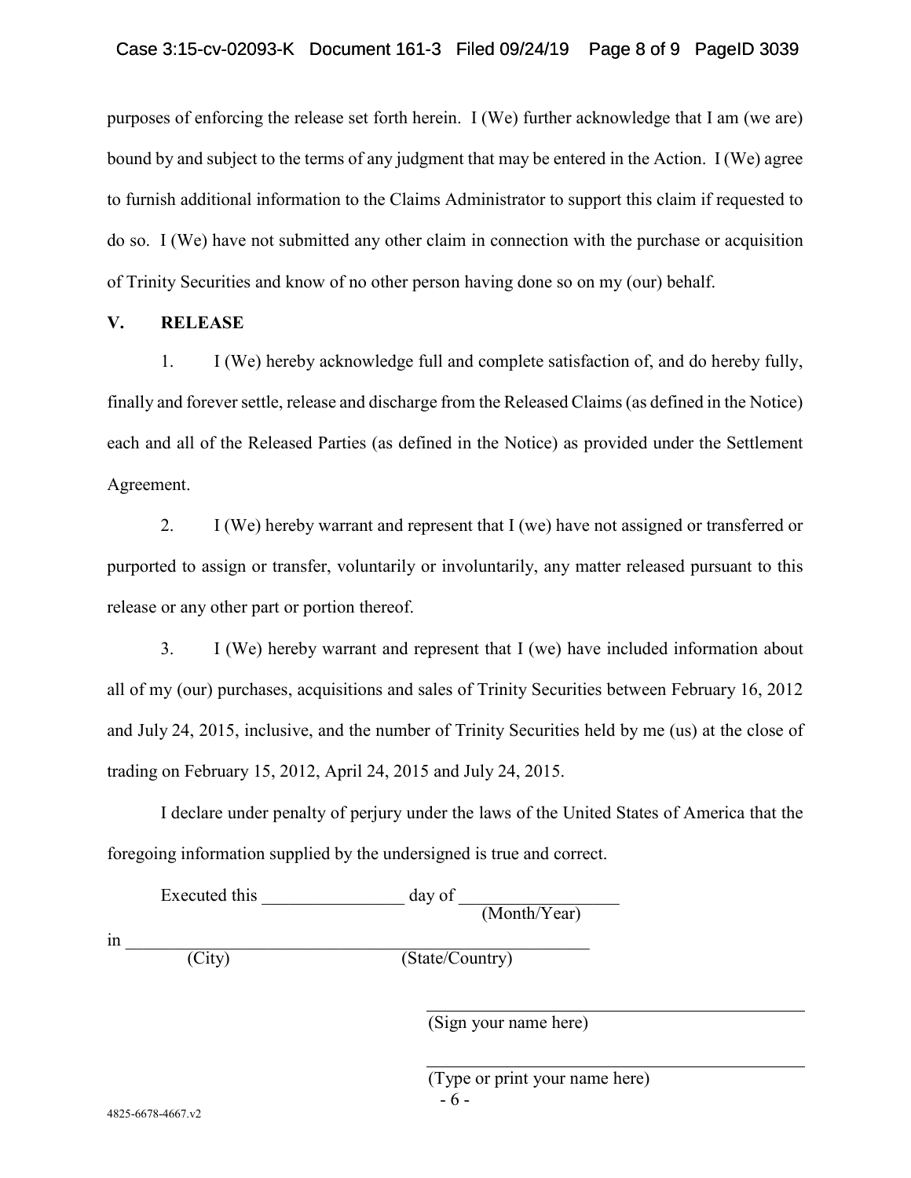purposes of enforcing the release set forth herein. I (We) further acknowledge that I am (we are) bound by and subject to the terms of any judgment that may be entered in the Action. I (We) agree to furnish additional information to the Claims Administrator to support this claim if requested to do so. I (We) have not submitted any other claim in connection with the purchase or acquisition of Trinity Securities and know of no other person having done so on my (our) behalf.

## V. RELEASE

1. I (We) hereby acknowledge full and complete satisfaction of, and do hereby fully, finally and forever settle, release and discharge from the Released Claims (as defined in the Notice) each and all of the Released Parties (as defined in the Notice) as provided under the Settlement Agreement.

2. I (We) hereby warrant and represent that I (we) have not assigned or transferred or purported to assign or transfer, voluntarily or involuntarily, any matter released pursuant to this release or any other part or portion thereof.

3. I (We) hereby warrant and represent that I (we) have included information about all of my (our) purchases, acquisitions and sales of Trinity Securities between February 16, 2012 and July 24, 2015, inclusive, and the number of Trinity Securities held by me (us) at the close of trading on February 15, 2012, April 24, 2015 and July 24, 2015.

I declare under penalty of perjury under the laws of the United States of America that the foregoing information supplied by the undersigned is true and correct.

Executed this ________________ day of __________________ (Month/Year)

in ______________________________________________________
(City) (State/Country)

______________________________________________
(Sign your name here)

______________________________________________
(Type or print your name here)

4825-6678-4667.v2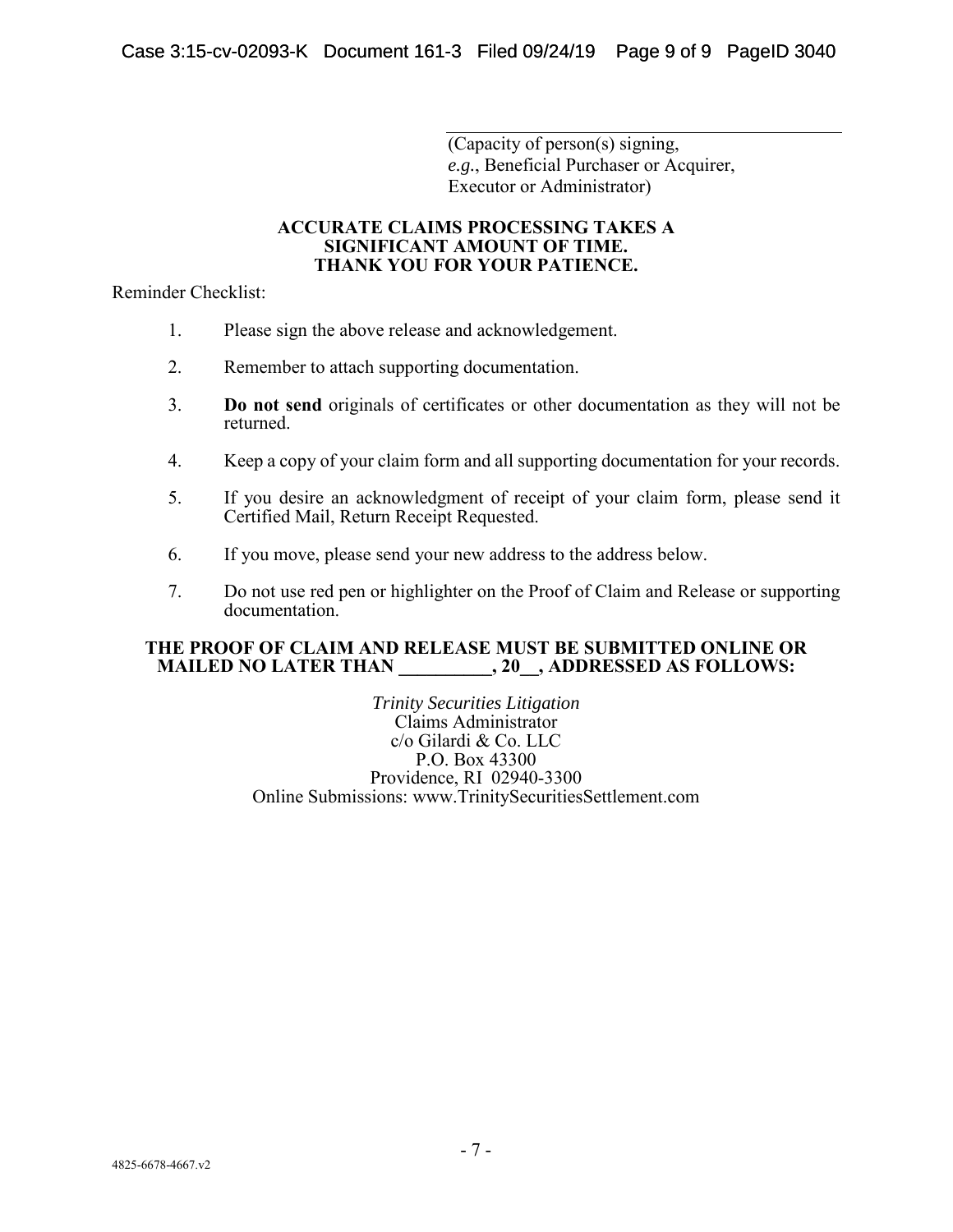______________________________
(Capacity of person(s) signing, *e.g.*, Beneficial Purchaser or Acquirer, Executor or Administrator)

**ACCURATE CLAIMS PROCESSING TAKES A SIGNIFICANT AMOUNT OF TIME. THANK YOU FOR YOUR PATIENCE.**

Reminder Checklist:

1. Please sign the above release and acknowledgement.
2. Remember to attach supporting documentation.
3. **Do not send** originals of certificates or other documentation as they will not be returned.
4. Keep a copy of your claim form and all supporting documentation for your records.
5. If you desire an acknowledgment of receipt of your claim form, please send it Certified Mail, Return Receipt Requested.
6. If you move, please send your new address to the address below.
7. Do not use red pen or highlighter on the Proof of Claim and Release or supporting documentation.

**THE PROOF OF CLAIM AND RELEASE MUST BE SUBMITTED ONLINE OR MAILED NO LATER THAN __________, 20__, ADDRESSED AS FOLLOWS:**

*Trinity Securities Litigation*
Claims Administrator
c/o Gilardi & Co. LLC
P.O. Box 43300
Providence, RI 02940-3300
Online Submissions: www.TrinitySecuritiesSettlement.com

4825-6678-4667.v2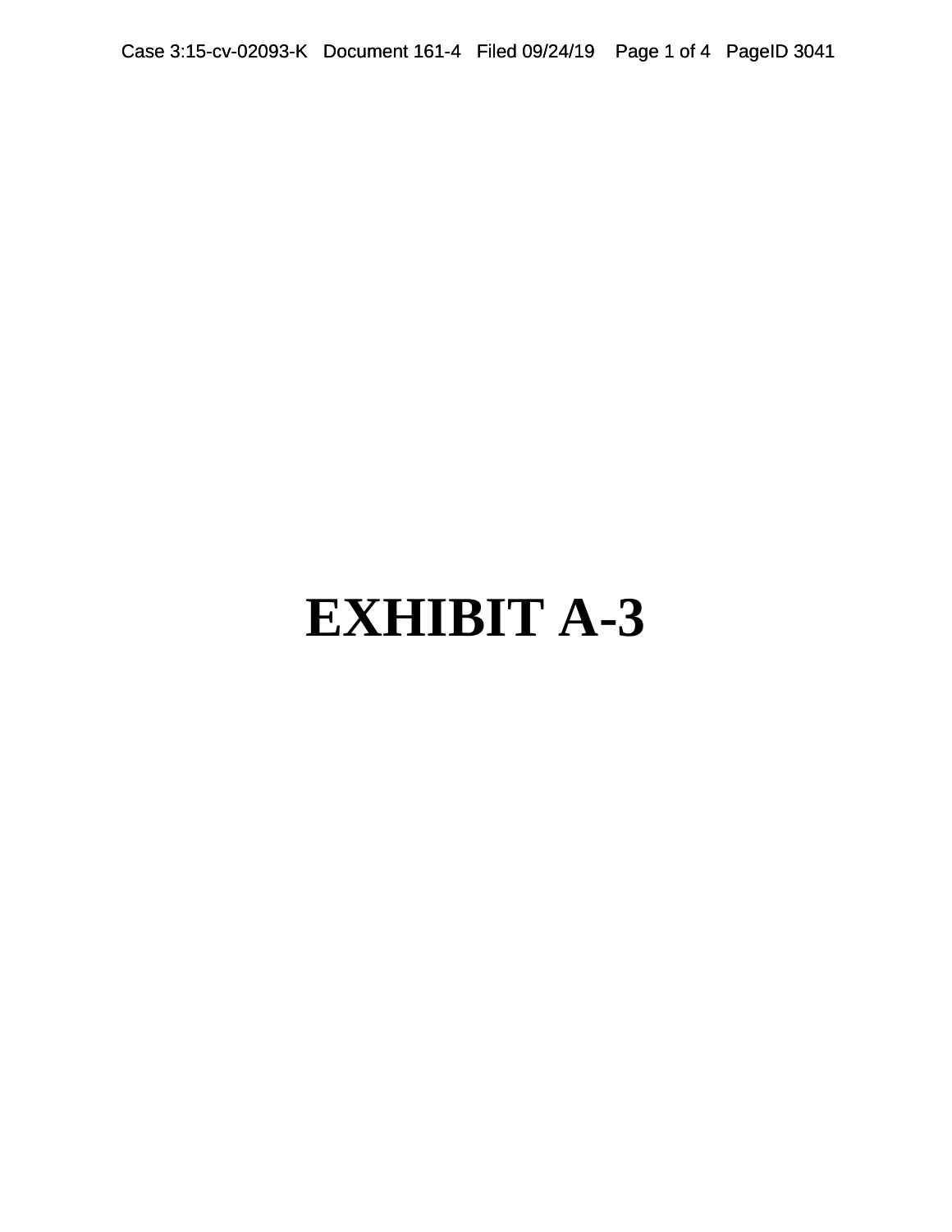# EXHIBIT A-3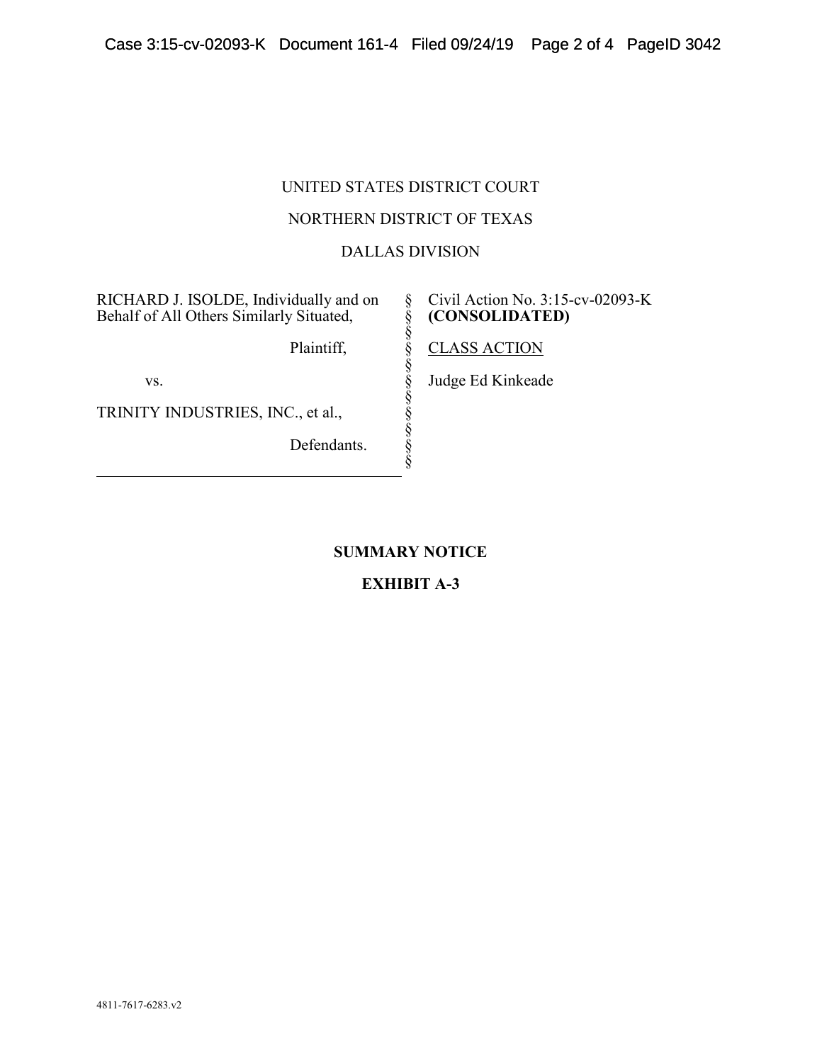UNITED STATES DISTRICT COURT

NORTHERN DISTRICT OF TEXAS

DALLAS DIVISION

| | | |
|---|---|---|
| RICHARD J. ISOLDE, Individually and on Behalf of All Others Similarly Situated, | § | Civil Action No. 3:15-cv-02093-K **(CONSOLIDATED)** |
| Plaintiff, | § | CLASS ACTION |
| vs. | § | Judge Ed Kinkeade |
| TRINITY INDUSTRIES, INC., et al., | § | |
| Defendants. | § | |

**SUMMARY NOTICE**

**EXHIBIT A-3**

4811-7617-6283.v2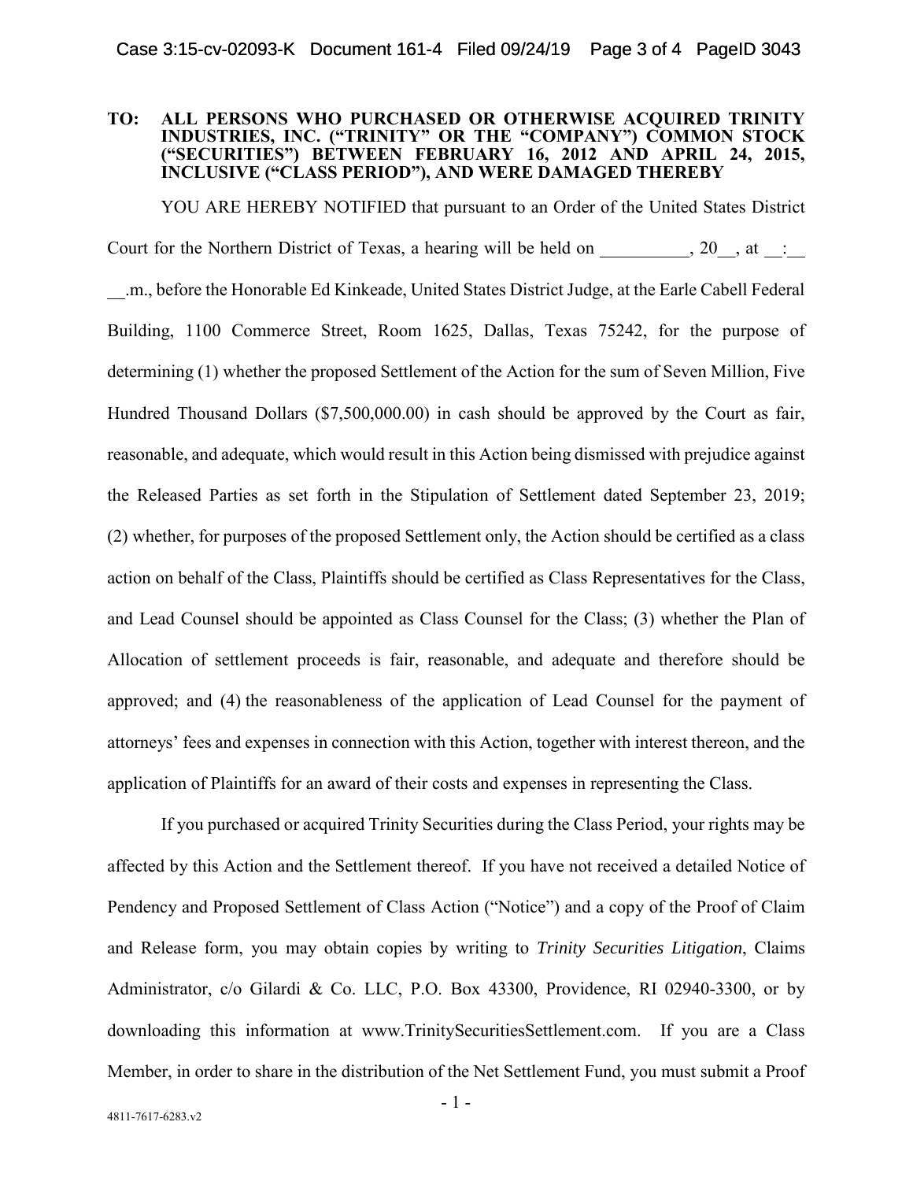**TO: ALL PERSONS WHO PURCHASED OR OTHERWISE ACQUIRED TRINITY INDUSTRIES, INC. ("TRINITY" OR THE "COMPANY") COMMON STOCK ("SECURITIES") BETWEEN FEBRUARY 16, 2012 AND APRIL 24, 2015, INCLUSIVE ("CLASS PERIOD"), AND WERE DAMAGED THEREBY**

YOU ARE HEREBY NOTIFIED that pursuant to an Order of the United States District Court for the Northern District of Texas, a hearing will be held on __________, 20__, at __:__ __.m., before the Honorable Ed Kinkeade, United States District Judge, at the Earle Cabell Federal Building, 1100 Commerce Street, Room 1625, Dallas, Texas 75242, for the purpose of determining (1) whether the proposed Settlement of the Action for the sum of Seven Million, Five Hundred Thousand Dollars ($7,500,000.00) in cash should be approved by the Court as fair, reasonable, and adequate, which would result in this Action being dismissed with prejudice against the Released Parties as set forth in the Stipulation of Settlement dated September 23, 2019; (2) whether, for purposes of the proposed Settlement only, the Action should be certified as a class action on behalf of the Class, Plaintiffs should be certified as Class Representatives for the Class, and Lead Counsel should be appointed as Class Counsel for the Class; (3) whether the Plan of Allocation of settlement proceeds is fair, reasonable, and adequate and therefore should be approved; and (4) the reasonableness of the application of Lead Counsel for the payment of attorneys' fees and expenses in connection with this Action, together with interest thereon, and the application of Plaintiffs for an award of their costs and expenses in representing the Class.

If you purchased or acquired Trinity Securities during the Class Period, your rights may be affected by this Action and the Settlement thereof. If you have not received a detailed Notice of Pendency and Proposed Settlement of Class Action ("Notice") and a copy of the Proof of Claim and Release form, you may obtain copies by writing to *Trinity Securities Litigation*, Claims Administrator, c/o Gilardi & Co. LLC, P.O. Box 43300, Providence, RI 02940-3300, or by downloading this information at www.TrinitySecuritiesSettlement.com. If you are a Class Member, in order to share in the distribution of the Net Settlement Fund, you must submit a Proof

4811-7617-6283.v2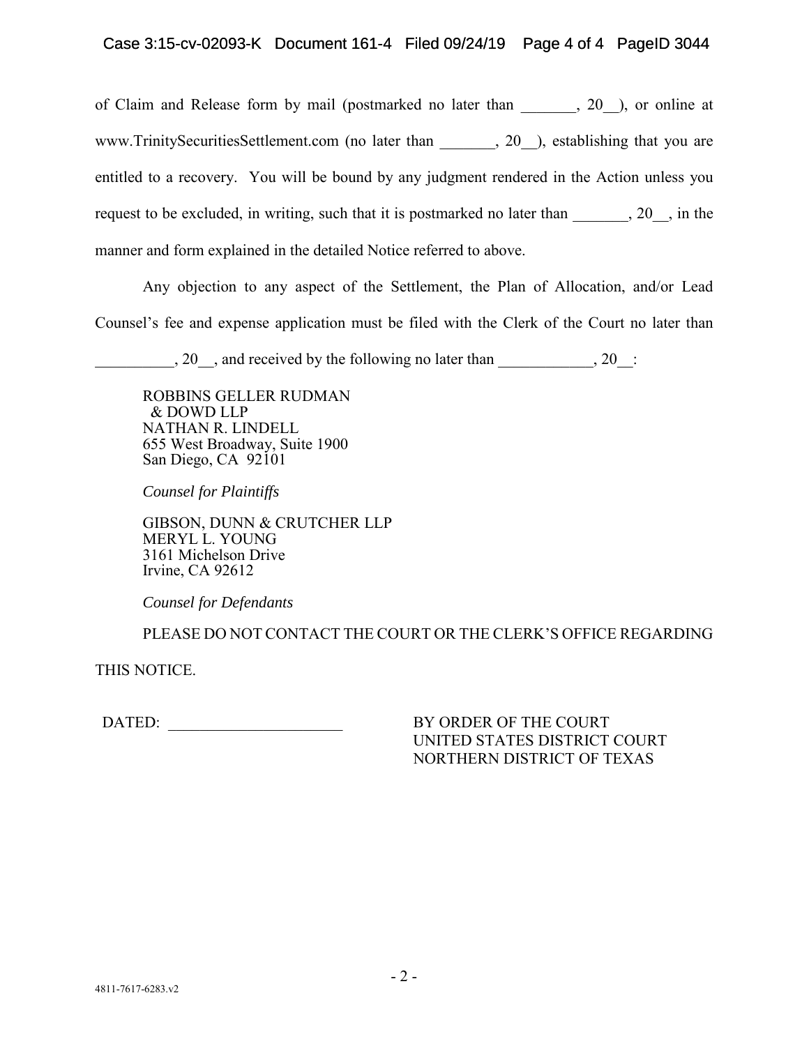of Claim and Release form by mail (postmarked no later than _______, 20__), or online at www.TrinitySecuritiesSettlement.com (no later than _______, 20__), establishing that you are entitled to a recovery. You will be bound by any judgment rendered in the Action unless you request to be excluded, in writing, such that it is postmarked no later than _______, 20__, in the manner and form explained in the detailed Notice referred to above.

Any objection to any aspect of the Settlement, the Plan of Allocation, and/or Lead Counsel's fee and expense application must be filed with the Clerk of the Court no later than __________, 20__, and received by the following no later than ____________, 20__:

ROBBINS GELLER RUDMAN
& DOWD LLP
NATHAN R. LINDELL
655 West Broadway, Suite 1900
San Diego, CA 92101

*Counsel for Plaintiffs*

GIBSON, DUNN & CRUTCHER LLP
MERYL L. YOUNG
3161 Michelson Drive
Irvine, CA 92612

*Counsel for Defendants*

PLEASE DO NOT CONTACT THE COURT OR THE CLERK'S OFFICE REGARDING THIS NOTICE.

DATED: ______________________

BY ORDER OF THE COURT
UNITED STATES DISTRICT COURT
NORTHERN DISTRICT OF TEXAS

4811-7617-6283.v2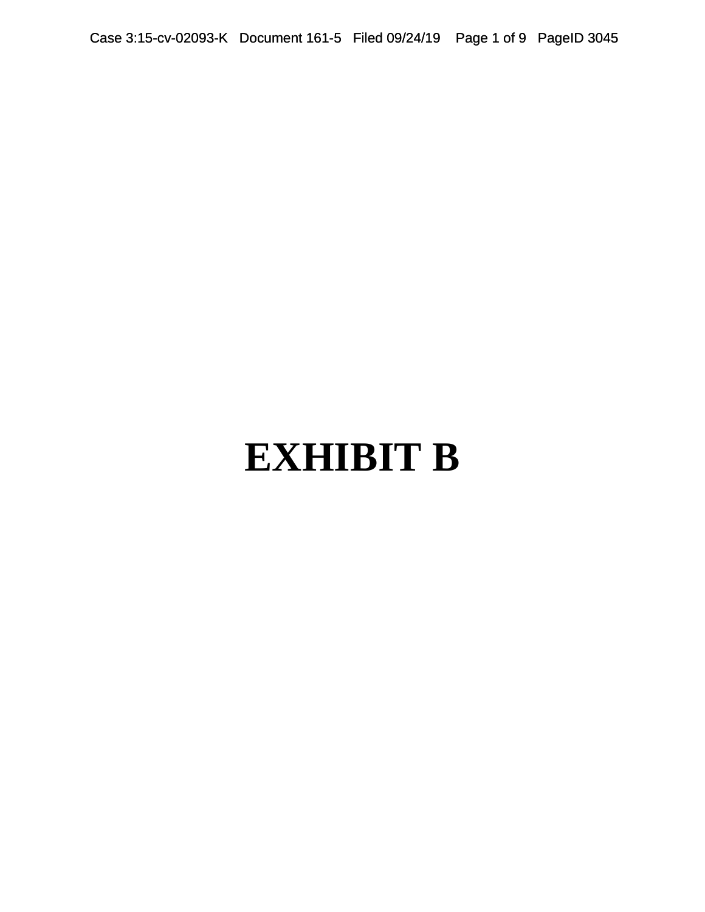# EXHIBIT B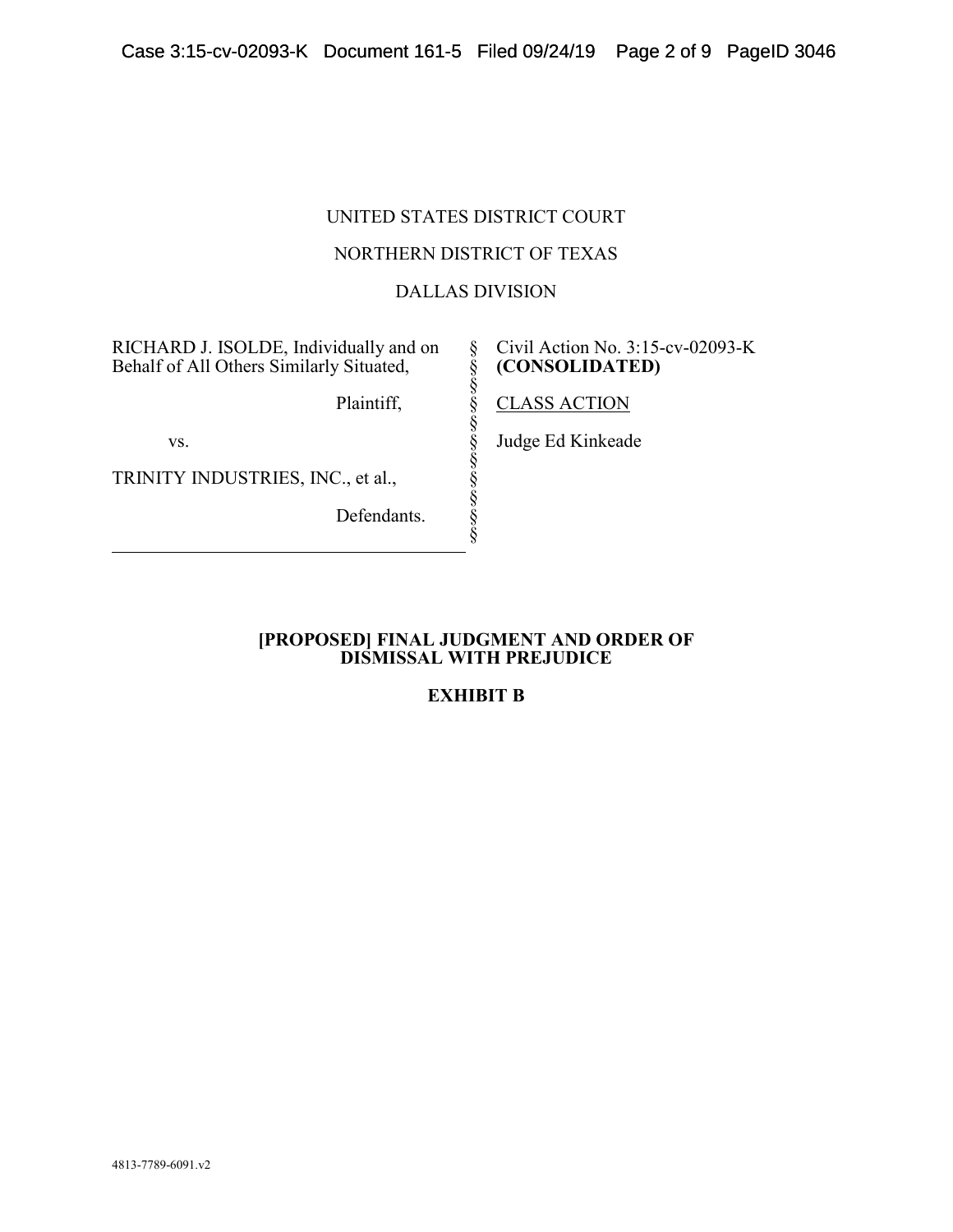UNITED STATES DISTRICT COURT

NORTHERN DISTRICT OF TEXAS

DALLAS DIVISION

| | | |
|---|---|---|
| RICHARD J. ISOLDE, Individually and on Behalf of All Others Similarly Situated, | § | Civil Action No. 3:15-cv-02093-K **(CONSOLIDATED)** |
| Plaintiff, | § | CLASS ACTION |
| vs. | § | Judge Ed Kinkeade |
| TRINITY INDUSTRIES, INC., et al., | § | |
| Defendants. | § | |

**[PROPOSED] FINAL JUDGMENT AND ORDER OF DISMISSAL WITH PREJUDICE**

**EXHIBIT B**

4813-7789-6091.v2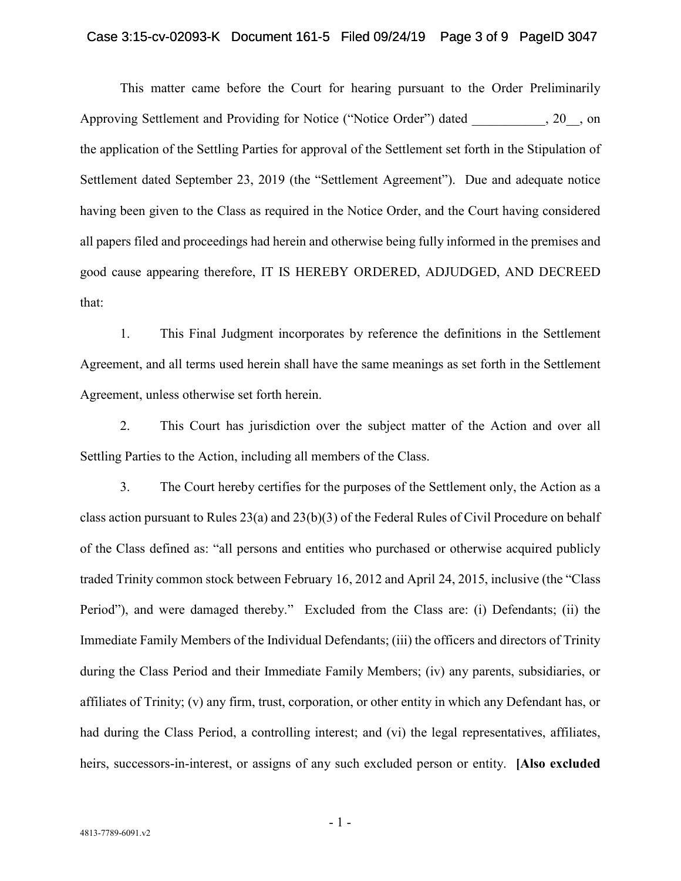This matter came before the Court for hearing pursuant to the Order Preliminarily Approving Settlement and Providing for Notice ("Notice Order") dated ___________, 20__, on the application of the Settling Parties for approval of the Settlement set forth in the Stipulation of Settlement dated September 23, 2019 (the "Settlement Agreement"). Due and adequate notice having been given to the Class as required in the Notice Order, and the Court having considered all papers filed and proceedings had herein and otherwise being fully informed in the premises and good cause appearing therefore, IT IS HEREBY ORDERED, ADJUDGED, AND DECREED that:

1. This Final Judgment incorporates by reference the definitions in the Settlement Agreement, and all terms used herein shall have the same meanings as set forth in the Settlement Agreement, unless otherwise set forth herein.

2. This Court has jurisdiction over the subject matter of the Action and over all Settling Parties to the Action, including all members of the Class.

3. The Court hereby certifies for the purposes of the Settlement only, the Action as a class action pursuant to Rules 23(a) and 23(b)(3) of the Federal Rules of Civil Procedure on behalf of the Class defined as: "all persons and entities who purchased or otherwise acquired publicly traded Trinity common stock between February 16, 2012 and April 24, 2015, inclusive (the "Class Period"), and were damaged thereby." Excluded from the Class are: (i) Defendants; (ii) the Immediate Family Members of the Individual Defendants; (iii) the officers and directors of Trinity during the Class Period and their Immediate Family Members; (iv) any parents, subsidiaries, or affiliates of Trinity; (v) any firm, trust, corporation, or other entity in which any Defendant has, or had during the Class Period, a controlling interest; and (vi) the legal representatives, affiliates, heirs, successors-in-interest, or assigns of any such excluded person or entity. **[Also excluded**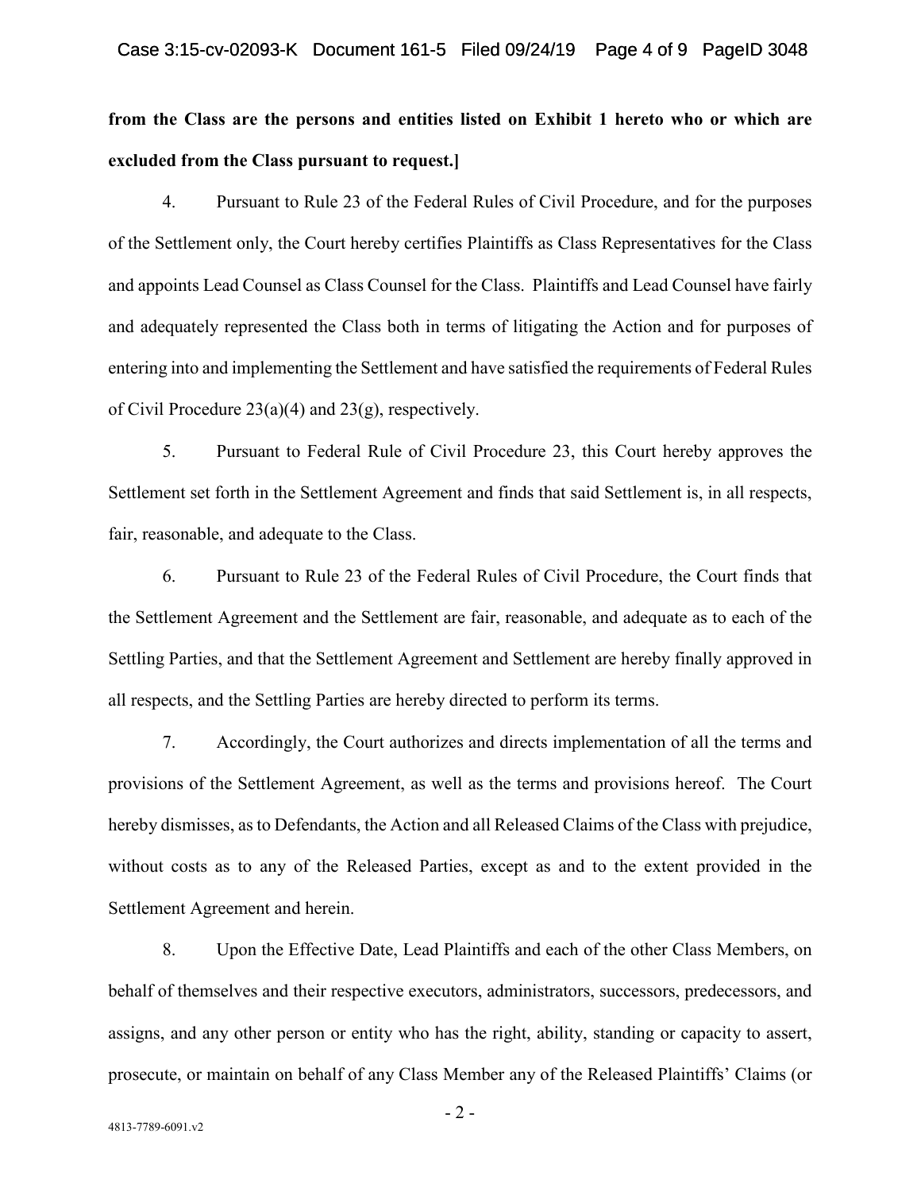**from the Class are the persons and entities listed on Exhibit 1 hereto who or which are excluded from the Class pursuant to request.]**

4. Pursuant to Rule 23 of the Federal Rules of Civil Procedure, and for the purposes of the Settlement only, the Court hereby certifies Plaintiffs as Class Representatives for the Class and appoints Lead Counsel as Class Counsel for the Class. Plaintiffs and Lead Counsel have fairly and adequately represented the Class both in terms of litigating the Action and for purposes of entering into and implementing the Settlement and have satisfied the requirements of Federal Rules of Civil Procedure 23(a)(4) and 23(g), respectively.

5. Pursuant to Federal Rule of Civil Procedure 23, this Court hereby approves the Settlement set forth in the Settlement Agreement and finds that said Settlement is, in all respects, fair, reasonable, and adequate to the Class.

6. Pursuant to Rule 23 of the Federal Rules of Civil Procedure, the Court finds that the Settlement Agreement and the Settlement are fair, reasonable, and adequate as to each of the Settling Parties, and that the Settlement Agreement and Settlement are hereby finally approved in all respects, and the Settling Parties are hereby directed to perform its terms.

7. Accordingly, the Court authorizes and directs implementation of all the terms and provisions of the Settlement Agreement, as well as the terms and provisions hereof. The Court hereby dismisses, as to Defendants, the Action and all Released Claims of the Class with prejudice, without costs as to any of the Released Parties, except as and to the extent provided in the Settlement Agreement and herein.

8. Upon the Effective Date, Lead Plaintiffs and each of the other Class Members, on behalf of themselves and their respective executors, administrators, successors, predecessors, and assigns, and any other person or entity who has the right, ability, standing or capacity to assert, prosecute, or maintain on behalf of any Class Member any of the Released Plaintiffs' Claims (or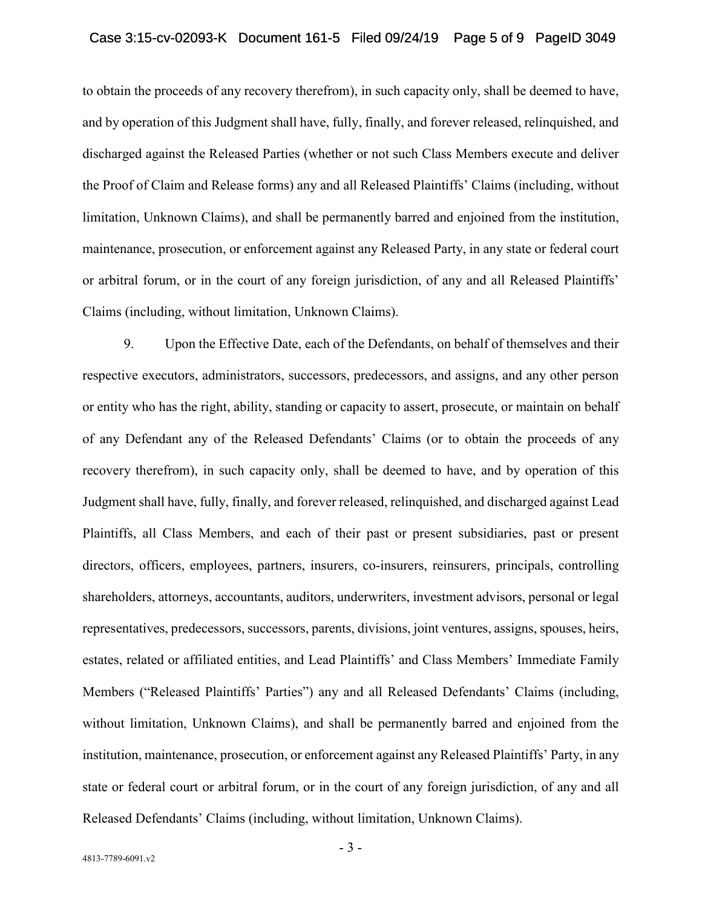to obtain the proceeds of any recovery therefrom), in such capacity only, shall be deemed to have, and by operation of this Judgment shall have, fully, finally, and forever released, relinquished, and discharged against the Released Parties (whether or not such Class Members execute and deliver the Proof of Claim and Release forms) any and all Released Plaintiffs' Claims (including, without limitation, Unknown Claims), and shall be permanently barred and enjoined from the institution, maintenance, prosecution, or enforcement against any Released Party, in any state or federal court or arbitral forum, or in the court of any foreign jurisdiction, of any and all Released Plaintiffs' Claims (including, without limitation, Unknown Claims).

9. Upon the Effective Date, each of the Defendants, on behalf of themselves and their respective executors, administrators, successors, predecessors, and assigns, and any other person or entity who has the right, ability, standing or capacity to assert, prosecute, or maintain on behalf of any Defendant any of the Released Defendants' Claims (or to obtain the proceeds of any recovery therefrom), in such capacity only, shall be deemed to have, and by operation of this Judgment shall have, fully, finally, and forever released, relinquished, and discharged against Lead Plaintiffs, all Class Members, and each of their past or present subsidiaries, past or present directors, officers, employees, partners, insurers, co-insurers, reinsurers, principals, controlling shareholders, attorneys, accountants, auditors, underwriters, investment advisors, personal or legal representatives, predecessors, successors, parents, divisions, joint ventures, assigns, spouses, heirs, estates, related or affiliated entities, and Lead Plaintiffs' and Class Members' Immediate Family Members ("Released Plaintiffs' Parties") any and all Released Defendants' Claims (including, without limitation, Unknown Claims), and shall be permanently barred and enjoined from the institution, maintenance, prosecution, or enforcement against any Released Plaintiffs' Party, in any state or federal court or arbitral forum, or in the court of any foreign jurisdiction, of any and all Released Defendants' Claims (including, without limitation, Unknown Claims).

4813-7789-6091.v2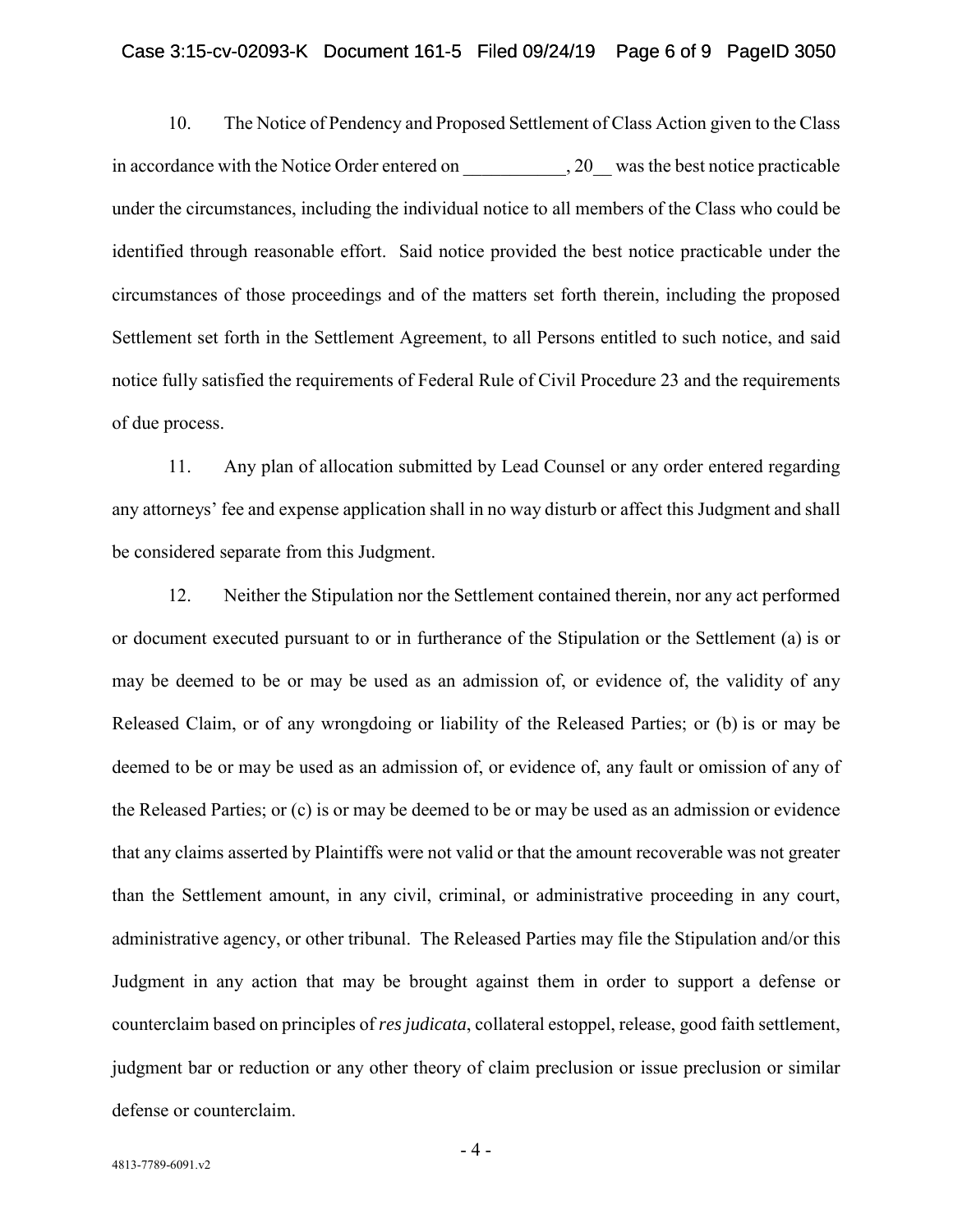10. The Notice of Pendency and Proposed Settlement of Class Action given to the Class in accordance with the Notice Order entered on ___________, 20__ was the best notice practicable under the circumstances, including the individual notice to all members of the Class who could be identified through reasonable effort. Said notice provided the best notice practicable under the circumstances of those proceedings and of the matters set forth therein, including the proposed Settlement set forth in the Settlement Agreement, to all Persons entitled to such notice, and said notice fully satisfied the requirements of Federal Rule of Civil Procedure 23 and the requirements of due process.

11. Any plan of allocation submitted by Lead Counsel or any order entered regarding any attorneys' fee and expense application shall in no way disturb or affect this Judgment and shall be considered separate from this Judgment.

12. Neither the Stipulation nor the Settlement contained therein, nor any act performed or document executed pursuant to or in furtherance of the Stipulation or the Settlement (a) is or may be deemed to be or may be used as an admission of, or evidence of, the validity of any Released Claim, or of any wrongdoing or liability of the Released Parties; or (b) is or may be deemed to be or may be used as an admission of, or evidence of, any fault or omission of any of the Released Parties; or (c) is or may be deemed to be or may be used as an admission or evidence that any claims asserted by Plaintiffs were not valid or that the amount recoverable was not greater than the Settlement amount, in any civil, criminal, or administrative proceeding in any court, administrative agency, or other tribunal. The Released Parties may file the Stipulation and/or this Judgment in any action that may be brought against them in order to support a defense or counterclaim based on principles of *res judicata*, collateral estoppel, release, good faith settlement, judgment bar or reduction or any other theory of claim preclusion or issue preclusion or similar defense or counterclaim.

4813-7789-6091.v2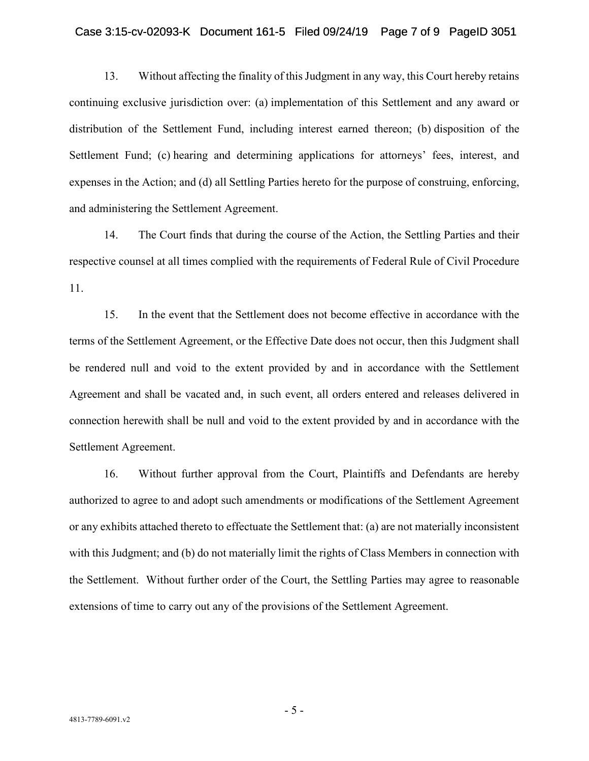13. Without affecting the finality of this Judgment in any way, this Court hereby retains continuing exclusive jurisdiction over: (a) implementation of this Settlement and any award or distribution of the Settlement Fund, including interest earned thereon; (b) disposition of the Settlement Fund; (c) hearing and determining applications for attorneys' fees, interest, and expenses in the Action; and (d) all Settling Parties hereto for the purpose of construing, enforcing, and administering the Settlement Agreement.

14. The Court finds that during the course of the Action, the Settling Parties and their respective counsel at all times complied with the requirements of Federal Rule of Civil Procedure 11.

15. In the event that the Settlement does not become effective in accordance with the terms of the Settlement Agreement, or the Effective Date does not occur, then this Judgment shall be rendered null and void to the extent provided by and in accordance with the Settlement Agreement and shall be vacated and, in such event, all orders entered and releases delivered in connection herewith shall be null and void to the extent provided by and in accordance with the Settlement Agreement.

16. Without further approval from the Court, Plaintiffs and Defendants are hereby authorized to agree to and adopt such amendments or modifications of the Settlement Agreement or any exhibits attached thereto to effectuate the Settlement that: (a) are not materially inconsistent with this Judgment; and (b) do not materially limit the rights of Class Members in connection with the Settlement. Without further order of the Court, the Settling Parties may agree to reasonable extensions of time to carry out any of the provisions of the Settlement Agreement.

4813-7789-6091.v2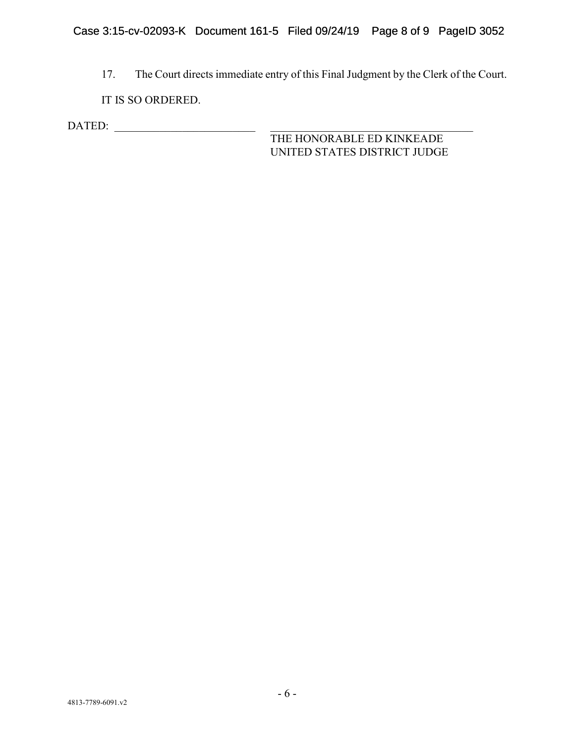17. The Court directs immediate entry of this Final Judgment by the Clerk of the Court.

IT IS SO ORDERED.

DATED: ________________________ ___________________________________

THE HONORABLE ED KINKEADE
UNITED STATES DISTRICT JUDGE

4813-7789-6091.v2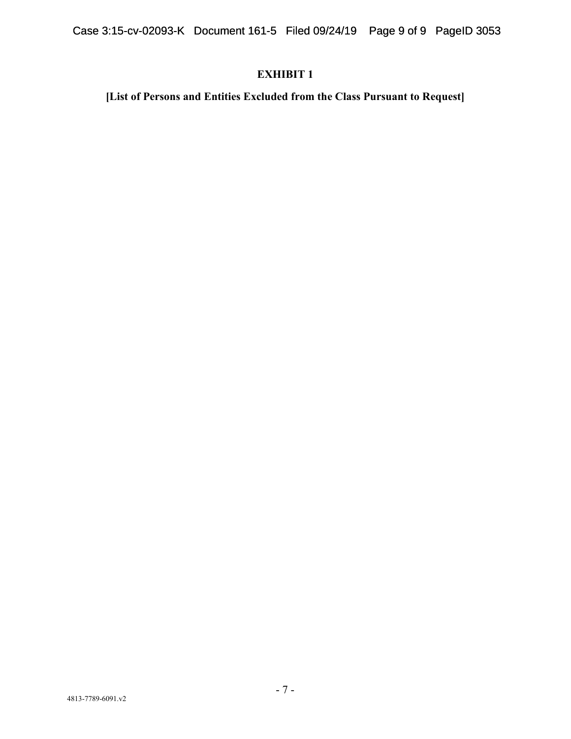# EXHIBIT 1

**[List of Persons and Entities Excluded from the Class Pursuant to Request]**

4813-7789-6091.v2